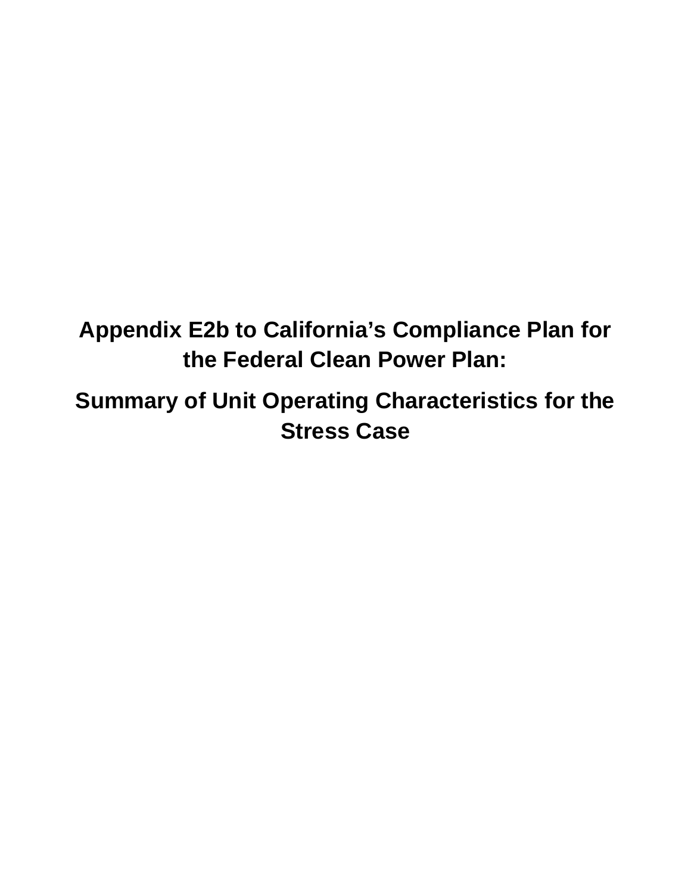# Appendix E2b to California's Compliance Plan for the Federal Clean Power Plan:

## Summary of Unit Operating Characteristics for the Stress Case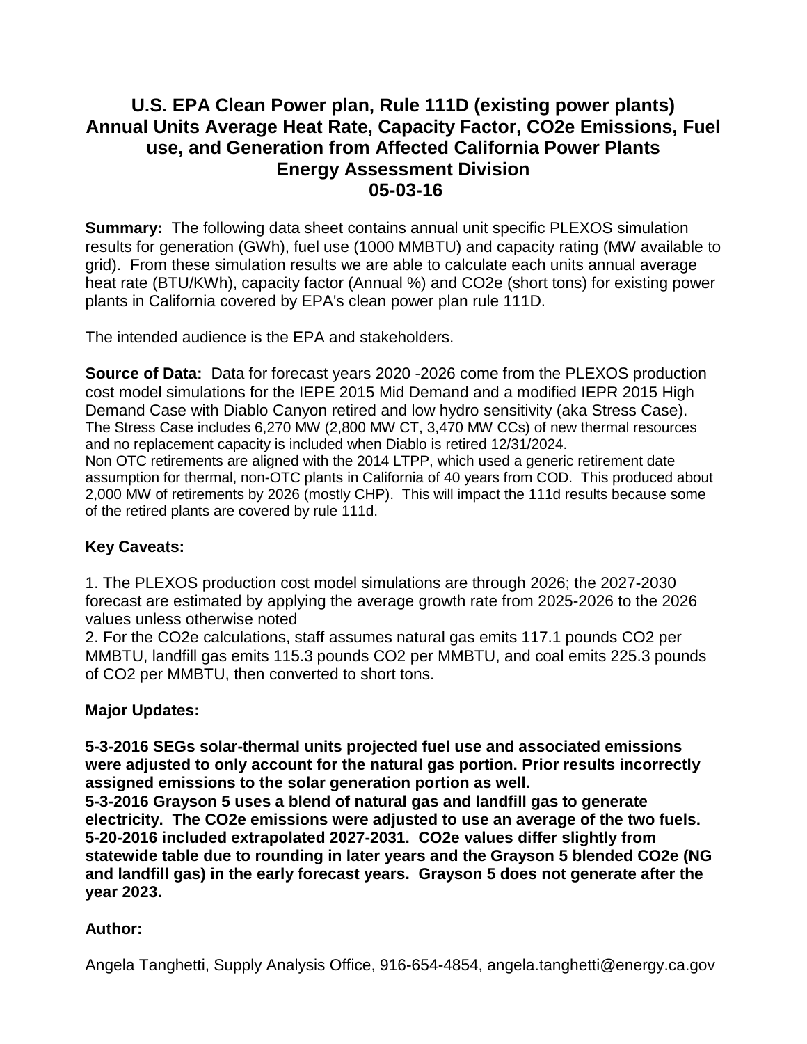# U.S. EPA Clean Power plan, Rule 111D (existing power plants) Annual Units Average Heat Rate, Capacity Factor, CO2e Emissions, Fuel use, and Generation from Affected California Power Plants Energy Assessment Division 05-03-16

**Summary:** The following data sheet contains annual unit specific PLEXOS simulation results for generation (GWh), fuel use (1000 MMBTU) and capacity rating (MW available to grid). From these simulation results we are able to calculate each units annual average heat rate (BTU/KWh), capacity factor (Annual %) and CO2e (short tons) for existing power plants in California covered by EPA's clean power plan rule 111D.

The intended audience is the EPA and stakeholders.

**Source of Data:** Data for forecast years 2020 -2026 come from the PLEXOS production cost model simulations for the IEPE 2015 Mid Demand and a modified IEPR 2015 High Demand Case with Diablo Canyon retired and low hydro sensitivity (aka Stress Case). The Stress Case includes 6,270 MW (2,800 MW CT, 3,470 MW CCs) of new thermal resources and no replacement capacity is included when Diablo is retired 12/31/2024. Non OTC retirements are aligned with the 2014 LTPP, which used a generic retirement date assumption for thermal, non-OTC plants in California of 40 years from COD. This produced about 2,000 MW of retirements by 2026 (mostly CHP). This will impact the 111d results because some of the retired plants are covered by rule 111d.

**Key Caveats:**

1. The PLEXOS production cost model simulations are through 2026; the 2027-2030 forecast are estimated by applying the average growth rate from 2025-2026 to the 2026 values unless otherwise noted
2. For the CO2e calculations, staff assumes natural gas emits 117.1 pounds CO2 per MMBTU, landfill gas emits 115.3 pounds CO2 per MMBTU, and coal emits 225.3 pounds of CO2 per MMBTU, then converted to short tons.

**Major Updates:**

**5-3-2016 SEGs solar-thermal units projected fuel use and associated emissions were adjusted to only account for the natural gas portion. Prior results incorrectly assigned emissions to the solar generation portion as well.**
**5-3-2016 Grayson 5 uses a blend of natural gas and landfill gas to generate electricity. The CO2e emissions were adjusted to use an average of the two fuels.**
**5-20-2016 included extrapolated 2027-2031. CO2e values differ slightly from statewide table due to rounding in later years and the Grayson 5 blended CO2e (NG and landfill gas) in the early forecast years. Grayson 5 does not generate after the year 2023.**

**Author:**

Angela Tanghetti, Supply Analysis Office, 916-654-4854, angela.tanghetti@energy.ca.gov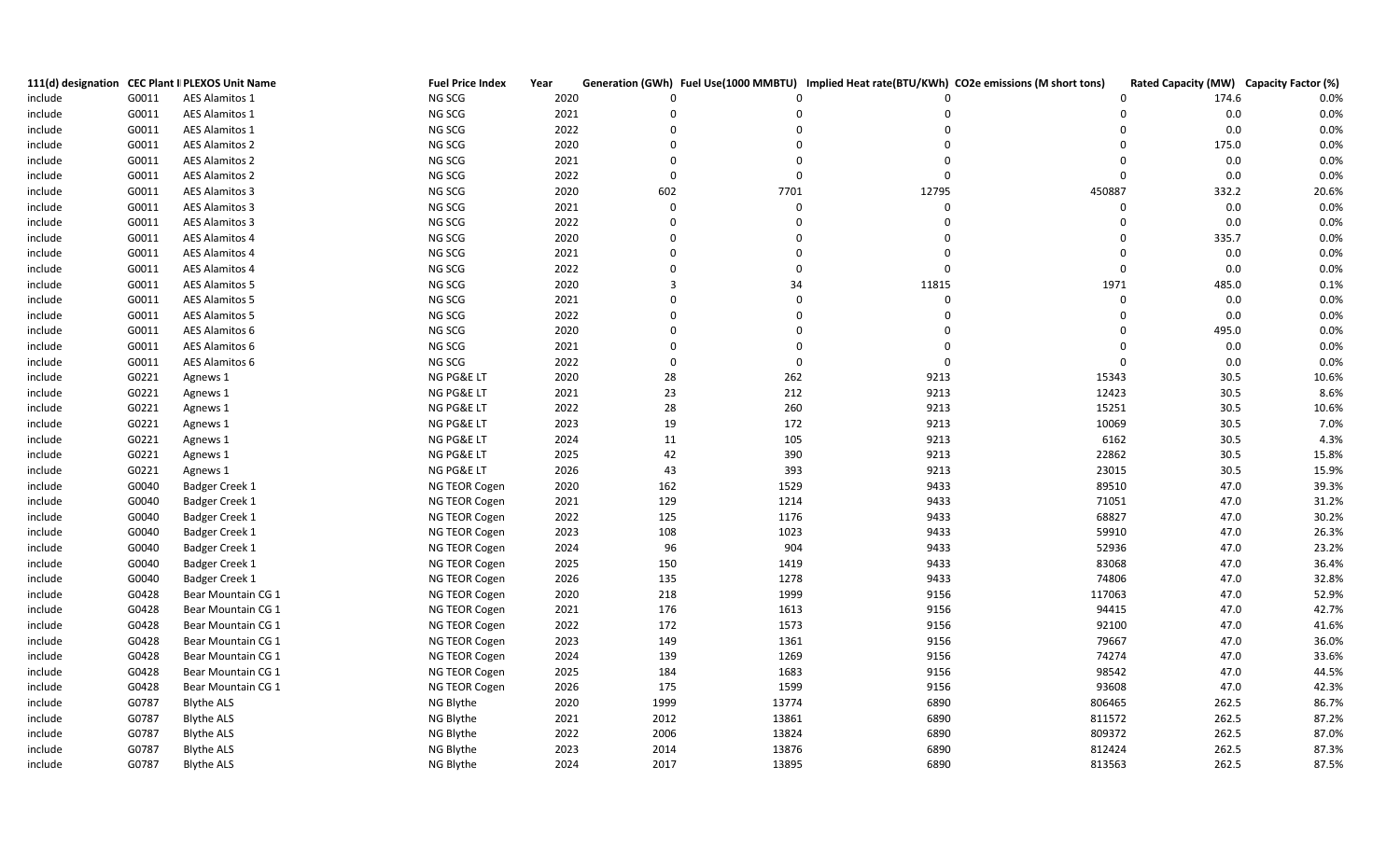| 111(d) designation | CEC Plant I | PLEXOS Unit Name | Fuel Price Index | Year | Generation (GWh) | Fuel Use(1000 MMBTU) | Implied Heat rate(BTU/KWh) | CO2e emissions (M short tons) | Rated Capacity (MW) | Capacity Factor (%) |
|---|---|---|---|---|---|---|---|---|---|---|
| include | G0011 | AES Alamitos 1 | NG SCG | 2020 | 0 | 0 | 0 | 0 | 174.6 | 0.0% |
| include | G0011 | AES Alamitos 1 | NG SCG | 2021 | 0 | 0 | 0 | 0 | 0.0 | 0.0% |
| include | G0011 | AES Alamitos 1 | NG SCG | 2022 | 0 | 0 | 0 | 0 | 0.0 | 0.0% |
| include | G0011 | AES Alamitos 2 | NG SCG | 2020 | 0 | 0 | 0 | 0 | 175.0 | 0.0% |
| include | G0011 | AES Alamitos 2 | NG SCG | 2021 | 0 | 0 | 0 | 0 | 0.0 | 0.0% |
| include | G0011 | AES Alamitos 2 | NG SCG | 2022 | 0 | 0 | 0 | 0 | 0.0 | 0.0% |
| include | G0011 | AES Alamitos 3 | NG SCG | 2020 | 602 | 7701 | 12795 | 450887 | 332.2 | 20.6% |
| include | G0011 | AES Alamitos 3 | NG SCG | 2021 | 0 | 0 | 0 | 0 | 0.0 | 0.0% |
| include | G0011 | AES Alamitos 3 | NG SCG | 2022 | 0 | 0 | 0 | 0 | 0.0 | 0.0% |
| include | G0011 | AES Alamitos 4 | NG SCG | 2020 | 0 | 0 | 0 | 0 | 335.7 | 0.0% |
| include | G0011 | AES Alamitos 4 | NG SCG | 2021 | 0 | 0 | 0 | 0 | 0.0 | 0.0% |
| include | G0011 | AES Alamitos 4 | NG SCG | 2022 | 0 | 0 | 0 | 0 | 0.0 | 0.0% |
| include | G0011 | AES Alamitos 5 | NG SCG | 2020 | 3 | 34 | 11815 | 1971 | 485.0 | 0.1% |
| include | G0011 | AES Alamitos 5 | NG SCG | 2021 | 0 | 0 | 0 | 0 | 0.0 | 0.0% |
| include | G0011 | AES Alamitos 5 | NG SCG | 2022 | 0 | 0 | 0 | 0 | 0.0 | 0.0% |
| include | G0011 | AES Alamitos 6 | NG SCG | 2020 | 0 | 0 | 0 | 0 | 495.0 | 0.0% |
| include | G0011 | AES Alamitos 6 | NG SCG | 2021 | 0 | 0 | 0 | 0 | 0.0 | 0.0% |
| include | G0011 | AES Alamitos 6 | NG SCG | 2022 | 0 | 0 | 0 | 0 | 0.0 | 0.0% |
| include | G0221 | Agnews 1 | NG PG&E LT | 2020 | 28 | 262 | 9213 | 15343 | 30.5 | 10.6% |
| include | G0221 | Agnews 1 | NG PG&E LT | 2021 | 23 | 212 | 9213 | 12423 | 30.5 | 8.6% |
| include | G0221 | Agnews 1 | NG PG&E LT | 2022 | 28 | 260 | 9213 | 15251 | 30.5 | 10.6% |
| include | G0221 | Agnews 1 | NG PG&E LT | 2023 | 19 | 172 | 9213 | 10069 | 30.5 | 7.0% |
| include | G0221 | Agnews 1 | NG PG&E LT | 2024 | 11 | 105 | 9213 | 6162 | 30.5 | 4.3% |
| include | G0221 | Agnews 1 | NG PG&E LT | 2025 | 42 | 390 | 9213 | 22862 | 30.5 | 15.8% |
| include | G0221 | Agnews 1 | NG PG&E LT | 2026 | 43 | 393 | 9213 | 23015 | 30.5 | 15.9% |
| include | G0040 | Badger Creek 1 | NG TEOR Cogen | 2020 | 162 | 1529 | 9433 | 89510 | 47.0 | 39.3% |
| include | G0040 | Badger Creek 1 | NG TEOR Cogen | 2021 | 129 | 1214 | 9433 | 71051 | 47.0 | 31.2% |
| include | G0040 | Badger Creek 1 | NG TEOR Cogen | 2022 | 125 | 1176 | 9433 | 68827 | 47.0 | 30.2% |
| include | G0040 | Badger Creek 1 | NG TEOR Cogen | 2023 | 108 | 1023 | 9433 | 59910 | 47.0 | 26.3% |
| include | G0040 | Badger Creek 1 | NG TEOR Cogen | 2024 | 96 | 904 | 9433 | 52936 | 47.0 | 23.2% |
| include | G0040 | Badger Creek 1 | NG TEOR Cogen | 2025 | 150 | 1419 | 9433 | 83068 | 47.0 | 36.4% |
| include | G0040 | Badger Creek 1 | NG TEOR Cogen | 2026 | 135 | 1278 | 9433 | 74806 | 47.0 | 32.8% |
| include | G0428 | Bear Mountain CG 1 | NG TEOR Cogen | 2020 | 218 | 1999 | 9156 | 117063 | 47.0 | 52.9% |
| include | G0428 | Bear Mountain CG 1 | NG TEOR Cogen | 2021 | 176 | 1613 | 9156 | 94415 | 47.0 | 42.7% |
| include | G0428 | Bear Mountain CG 1 | NG TEOR Cogen | 2022 | 172 | 1573 | 9156 | 92100 | 47.0 | 41.6% |
| include | G0428 | Bear Mountain CG 1 | NG TEOR Cogen | 2023 | 149 | 1361 | 9156 | 79667 | 47.0 | 36.0% |
| include | G0428 | Bear Mountain CG 1 | NG TEOR Cogen | 2024 | 139 | 1269 | 9156 | 74274 | 47.0 | 33.6% |
| include | G0428 | Bear Mountain CG 1 | NG TEOR Cogen | 2025 | 184 | 1683 | 9156 | 98542 | 47.0 | 44.5% |
| include | G0428 | Bear Mountain CG 1 | NG TEOR Cogen | 2026 | 175 | 1599 | 9156 | 93608 | 47.0 | 42.3% |
| include | G0787 | Blythe ALS | NG Blythe | 2020 | 1999 | 13774 | 6890 | 806465 | 262.5 | 86.7% |
| include | G0787 | Blythe ALS | NG Blythe | 2021 | 2012 | 13861 | 6890 | 811572 | 262.5 | 87.2% |
| include | G0787 | Blythe ALS | NG Blythe | 2022 | 2006 | 13824 | 6890 | 809372 | 262.5 | 87.0% |
| include | G0787 | Blythe ALS | NG Blythe | 2023 | 2014 | 13876 | 6890 | 812424 | 262.5 | 87.3% |
| include | G0787 | Blythe ALS | NG Blythe | 2024 | 2017 | 13895 | 6890 | 813563 | 262.5 | 87.5% |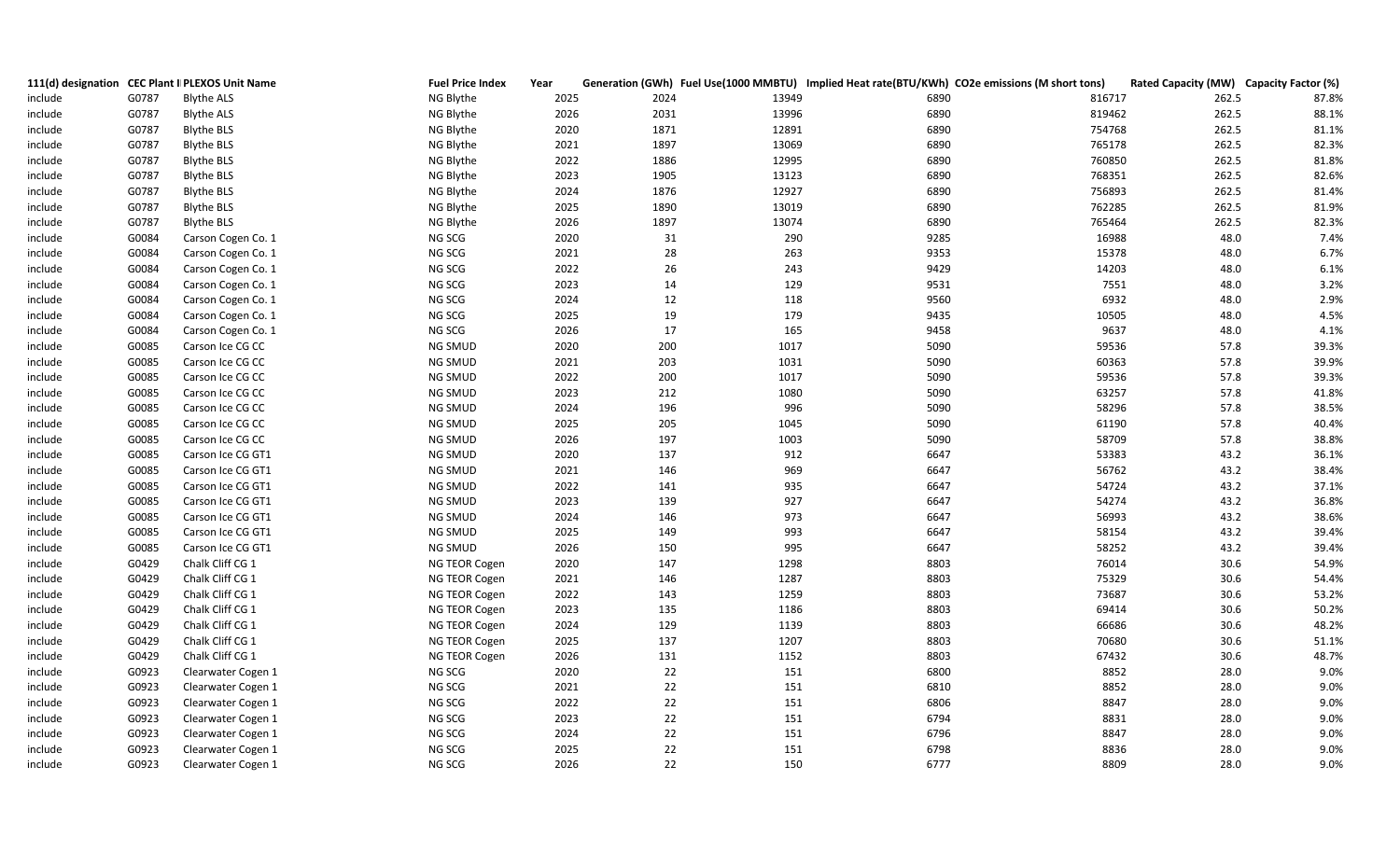| 111(d) designation | CEC Plant I | PLEXOS Unit Name | Fuel Price Index | Year | Generation (GWh) | Fuel Use(1000 MMBTU) | Implied Heat rate(BTU/KWh) | CO2e emissions (M short tons) | Rated Capacity (MW) | Capacity Factor (%) |
|---|---|---|---|---|---|---|---|---|---|---|
| include | G0787 | Blythe ALS | NG Blythe | 2025 | 2024 | 13949 | 6890 | 816717 | 262.5 | 87.8% |
| include | G0787 | Blythe ALS | NG Blythe | 2026 | 2031 | 13996 | 6890 | 819462 | 262.5 | 88.1% |
| include | G0787 | Blythe BLS | NG Blythe | 2020 | 1871 | 12891 | 6890 | 754768 | 262.5 | 81.1% |
| include | G0787 | Blythe BLS | NG Blythe | 2021 | 1897 | 13069 | 6890 | 765178 | 262.5 | 82.3% |
| include | G0787 | Blythe BLS | NG Blythe | 2022 | 1886 | 12995 | 6890 | 760850 | 262.5 | 81.8% |
| include | G0787 | Blythe BLS | NG Blythe | 2023 | 1905 | 13123 | 6890 | 768351 | 262.5 | 82.6% |
| include | G0787 | Blythe BLS | NG Blythe | 2024 | 1876 | 12927 | 6890 | 756893 | 262.5 | 81.4% |
| include | G0787 | Blythe BLS | NG Blythe | 2025 | 1890 | 13019 | 6890 | 762285 | 262.5 | 81.9% |
| include | G0787 | Blythe BLS | NG Blythe | 2026 | 1897 | 13074 | 6890 | 765464 | 262.5 | 82.3% |
| include | G0084 | Carson Cogen Co. 1 | NG SCG | 2020 | 31 | 290 | 9285 | 16988 | 48.0 | 7.4% |
| include | G0084 | Carson Cogen Co. 1 | NG SCG | 2021 | 28 | 263 | 9353 | 15378 | 48.0 | 6.7% |
| include | G0084 | Carson Cogen Co. 1 | NG SCG | 2022 | 26 | 243 | 9429 | 14203 | 48.0 | 6.1% |
| include | G0084 | Carson Cogen Co. 1 | NG SCG | 2023 | 14 | 129 | 9531 | 7551 | 48.0 | 3.2% |
| include | G0084 | Carson Cogen Co. 1 | NG SCG | 2024 | 12 | 118 | 9560 | 6932 | 48.0 | 2.9% |
| include | G0084 | Carson Cogen Co. 1 | NG SCG | 2025 | 19 | 179 | 9435 | 10505 | 48.0 | 4.5% |
| include | G0084 | Carson Cogen Co. 1 | NG SCG | 2026 | 17 | 165 | 9458 | 9637 | 48.0 | 4.1% |
| include | G0085 | Carson Ice CG CC | NG SMUD | 2020 | 200 | 1017 | 5090 | 59536 | 57.8 | 39.3% |
| include | G0085 | Carson Ice CG CC | NG SMUD | 2021 | 203 | 1031 | 5090 | 60363 | 57.8 | 39.9% |
| include | G0085 | Carson Ice CG CC | NG SMUD | 2022 | 200 | 1017 | 5090 | 59536 | 57.8 | 39.3% |
| include | G0085 | Carson Ice CG CC | NG SMUD | 2023 | 212 | 1080 | 5090 | 63257 | 57.8 | 41.8% |
| include | G0085 | Carson Ice CG CC | NG SMUD | 2024 | 196 | 996 | 5090 | 58296 | 57.8 | 38.5% |
| include | G0085 | Carson Ice CG CC | NG SMUD | 2025 | 205 | 1045 | 5090 | 61190 | 57.8 | 40.4% |
| include | G0085 | Carson Ice CG CC | NG SMUD | 2026 | 197 | 1003 | 5090 | 58709 | 57.8 | 38.8% |
| include | G0085 | Carson Ice CG GT1 | NG SMUD | 2020 | 137 | 912 | 6647 | 53383 | 43.2 | 36.1% |
| include | G0085 | Carson Ice CG GT1 | NG SMUD | 2021 | 146 | 969 | 6647 | 56762 | 43.2 | 38.4% |
| include | G0085 | Carson Ice CG GT1 | NG SMUD | 2022 | 141 | 935 | 6647 | 54724 | 43.2 | 37.1% |
| include | G0085 | Carson Ice CG GT1 | NG SMUD | 2023 | 139 | 927 | 6647 | 54274 | 43.2 | 36.8% |
| include | G0085 | Carson Ice CG GT1 | NG SMUD | 2024 | 146 | 973 | 6647 | 56993 | 43.2 | 38.6% |
| include | G0085 | Carson Ice CG GT1 | NG SMUD | 2025 | 149 | 993 | 6647 | 58154 | 43.2 | 39.4% |
| include | G0085 | Carson Ice CG GT1 | NG SMUD | 2026 | 150 | 995 | 6647 | 58252 | 43.2 | 39.4% |
| include | G0429 | Chalk Cliff CG 1 | NG TEOR Cogen | 2020 | 147 | 1298 | 8803 | 76014 | 30.6 | 54.9% |
| include | G0429 | Chalk Cliff CG 1 | NG TEOR Cogen | 2021 | 146 | 1287 | 8803 | 75329 | 30.6 | 54.4% |
| include | G0429 | Chalk Cliff CG 1 | NG TEOR Cogen | 2022 | 143 | 1259 | 8803 | 73687 | 30.6 | 53.2% |
| include | G0429 | Chalk Cliff CG 1 | NG TEOR Cogen | 2023 | 135 | 1186 | 8803 | 69414 | 30.6 | 50.2% |
| include | G0429 | Chalk Cliff CG 1 | NG TEOR Cogen | 2024 | 129 | 1139 | 8803 | 66686 | 30.6 | 48.2% |
| include | G0429 | Chalk Cliff CG 1 | NG TEOR Cogen | 2025 | 137 | 1207 | 8803 | 70680 | 30.6 | 51.1% |
| include | G0429 | Chalk Cliff CG 1 | NG TEOR Cogen | 2026 | 131 | 1152 | 8803 | 67432 | 30.6 | 48.7% |
| include | G0923 | Clearwater Cogen 1 | NG SCG | 2020 | 22 | 151 | 6800 | 8852 | 28.0 | 9.0% |
| include | G0923 | Clearwater Cogen 1 | NG SCG | 2021 | 22 | 151 | 6810 | 8852 | 28.0 | 9.0% |
| include | G0923 | Clearwater Cogen 1 | NG SCG | 2022 | 22 | 151 | 6806 | 8847 | 28.0 | 9.0% |
| include | G0923 | Clearwater Cogen 1 | NG SCG | 2023 | 22 | 151 | 6794 | 8831 | 28.0 | 9.0% |
| include | G0923 | Clearwater Cogen 1 | NG SCG | 2024 | 22 | 151 | 6796 | 8847 | 28.0 | 9.0% |
| include | G0923 | Clearwater Cogen 1 | NG SCG | 2025 | 22 | 151 | 6798 | 8836 | 28.0 | 9.0% |
| include | G0923 | Clearwater Cogen 1 | NG SCG | 2026 | 22 | 150 | 6777 | 8809 | 28.0 | 9.0% |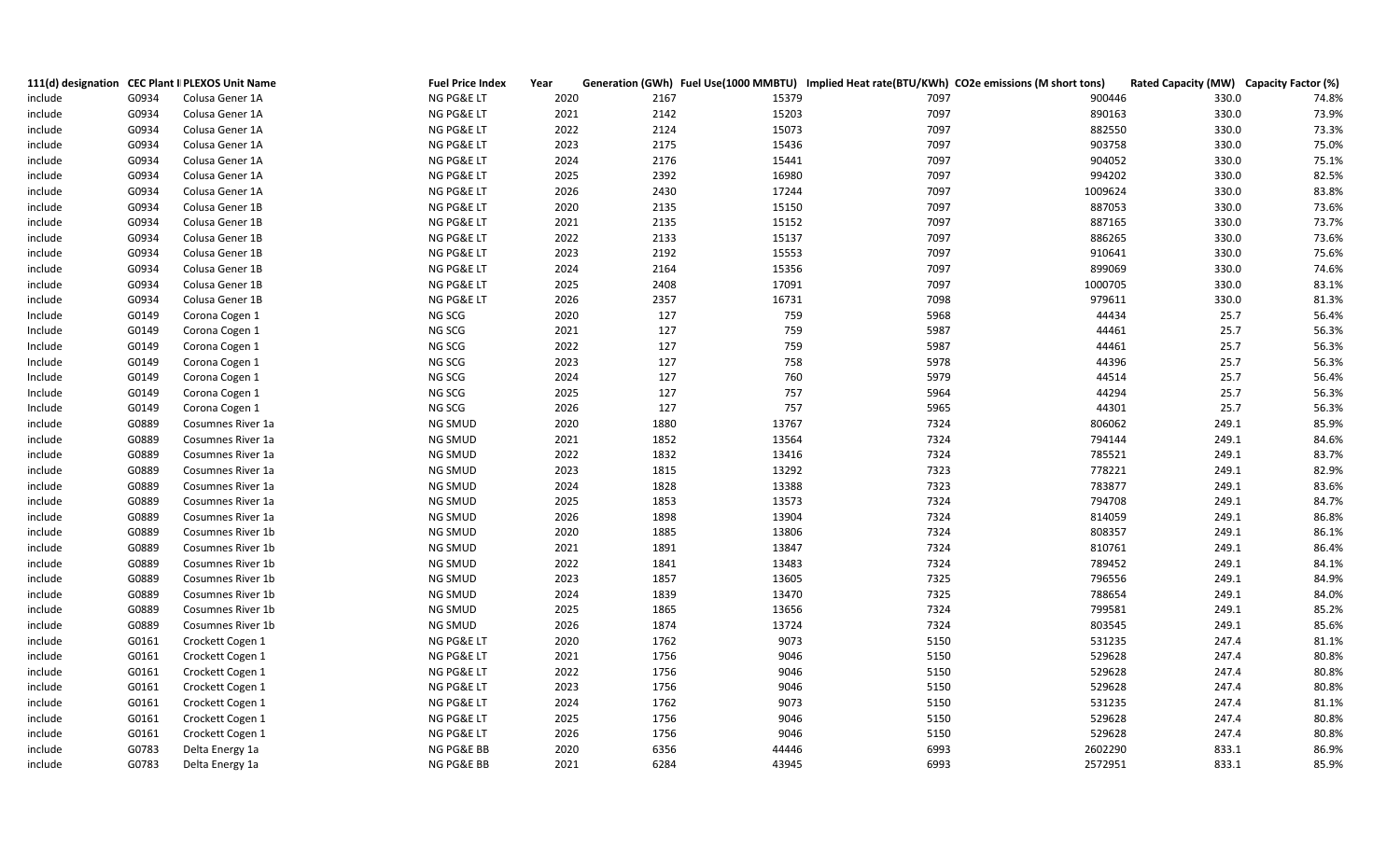| 111(d) designation | CEC Plant I | PLEXOS Unit Name | Fuel Price Index | Year | Generation (GWh) | Fuel Use(1000 MMBTU) | Implied Heat rate(BTU/KWh) | CO2e emissions (M short tons) | Rated Capacity (MW) | Capacity Factor (%) |
|---|---|---|---|---|---|---|---|---|---|---|
| include | G0934 | Colusa Gener 1A | NG PG&E LT | 2020 | 2167 | 15379 | 7097 | 900446 | 330.0 | 74.8% |
| include | G0934 | Colusa Gener 1A | NG PG&E LT | 2021 | 2142 | 15203 | 7097 | 890163 | 330.0 | 73.9% |
| include | G0934 | Colusa Gener 1A | NG PG&E LT | 2022 | 2124 | 15073 | 7097 | 882550 | 330.0 | 73.3% |
| include | G0934 | Colusa Gener 1A | NG PG&E LT | 2023 | 2175 | 15436 | 7097 | 903758 | 330.0 | 75.0% |
| include | G0934 | Colusa Gener 1A | NG PG&E LT | 2024 | 2176 | 15441 | 7097 | 904052 | 330.0 | 75.1% |
| include | G0934 | Colusa Gener 1A | NG PG&E LT | 2025 | 2392 | 16980 | 7097 | 994202 | 330.0 | 82.5% |
| include | G0934 | Colusa Gener 1A | NG PG&E LT | 2026 | 2430 | 17244 | 7097 | 1009624 | 330.0 | 83.8% |
| include | G0934 | Colusa Gener 1B | NG PG&E LT | 2020 | 2135 | 15150 | 7097 | 887053 | 330.0 | 73.6% |
| include | G0934 | Colusa Gener 1B | NG PG&E LT | 2021 | 2135 | 15152 | 7097 | 887165 | 330.0 | 73.7% |
| include | G0934 | Colusa Gener 1B | NG PG&E LT | 2022 | 2133 | 15137 | 7097 | 886265 | 330.0 | 73.6% |
| include | G0934 | Colusa Gener 1B | NG PG&E LT | 2023 | 2192 | 15553 | 7097 | 910641 | 330.0 | 75.6% |
| include | G0934 | Colusa Gener 1B | NG PG&E LT | 2024 | 2164 | 15356 | 7097 | 899069 | 330.0 | 74.6% |
| include | G0934 | Colusa Gener 1B | NG PG&E LT | 2025 | 2408 | 17091 | 7097 | 1000705 | 330.0 | 83.1% |
| include | G0934 | Colusa Gener 1B | NG PG&E LT | 2026 | 2357 | 16731 | 7098 | 979611 | 330.0 | 81.3% |
| Include | G0149 | Corona Cogen 1 | NG SCG | 2020 | 127 | 759 | 5968 | 44434 | 25.7 | 56.4% |
| Include | G0149 | Corona Cogen 1 | NG SCG | 2021 | 127 | 759 | 5987 | 44461 | 25.7 | 56.3% |
| Include | G0149 | Corona Cogen 1 | NG SCG | 2022 | 127 | 759 | 5987 | 44461 | 25.7 | 56.3% |
| Include | G0149 | Corona Cogen 1 | NG SCG | 2023 | 127 | 758 | 5978 | 44396 | 25.7 | 56.3% |
| Include | G0149 | Corona Cogen 1 | NG SCG | 2024 | 127 | 760 | 5979 | 44514 | 25.7 | 56.4% |
| Include | G0149 | Corona Cogen 1 | NG SCG | 2025 | 127 | 757 | 5964 | 44294 | 25.7 | 56.3% |
| Include | G0149 | Corona Cogen 1 | NG SCG | 2026 | 127 | 757 | 5965 | 44301 | 25.7 | 56.3% |
| include | G0889 | Cosumnes River 1a | NG SMUD | 2020 | 1880 | 13767 | 7324 | 806062 | 249.1 | 85.9% |
| include | G0889 | Cosumnes River 1a | NG SMUD | 2021 | 1852 | 13564 | 7324 | 794144 | 249.1 | 84.6% |
| include | G0889 | Cosumnes River 1a | NG SMUD | 2022 | 1832 | 13416 | 7324 | 785521 | 249.1 | 83.7% |
| include | G0889 | Cosumnes River 1a | NG SMUD | 2023 | 1815 | 13292 | 7323 | 778221 | 249.1 | 82.9% |
| include | G0889 | Cosumnes River 1a | NG SMUD | 2024 | 1828 | 13388 | 7323 | 783877 | 249.1 | 83.6% |
| include | G0889 | Cosumnes River 1a | NG SMUD | 2025 | 1853 | 13573 | 7324 | 794708 | 249.1 | 84.7% |
| include | G0889 | Cosumnes River 1a | NG SMUD | 2026 | 1898 | 13904 | 7324 | 814059 | 249.1 | 86.8% |
| include | G0889 | Cosumnes River 1b | NG SMUD | 2020 | 1885 | 13806 | 7324 | 808357 | 249.1 | 86.1% |
| include | G0889 | Cosumnes River 1b | NG SMUD | 2021 | 1891 | 13847 | 7324 | 810761 | 249.1 | 86.4% |
| include | G0889 | Cosumnes River 1b | NG SMUD | 2022 | 1841 | 13483 | 7324 | 789452 | 249.1 | 84.1% |
| include | G0889 | Cosumnes River 1b | NG SMUD | 2023 | 1857 | 13605 | 7325 | 796556 | 249.1 | 84.9% |
| include | G0889 | Cosumnes River 1b | NG SMUD | 2024 | 1839 | 13470 | 7325 | 788654 | 249.1 | 84.0% |
| include | G0889 | Cosumnes River 1b | NG SMUD | 2025 | 1865 | 13656 | 7324 | 799581 | 249.1 | 85.2% |
| include | G0889 | Cosumnes River 1b | NG SMUD | 2026 | 1874 | 13724 | 7324 | 803545 | 249.1 | 85.6% |
| include | G0161 | Crockett Cogen 1 | NG PG&E LT | 2020 | 1762 | 9073 | 5150 | 531235 | 247.4 | 81.1% |
| include | G0161 | Crockett Cogen 1 | NG PG&E LT | 2021 | 1756 | 9046 | 5150 | 529628 | 247.4 | 80.8% |
| include | G0161 | Crockett Cogen 1 | NG PG&E LT | 2022 | 1756 | 9046 | 5150 | 529628 | 247.4 | 80.8% |
| include | G0161 | Crockett Cogen 1 | NG PG&E LT | 2023 | 1756 | 9046 | 5150 | 529628 | 247.4 | 80.8% |
| include | G0161 | Crockett Cogen 1 | NG PG&E LT | 2024 | 1762 | 9073 | 5150 | 531235 | 247.4 | 81.1% |
| include | G0161 | Crockett Cogen 1 | NG PG&E LT | 2025 | 1756 | 9046 | 5150 | 529628 | 247.4 | 80.8% |
| include | G0161 | Crockett Cogen 1 | NG PG&E LT | 2026 | 1756 | 9046 | 5150 | 529628 | 247.4 | 80.8% |
| include | G0783 | Delta Energy 1a | NG PG&E BB | 2020 | 6356 | 44446 | 6993 | 2602290 | 833.1 | 86.9% |
| include | G0783 | Delta Energy 1a | NG PG&E BB | 2021 | 6284 | 43945 | 6993 | 2572951 | 833.1 | 85.9% |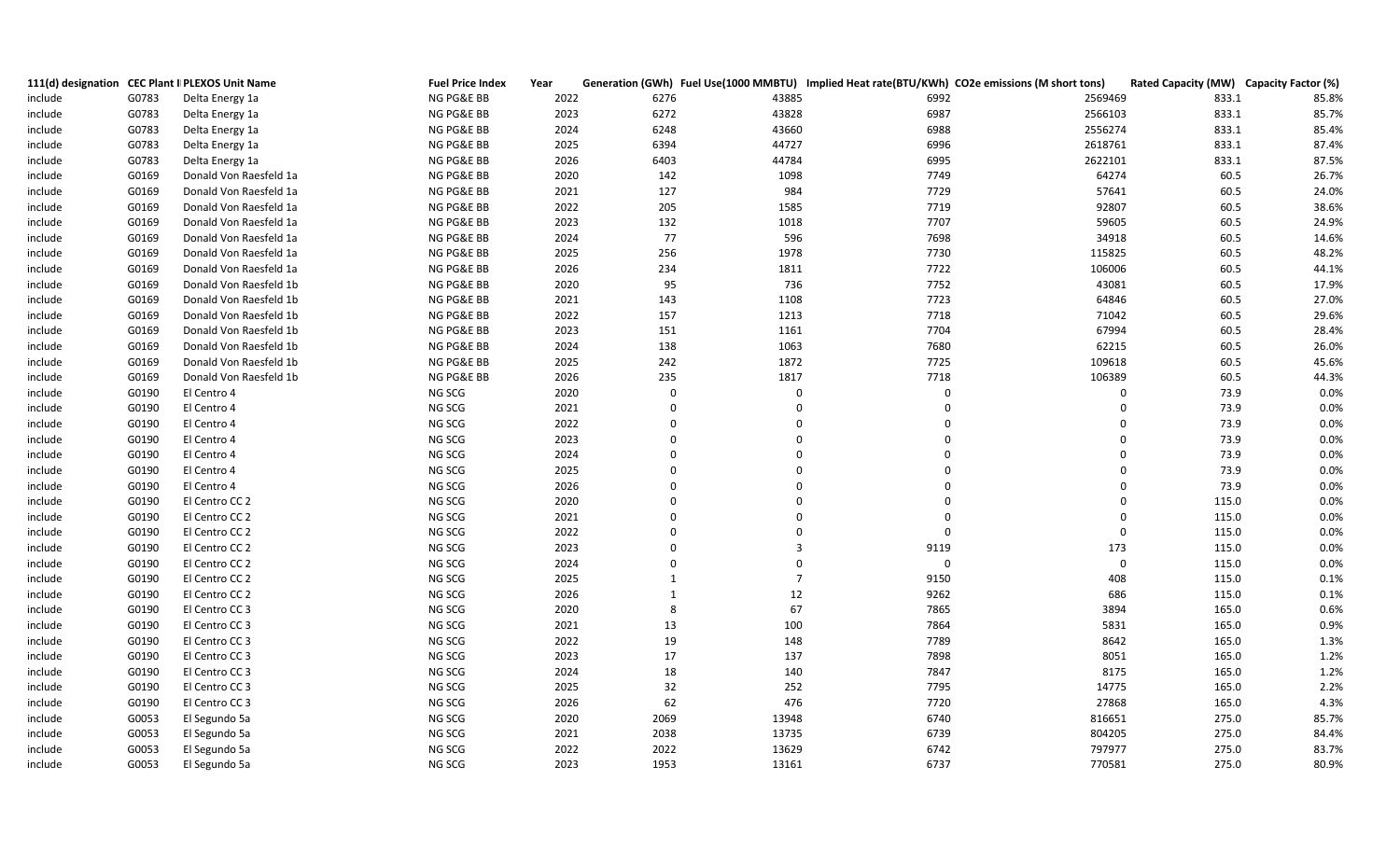| 111(d) designation | CEC Plant I | PLEXOS Unit Name | Fuel Price Index | Year | Generation (GWh) | Fuel Use(1000 MMBTU) | Implied Heat rate(BTU/KWh) | CO2e emissions (M short tons) | Rated Capacity (MW) | Capacity Factor (%) |
|---|---|---|---|---|---|---|---|---|---|---|
| include | G0783 | Delta Energy 1a | NG PG&E BB | 2022 | 6276 | 43885 | 6992 | 2569469 | 833.1 | 85.8% |
| include | G0783 | Delta Energy 1a | NG PG&E BB | 2023 | 6272 | 43828 | 6987 | 2566103 | 833.1 | 85.7% |
| include | G0783 | Delta Energy 1a | NG PG&E BB | 2024 | 6248 | 43660 | 6988 | 2556274 | 833.1 | 85.4% |
| include | G0783 | Delta Energy 1a | NG PG&E BB | 2025 | 6394 | 44727 | 6996 | 2618761 | 833.1 | 87.4% |
| include | G0783 | Delta Energy 1a | NG PG&E BB | 2026 | 6403 | 44784 | 6995 | 2622101 | 833.1 | 87.5% |
| include | G0169 | Donald Von Raesfeld 1a | NG PG&E BB | 2020 | 142 | 1098 | 7749 | 64274 | 60.5 | 26.7% |
| include | G0169 | Donald Von Raesfeld 1a | NG PG&E BB | 2021 | 127 | 984 | 7729 | 57641 | 60.5 | 24.0% |
| include | G0169 | Donald Von Raesfeld 1a | NG PG&E BB | 2022 | 205 | 1585 | 7719 | 92807 | 60.5 | 38.6% |
| include | G0169 | Donald Von Raesfeld 1a | NG PG&E BB | 2023 | 132 | 1018 | 7707 | 59605 | 60.5 | 24.9% |
| include | G0169 | Donald Von Raesfeld 1a | NG PG&E BB | 2024 | 77 | 596 | 7698 | 34918 | 60.5 | 14.6% |
| include | G0169 | Donald Von Raesfeld 1a | NG PG&E BB | 2025 | 256 | 1978 | 7730 | 115825 | 60.5 | 48.2% |
| include | G0169 | Donald Von Raesfeld 1a | NG PG&E BB | 2026 | 234 | 1811 | 7722 | 106006 | 60.5 | 44.1% |
| include | G0169 | Donald Von Raesfeld 1b | NG PG&E BB | 2020 | 95 | 736 | 7752 | 43081 | 60.5 | 17.9% |
| include | G0169 | Donald Von Raesfeld 1b | NG PG&E BB | 2021 | 143 | 1108 | 7723 | 64846 | 60.5 | 27.0% |
| include | G0169 | Donald Von Raesfeld 1b | NG PG&E BB | 2022 | 157 | 1213 | 7718 | 71042 | 60.5 | 29.6% |
| include | G0169 | Donald Von Raesfeld 1b | NG PG&E BB | 2023 | 151 | 1161 | 7704 | 67994 | 60.5 | 28.4% |
| include | G0169 | Donald Von Raesfeld 1b | NG PG&E BB | 2024 | 138 | 1063 | 7680 | 62215 | 60.5 | 26.0% |
| include | G0169 | Donald Von Raesfeld 1b | NG PG&E BB | 2025 | 242 | 1872 | 7725 | 109618 | 60.5 | 45.6% |
| include | G0169 | Donald Von Raesfeld 1b | NG PG&E BB | 2026 | 235 | 1817 | 7718 | 106389 | 60.5 | 44.3% |
| include | G0190 | El Centro 4 | NG SCG | 2020 | 0 | 0 | 0 | 0 | 73.9 | 0.0% |
| include | G0190 | El Centro 4 | NG SCG | 2021 | 0 | 0 | 0 | 0 | 73.9 | 0.0% |
| include | G0190 | El Centro 4 | NG SCG | 2022 | 0 | 0 | 0 | 0 | 73.9 | 0.0% |
| include | G0190 | El Centro 4 | NG SCG | 2023 | 0 | 0 | 0 | 0 | 73.9 | 0.0% |
| include | G0190 | El Centro 4 | NG SCG | 2024 | 0 | 0 | 0 | 0 | 73.9 | 0.0% |
| include | G0190 | El Centro 4 | NG SCG | 2025 | 0 | 0 | 0 | 0 | 73.9 | 0.0% |
| include | G0190 | El Centro 4 | NG SCG | 2026 | 0 | 0 | 0 | 0 | 73.9 | 0.0% |
| include | G0190 | El Centro CC 2 | NG SCG | 2020 | 0 | 0 | 0 | 0 | 115.0 | 0.0% |
| include | G0190 | El Centro CC 2 | NG SCG | 2021 | 0 | 0 | 0 | 0 | 115.0 | 0.0% |
| include | G0190 | El Centro CC 2 | NG SCG | 2022 | 0 | 0 | 0 | 0 | 115.0 | 0.0% |
| include | G0190 | El Centro CC 2 | NG SCG | 2023 | 0 | 3 | 9119 | 173 | 115.0 | 0.0% |
| include | G0190 | El Centro CC 2 | NG SCG | 2024 | 0 | 0 | 0 | 0 | 115.0 | 0.0% |
| include | G0190 | El Centro CC 2 | NG SCG | 2025 | 1 | 7 | 9150 | 408 | 115.0 | 0.1% |
| include | G0190 | El Centro CC 2 | NG SCG | 2026 | 1 | 12 | 9262 | 686 | 115.0 | 0.1% |
| include | G0190 | El Centro CC 3 | NG SCG | 2020 | 8 | 67 | 7865 | 3894 | 165.0 | 0.6% |
| include | G0190 | El Centro CC 3 | NG SCG | 2021 | 13 | 100 | 7864 | 5831 | 165.0 | 0.9% |
| include | G0190 | El Centro CC 3 | NG SCG | 2022 | 19 | 148 | 7789 | 8642 | 165.0 | 1.3% |
| include | G0190 | El Centro CC 3 | NG SCG | 2023 | 17 | 137 | 7898 | 8051 | 165.0 | 1.2% |
| include | G0190 | El Centro CC 3 | NG SCG | 2024 | 18 | 140 | 7847 | 8175 | 165.0 | 1.2% |
| include | G0190 | El Centro CC 3 | NG SCG | 2025 | 32 | 252 | 7795 | 14775 | 165.0 | 2.2% |
| include | G0190 | El Centro CC 3 | NG SCG | 2026 | 62 | 476 | 7720 | 27868 | 165.0 | 4.3% |
| include | G0053 | El Segundo 5a | NG SCG | 2020 | 2069 | 13948 | 6740 | 816651 | 275.0 | 85.7% |
| include | G0053 | El Segundo 5a | NG SCG | 2021 | 2038 | 13735 | 6739 | 804205 | 275.0 | 84.4% |
| include | G0053 | El Segundo 5a | NG SCG | 2022 | 2022 | 13629 | 6742 | 797977 | 275.0 | 83.7% |
| include | G0053 | El Segundo 5a | NG SCG | 2023 | 1953 | 13161 | 6737 | 770581 | 275.0 | 80.9% |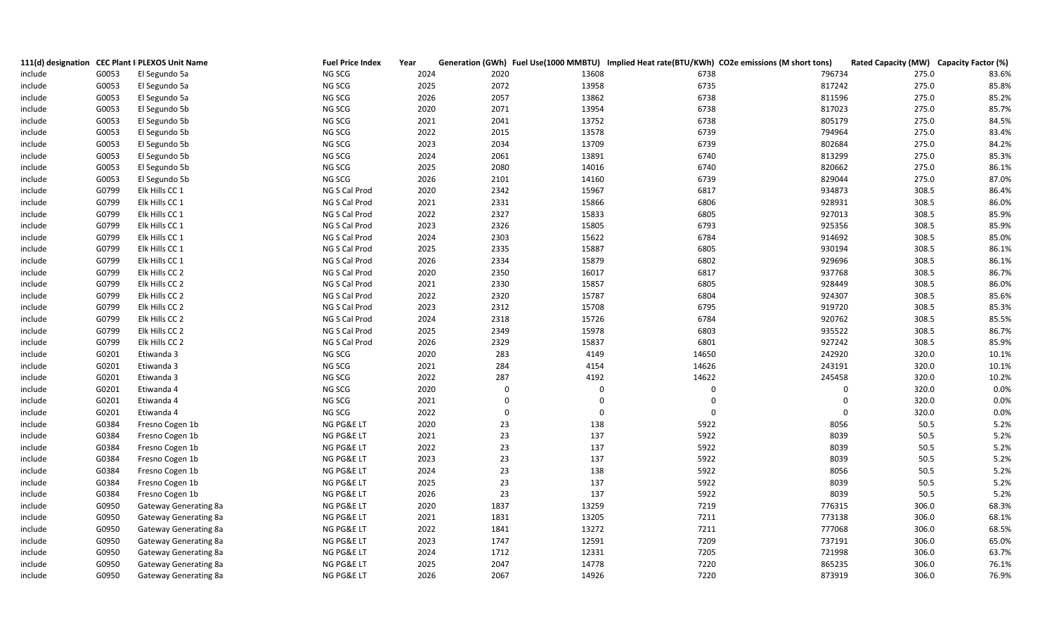| 111(d) designation | CEC Plant I | PLEXOS Unit Name | Fuel Price Index | Year | Generation (GWh) | Fuel Use(1000 MMBTU) | Implied Heat rate(BTU/KWh) | CO2e emissions (M short tons) | Rated Capacity (MW) | Capacity Factor (%) |
|---|---|---|---|---|---|---|---|---|---|---|
| include | G0053 | El Segundo 5a | NG SCG | 2024 | 2020 | 13608 | 6738 | 796734 | 275.0 | 83.6% |
| include | G0053 | El Segundo 5a | NG SCG | 2025 | 2072 | 13958 | 6735 | 817242 | 275.0 | 85.8% |
| include | G0053 | El Segundo 5a | NG SCG | 2026 | 2057 | 13862 | 6738 | 811596 | 275.0 | 85.2% |
| include | G0053 | El Segundo 5b | NG SCG | 2020 | 2071 | 13954 | 6738 | 817023 | 275.0 | 85.7% |
| include | G0053 | El Segundo 5b | NG SCG | 2021 | 2041 | 13752 | 6738 | 805179 | 275.0 | 84.5% |
| include | G0053 | El Segundo 5b | NG SCG | 2022 | 2015 | 13578 | 6739 | 794964 | 275.0 | 83.4% |
| include | G0053 | El Segundo 5b | NG SCG | 2023 | 2034 | 13709 | 6739 | 802684 | 275.0 | 84.2% |
| include | G0053 | El Segundo 5b | NG SCG | 2024 | 2061 | 13891 | 6740 | 813299 | 275.0 | 85.3% |
| include | G0053 | El Segundo 5b | NG SCG | 2025 | 2080 | 14016 | 6740 | 820662 | 275.0 | 86.1% |
| include | G0053 | El Segundo 5b | NG SCG | 2026 | 2101 | 14160 | 6739 | 829044 | 275.0 | 87.0% |
| include | G0799 | Elk Hills CC 1 | NG S Cal Prod | 2020 | 2342 | 15967 | 6817 | 934873 | 308.5 | 86.4% |
| include | G0799 | Elk Hills CC 1 | NG S Cal Prod | 2021 | 2331 | 15866 | 6806 | 928931 | 308.5 | 86.0% |
| include | G0799 | Elk Hills CC 1 | NG S Cal Prod | 2022 | 2327 | 15833 | 6805 | 927013 | 308.5 | 85.9% |
| include | G0799 | Elk Hills CC 1 | NG S Cal Prod | 2023 | 2326 | 15805 | 6793 | 925356 | 308.5 | 85.9% |
| include | G0799 | Elk Hills CC 1 | NG S Cal Prod | 2024 | 2303 | 15622 | 6784 | 914692 | 308.5 | 85.0% |
| include | G0799 | Elk Hills CC 1 | NG S Cal Prod | 2025 | 2335 | 15887 | 6805 | 930194 | 308.5 | 86.1% |
| include | G0799 | Elk Hills CC 1 | NG S Cal Prod | 2026 | 2334 | 15879 | 6802 | 929696 | 308.5 | 86.1% |
| include | G0799 | Elk Hills CC 2 | NG S Cal Prod | 2020 | 2350 | 16017 | 6817 | 937768 | 308.5 | 86.7% |
| include | G0799 | Elk Hills CC 2 | NG S Cal Prod | 2021 | 2330 | 15857 | 6805 | 928449 | 308.5 | 86.0% |
| include | G0799 | Elk Hills CC 2 | NG S Cal Prod | 2022 | 2320 | 15787 | 6804 | 924307 | 308.5 | 85.6% |
| include | G0799 | Elk Hills CC 2 | NG S Cal Prod | 2023 | 2312 | 15708 | 6795 | 919720 | 308.5 | 85.3% |
| include | G0799 | Elk Hills CC 2 | NG S Cal Prod | 2024 | 2318 | 15726 | 6784 | 920762 | 308.5 | 85.5% |
| include | G0799 | Elk Hills CC 2 | NG S Cal Prod | 2025 | 2349 | 15978 | 6803 | 935522 | 308.5 | 86.7% |
| include | G0799 | Elk Hills CC 2 | NG S Cal Prod | 2026 | 2329 | 15837 | 6801 | 927242 | 308.5 | 85.9% |
| include | G0201 | Etiwanda 3 | NG SCG | 2020 | 283 | 4149 | 14650 | 242920 | 320.0 | 10.1% |
| include | G0201 | Etiwanda 3 | NG SCG | 2021 | 284 | 4154 | 14626 | 243191 | 320.0 | 10.1% |
| include | G0201 | Etiwanda 3 | NG SCG | 2022 | 287 | 4192 | 14622 | 245458 | 320.0 | 10.2% |
| include | G0201 | Etiwanda 4 | NG SCG | 2020 | 0 | 0 | 0 | 0 | 320.0 | 0.0% |
| include | G0201 | Etiwanda 4 | NG SCG | 2021 | 0 | 0 | 0 | 0 | 320.0 | 0.0% |
| include | G0201 | Etiwanda 4 | NG SCG | 2022 | 0 | 0 | 0 | 0 | 320.0 | 0.0% |
| include | G0384 | Fresno Cogen 1b | NG PG&E LT | 2020 | 23 | 138 | 5922 | 8056 | 50.5 | 5.2% |
| include | G0384 | Fresno Cogen 1b | NG PG&E LT | 2021 | 23 | 137 | 5922 | 8039 | 50.5 | 5.2% |
| include | G0384 | Fresno Cogen 1b | NG PG&E LT | 2022 | 23 | 137 | 5922 | 8039 | 50.5 | 5.2% |
| include | G0384 | Fresno Cogen 1b | NG PG&E LT | 2023 | 23 | 137 | 5922 | 8039 | 50.5 | 5.2% |
| include | G0384 | Fresno Cogen 1b | NG PG&E LT | 2024 | 23 | 138 | 5922 | 8056 | 50.5 | 5.2% |
| include | G0384 | Fresno Cogen 1b | NG PG&E LT | 2025 | 23 | 137 | 5922 | 8039 | 50.5 | 5.2% |
| include | G0384 | Fresno Cogen 1b | NG PG&E LT | 2026 | 23 | 137 | 5922 | 8039 | 50.5 | 5.2% |
| include | G0950 | Gateway Generating 8a | NG PG&E LT | 2020 | 1837 | 13259 | 7219 | 776315 | 306.0 | 68.3% |
| include | G0950 | Gateway Generating 8a | NG PG&E LT | 2021 | 1831 | 13205 | 7211 | 773138 | 306.0 | 68.1% |
| include | G0950 | Gateway Generating 8a | NG PG&E LT | 2022 | 1841 | 13272 | 7211 | 777068 | 306.0 | 68.5% |
| include | G0950 | Gateway Generating 8a | NG PG&E LT | 2023 | 1747 | 12591 | 7209 | 737191 | 306.0 | 65.0% |
| include | G0950 | Gateway Generating 8a | NG PG&E LT | 2024 | 1712 | 12331 | 7205 | 721998 | 306.0 | 63.7% |
| include | G0950 | Gateway Generating 8a | NG PG&E LT | 2025 | 2047 | 14778 | 7220 | 865235 | 306.0 | 76.1% |
| include | G0950 | Gateway Generating 8a | NG PG&E LT | 2026 | 2067 | 14926 | 7220 | 873919 | 306.0 | 76.9% |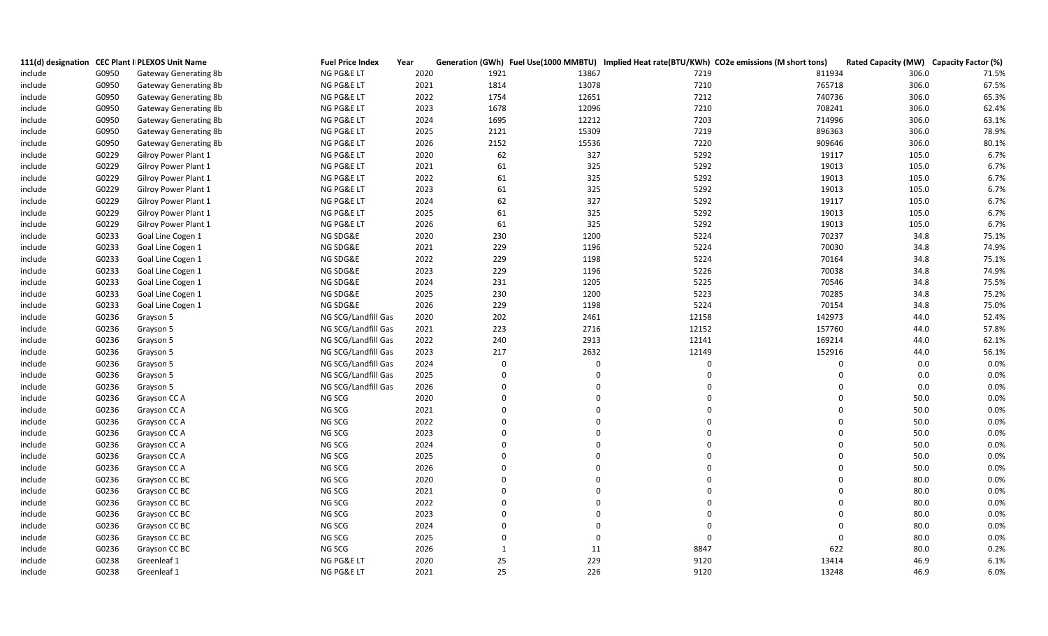| 111(d) designation | CEC Plant I | PLEXOS Unit Name | Fuel Price Index | Year | Generation (GWh) | Fuel Use(1000 MMBTU) | Implied Heat rate(BTU/KWh) | CO2e emissions (M short tons) | Rated Capacity (MW) | Capacity Factor (%) |
|---|---|---|---|---|---|---|---|---|---|---|
| include | G0950 | Gateway Generating 8b | NG PG&E LT | 2020 | 1921 | 13867 | 7219 | 811934 | 306.0 | 71.5% |
| include | G0950 | Gateway Generating 8b | NG PG&E LT | 2021 | 1814 | 13078 | 7210 | 765718 | 306.0 | 67.5% |
| include | G0950 | Gateway Generating 8b | NG PG&E LT | 2022 | 1754 | 12651 | 7212 | 740736 | 306.0 | 65.3% |
| include | G0950 | Gateway Generating 8b | NG PG&E LT | 2023 | 1678 | 12096 | 7210 | 708241 | 306.0 | 62.4% |
| include | G0950 | Gateway Generating 8b | NG PG&E LT | 2024 | 1695 | 12212 | 7203 | 714996 | 306.0 | 63.1% |
| include | G0950 | Gateway Generating 8b | NG PG&E LT | 2025 | 2121 | 15309 | 7219 | 896363 | 306.0 | 78.9% |
| include | G0950 | Gateway Generating 8b | NG PG&E LT | 2026 | 2152 | 15536 | 7220 | 909646 | 306.0 | 80.1% |
| include | G0229 | Gilroy Power Plant 1 | NG PG&E LT | 2020 | 62 | 327 | 5292 | 19117 | 105.0 | 6.7% |
| include | G0229 | Gilroy Power Plant 1 | NG PG&E LT | 2021 | 61 | 325 | 5292 | 19013 | 105.0 | 6.7% |
| include | G0229 | Gilroy Power Plant 1 | NG PG&E LT | 2022 | 61 | 325 | 5292 | 19013 | 105.0 | 6.7% |
| include | G0229 | Gilroy Power Plant 1 | NG PG&E LT | 2023 | 61 | 325 | 5292 | 19013 | 105.0 | 6.7% |
| include | G0229 | Gilroy Power Plant 1 | NG PG&E LT | 2024 | 62 | 327 | 5292 | 19117 | 105.0 | 6.7% |
| include | G0229 | Gilroy Power Plant 1 | NG PG&E LT | 2025 | 61 | 325 | 5292 | 19013 | 105.0 | 6.7% |
| include | G0229 | Gilroy Power Plant 1 | NG PG&E LT | 2026 | 61 | 325 | 5292 | 19013 | 105.0 | 6.7% |
| include | G0233 | Goal Line Cogen 1 | NG SDG&E | 2020 | 230 | 1200 | 5224 | 70237 | 34.8 | 75.1% |
| include | G0233 | Goal Line Cogen 1 | NG SDG&E | 2021 | 229 | 1196 | 5224 | 70030 | 34.8 | 74.9% |
| include | G0233 | Goal Line Cogen 1 | NG SDG&E | 2022 | 229 | 1198 | 5224 | 70164 | 34.8 | 75.1% |
| include | G0233 | Goal Line Cogen 1 | NG SDG&E | 2023 | 229 | 1196 | 5226 | 70038 | 34.8 | 74.9% |
| include | G0233 | Goal Line Cogen 1 | NG SDG&E | 2024 | 231 | 1205 | 5225 | 70546 | 34.8 | 75.5% |
| include | G0233 | Goal Line Cogen 1 | NG SDG&E | 2025 | 230 | 1200 | 5223 | 70285 | 34.8 | 75.2% |
| include | G0233 | Goal Line Cogen 1 | NG SDG&E | 2026 | 229 | 1198 | 5224 | 70154 | 34.8 | 75.0% |
| include | G0236 | Grayson 5 | NG SCG/Landfill Gas | 2020 | 202 | 2461 | 12158 | 142973 | 44.0 | 52.4% |
| include | G0236 | Grayson 5 | NG SCG/Landfill Gas | 2021 | 223 | 2716 | 12152 | 157760 | 44.0 | 57.8% |
| include | G0236 | Grayson 5 | NG SCG/Landfill Gas | 2022 | 240 | 2913 | 12141 | 169214 | 44.0 | 62.1% |
| include | G0236 | Grayson 5 | NG SCG/Landfill Gas | 2023 | 217 | 2632 | 12149 | 152916 | 44.0 | 56.1% |
| include | G0236 | Grayson 5 | NG SCG/Landfill Gas | 2024 | 0 | 0 | 0 | 0 | 0.0 | 0.0% |
| include | G0236 | Grayson 5 | NG SCG/Landfill Gas | 2025 | 0 | 0 | 0 | 0 | 0.0 | 0.0% |
| include | G0236 | Grayson 5 | NG SCG/Landfill Gas | 2026 | 0 | 0 | 0 | 0 | 0.0 | 0.0% |
| include | G0236 | Grayson CC A | NG SCG | 2020 | 0 | 0 | 0 | 0 | 50.0 | 0.0% |
| include | G0236 | Grayson CC A | NG SCG | 2021 | 0 | 0 | 0 | 0 | 50.0 | 0.0% |
| include | G0236 | Grayson CC A | NG SCG | 2022 | 0 | 0 | 0 | 0 | 50.0 | 0.0% |
| include | G0236 | Grayson CC A | NG SCG | 2023 | 0 | 0 | 0 | 0 | 50.0 | 0.0% |
| include | G0236 | Grayson CC A | NG SCG | 2024 | 0 | 0 | 0 | 0 | 50.0 | 0.0% |
| include | G0236 | Grayson CC A | NG SCG | 2025 | 0 | 0 | 0 | 0 | 50.0 | 0.0% |
| include | G0236 | Grayson CC A | NG SCG | 2026 | 0 | 0 | 0 | 0 | 50.0 | 0.0% |
| include | G0236 | Grayson CC BC | NG SCG | 2020 | 0 | 0 | 0 | 0 | 80.0 | 0.0% |
| include | G0236 | Grayson CC BC | NG SCG | 2021 | 0 | 0 | 0 | 0 | 80.0 | 0.0% |
| include | G0236 | Grayson CC BC | NG SCG | 2022 | 0 | 0 | 0 | 0 | 80.0 | 0.0% |
| include | G0236 | Grayson CC BC | NG SCG | 2023 | 0 | 0 | 0 | 0 | 80.0 | 0.0% |
| include | G0236 | Grayson CC BC | NG SCG | 2024 | 0 | 0 | 0 | 0 | 80.0 | 0.0% |
| include | G0236 | Grayson CC BC | NG SCG | 2025 | 0 | 0 | 0 | 0 | 80.0 | 0.0% |
| include | G0236 | Grayson CC BC | NG SCG | 2026 | 1 | 11 | 8847 | 622 | 80.0 | 0.2% |
| include | G0238 | Greenleaf 1 | NG PG&E LT | 2020 | 25 | 229 | 9120 | 13414 | 46.9 | 6.1% |
| include | G0238 | Greenleaf 1 | NG PG&E LT | 2021 | 25 | 226 | 9120 | 13248 | 46.9 | 6.0% |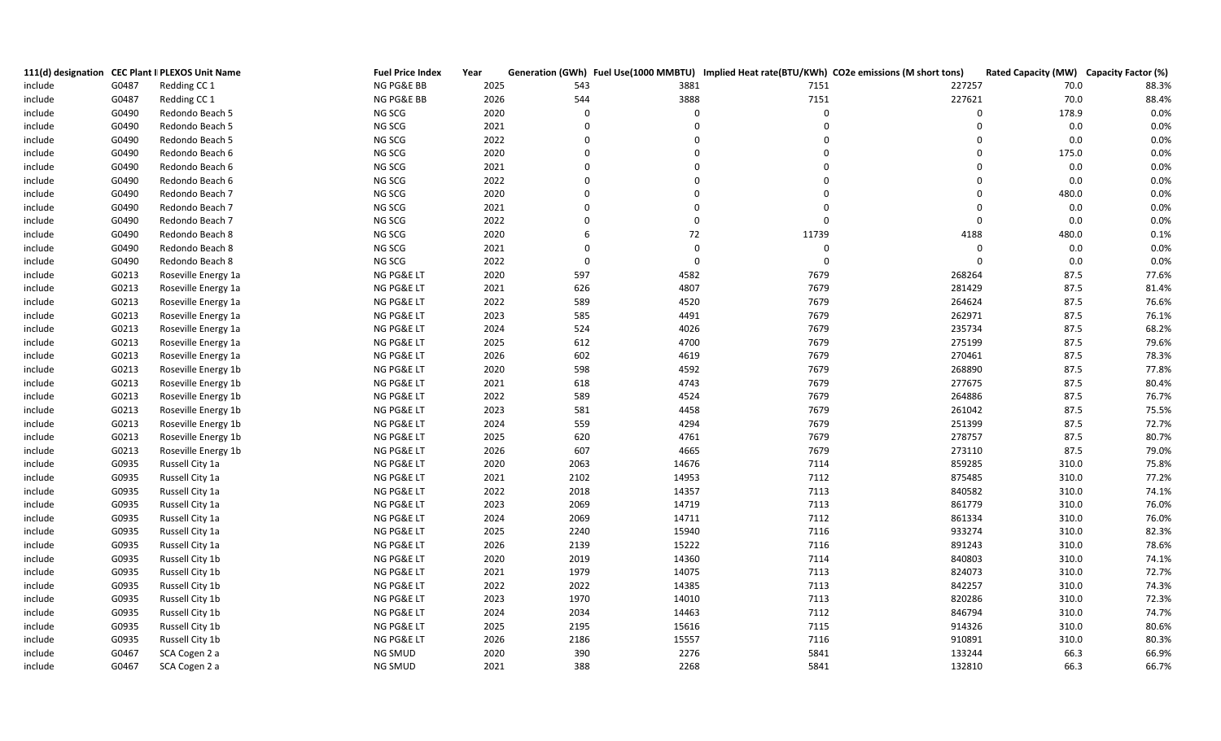| 111(d) designation | CEC Plant I | PLEXOS Unit Name | Fuel Price Index | Year | Generation (GWh) | Fuel Use(1000 MMBTU) | Implied Heat rate(BTU/KWh) | CO2e emissions (M short tons) | Rated Capacity (MW) | Capacity Factor (%) |
|---|---|---|---|---|---|---|---|---|---|---|
| include | G0487 | Redding CC 1 | NG PG&E BB | 2025 | 543 | 3881 | 7151 | 227257 | 70.0 | 88.3% |
| include | G0487 | Redding CC 1 | NG PG&E BB | 2026 | 544 | 3888 | 7151 | 227621 | 70.0 | 88.4% |
| include | G0490 | Redondo Beach 5 | NG SCG | 2020 | 0 | 0 | 0 | 0 | 178.9 | 0.0% |
| include | G0490 | Redondo Beach 5 | NG SCG | 2021 | 0 | 0 | 0 | 0 | 0.0 | 0.0% |
| include | G0490 | Redondo Beach 5 | NG SCG | 2022 | 0 | 0 | 0 | 0 | 0.0 | 0.0% |
| include | G0490 | Redondo Beach 6 | NG SCG | 2020 | 0 | 0 | 0 | 0 | 175.0 | 0.0% |
| include | G0490 | Redondo Beach 6 | NG SCG | 2021 | 0 | 0 | 0 | 0 | 0.0 | 0.0% |
| include | G0490 | Redondo Beach 6 | NG SCG | 2022 | 0 | 0 | 0 | 0 | 0.0 | 0.0% |
| include | G0490 | Redondo Beach 7 | NG SCG | 2020 | 0 | 0 | 0 | 0 | 480.0 | 0.0% |
| include | G0490 | Redondo Beach 7 | NG SCG | 2021 | 0 | 0 | 0 | 0 | 0.0 | 0.0% |
| include | G0490 | Redondo Beach 7 | NG SCG | 2022 | 0 | 0 | 0 | 0 | 0.0 | 0.0% |
| include | G0490 | Redondo Beach 8 | NG SCG | 2020 | 6 | 72 | 11739 | 4188 | 480.0 | 0.1% |
| include | G0490 | Redondo Beach 8 | NG SCG | 2021 | 0 | 0 | 0 | 0 | 0.0 | 0.0% |
| include | G0490 | Redondo Beach 8 | NG SCG | 2022 | 0 | 0 | 0 | 0 | 0.0 | 0.0% |
| include | G0213 | Roseville Energy 1a | NG PG&E LT | 2020 | 597 | 4582 | 7679 | 268264 | 87.5 | 77.6% |
| include | G0213 | Roseville Energy 1a | NG PG&E LT | 2021 | 626 | 4807 | 7679 | 281429 | 87.5 | 81.4% |
| include | G0213 | Roseville Energy 1a | NG PG&E LT | 2022 | 589 | 4520 | 7679 | 264624 | 87.5 | 76.6% |
| include | G0213 | Roseville Energy 1a | NG PG&E LT | 2023 | 585 | 4491 | 7679 | 262971 | 87.5 | 76.1% |
| include | G0213 | Roseville Energy 1a | NG PG&E LT | 2024 | 524 | 4026 | 7679 | 235734 | 87.5 | 68.2% |
| include | G0213 | Roseville Energy 1a | NG PG&E LT | 2025 | 612 | 4700 | 7679 | 275199 | 87.5 | 79.6% |
| include | G0213 | Roseville Energy 1a | NG PG&E LT | 2026 | 602 | 4619 | 7679 | 270461 | 87.5 | 78.3% |
| include | G0213 | Roseville Energy 1b | NG PG&E LT | 2020 | 598 | 4592 | 7679 | 268890 | 87.5 | 77.8% |
| include | G0213 | Roseville Energy 1b | NG PG&E LT | 2021 | 618 | 4743 | 7679 | 277675 | 87.5 | 80.4% |
| include | G0213 | Roseville Energy 1b | NG PG&E LT | 2022 | 589 | 4524 | 7679 | 264886 | 87.5 | 76.7% |
| include | G0213 | Roseville Energy 1b | NG PG&E LT | 2023 | 581 | 4458 | 7679 | 261042 | 87.5 | 75.5% |
| include | G0213 | Roseville Energy 1b | NG PG&E LT | 2024 | 559 | 4294 | 7679 | 251399 | 87.5 | 72.7% |
| include | G0213 | Roseville Energy 1b | NG PG&E LT | 2025 | 620 | 4761 | 7679 | 278757 | 87.5 | 80.7% |
| include | G0213 | Roseville Energy 1b | NG PG&E LT | 2026 | 607 | 4665 | 7679 | 273110 | 87.5 | 79.0% |
| include | G0935 | Russell City 1a | NG PG&E LT | 2020 | 2063 | 14676 | 7114 | 859285 | 310.0 | 75.8% |
| include | G0935 | Russell City 1a | NG PG&E LT | 2021 | 2102 | 14953 | 7112 | 875485 | 310.0 | 77.2% |
| include | G0935 | Russell City 1a | NG PG&E LT | 2022 | 2018 | 14357 | 7113 | 840582 | 310.0 | 74.1% |
| include | G0935 | Russell City 1a | NG PG&E LT | 2023 | 2069 | 14719 | 7113 | 861779 | 310.0 | 76.0% |
| include | G0935 | Russell City 1a | NG PG&E LT | 2024 | 2069 | 14711 | 7112 | 861334 | 310.0 | 76.0% |
| include | G0935 | Russell City 1a | NG PG&E LT | 2025 | 2240 | 15940 | 7116 | 933274 | 310.0 | 82.3% |
| include | G0935 | Russell City 1a | NG PG&E LT | 2026 | 2139 | 15222 | 7116 | 891243 | 310.0 | 78.6% |
| include | G0935 | Russell City 1b | NG PG&E LT | 2020 | 2019 | 14360 | 7114 | 840803 | 310.0 | 74.1% |
| include | G0935 | Russell City 1b | NG PG&E LT | 2021 | 1979 | 14075 | 7113 | 824073 | 310.0 | 72.7% |
| include | G0935 | Russell City 1b | NG PG&E LT | 2022 | 2022 | 14385 | 7113 | 842257 | 310.0 | 74.3% |
| include | G0935 | Russell City 1b | NG PG&E LT | 2023 | 1970 | 14010 | 7113 | 820286 | 310.0 | 72.3% |
| include | G0935 | Russell City 1b | NG PG&E LT | 2024 | 2034 | 14463 | 7112 | 846794 | 310.0 | 74.7% |
| include | G0935 | Russell City 1b | NG PG&E LT | 2025 | 2195 | 15616 | 7115 | 914326 | 310.0 | 80.6% |
| include | G0935 | Russell City 1b | NG PG&E LT | 2026 | 2186 | 15557 | 7116 | 910891 | 310.0 | 80.3% |
| include | G0467 | SCA Cogen 2 a | NG SMUD | 2020 | 390 | 2276 | 5841 | 133244 | 66.3 | 66.9% |
| include | G0467 | SCA Cogen 2 a | NG SMUD | 2021 | 388 | 2268 | 5841 | 132810 | 66.3 | 66.7% |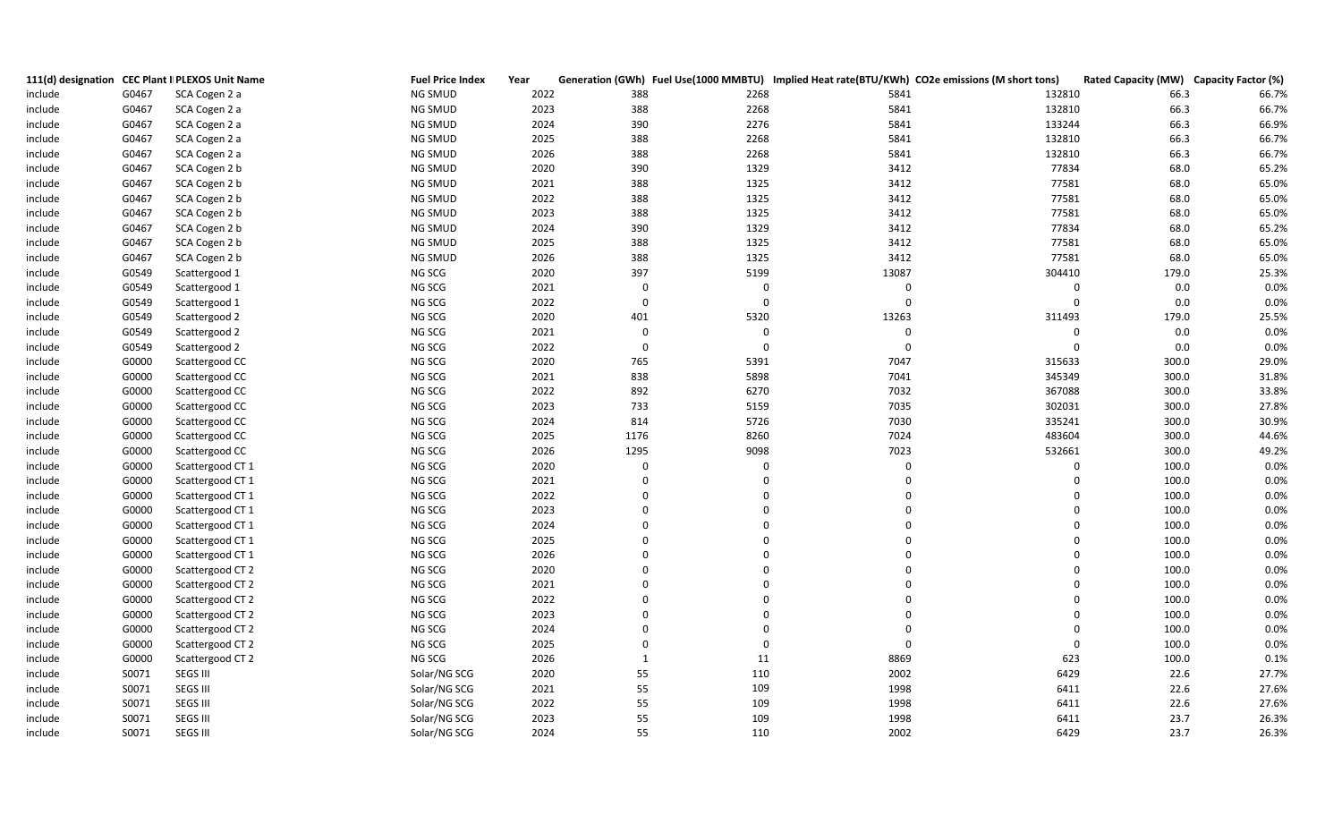| 111(d) designation | CEC Plant I | PLEXOS Unit Name | Fuel Price Index | Year | Generation (GWh) | Fuel Use(1000 MMBTU) | Implied Heat rate(BTU/KWh) | CO2e emissions (M short tons) | Rated Capacity (MW) | Capacity Factor (%) |
|---|---|---|---|---|---|---|---|---|---|---|
| include | G0467 | SCA Cogen 2 a | NG SMUD | 2022 | 388 | 2268 | 5841 | 132810 | 66.3 | 66.7% |
| include | G0467 | SCA Cogen 2 a | NG SMUD | 2023 | 388 | 2268 | 5841 | 132810 | 66.3 | 66.7% |
| include | G0467 | SCA Cogen 2 a | NG SMUD | 2024 | 390 | 2276 | 5841 | 133244 | 66.3 | 66.9% |
| include | G0467 | SCA Cogen 2 a | NG SMUD | 2025 | 388 | 2268 | 5841 | 132810 | 66.3 | 66.7% |
| include | G0467 | SCA Cogen 2 a | NG SMUD | 2026 | 388 | 2268 | 5841 | 132810 | 66.3 | 66.7% |
| include | G0467 | SCA Cogen 2 b | NG SMUD | 2020 | 390 | 1329 | 3412 | 77834 | 68.0 | 65.2% |
| include | G0467 | SCA Cogen 2 b | NG SMUD | 2021 | 388 | 1325 | 3412 | 77581 | 68.0 | 65.0% |
| include | G0467 | SCA Cogen 2 b | NG SMUD | 2022 | 388 | 1325 | 3412 | 77581 | 68.0 | 65.0% |
| include | G0467 | SCA Cogen 2 b | NG SMUD | 2023 | 388 | 1325 | 3412 | 77581 | 68.0 | 65.0% |
| include | G0467 | SCA Cogen 2 b | NG SMUD | 2024 | 390 | 1329 | 3412 | 77834 | 68.0 | 65.2% |
| include | G0467 | SCA Cogen 2 b | NG SMUD | 2025 | 388 | 1325 | 3412 | 77581 | 68.0 | 65.0% |
| include | G0467 | SCA Cogen 2 b | NG SMUD | 2026 | 388 | 1325 | 3412 | 77581 | 68.0 | 65.0% |
| include | G0549 | Scattergood 1 | NG SCG | 2020 | 397 | 5199 | 13087 | 304410 | 179.0 | 25.3% |
| include | G0549 | Scattergood 1 | NG SCG | 2021 | 0 | 0 | 0 | 0 | 0.0 | 0.0% |
| include | G0549 | Scattergood 1 | NG SCG | 2022 | 0 | 0 | 0 | 0 | 0.0 | 0.0% |
| include | G0549 | Scattergood 2 | NG SCG | 2020 | 401 | 5320 | 13263 | 311493 | 179.0 | 25.5% |
| include | G0549 | Scattergood 2 | NG SCG | 2021 | 0 | 0 | 0 | 0 | 0.0 | 0.0% |
| include | G0549 | Scattergood 2 | NG SCG | 2022 | 0 | 0 | 0 | 0 | 0.0 | 0.0% |
| include | G0000 | Scattergood CC | NG SCG | 2020 | 765 | 5391 | 7047 | 315633 | 300.0 | 29.0% |
| include | G0000 | Scattergood CC | NG SCG | 2021 | 838 | 5898 | 7041 | 345349 | 300.0 | 31.8% |
| include | G0000 | Scattergood CC | NG SCG | 2022 | 892 | 6270 | 7032 | 367088 | 300.0 | 33.8% |
| include | G0000 | Scattergood CC | NG SCG | 2023 | 733 | 5159 | 7035 | 302031 | 300.0 | 27.8% |
| include | G0000 | Scattergood CC | NG SCG | 2024 | 814 | 5726 | 7030 | 335241 | 300.0 | 30.9% |
| include | G0000 | Scattergood CC | NG SCG | 2025 | 1176 | 8260 | 7024 | 483604 | 300.0 | 44.6% |
| include | G0000 | Scattergood CC | NG SCG | 2026 | 1295 | 9098 | 7023 | 532661 | 300.0 | 49.2% |
| include | G0000 | Scattergood CT 1 | NG SCG | 2020 | 0 | 0 | 0 | 0 | 100.0 | 0.0% |
| include | G0000 | Scattergood CT 1 | NG SCG | 2021 | 0 | 0 | 0 | 0 | 100.0 | 0.0% |
| include | G0000 | Scattergood CT 1 | NG SCG | 2022 | 0 | 0 | 0 | 0 | 100.0 | 0.0% |
| include | G0000 | Scattergood CT 1 | NG SCG | 2023 | 0 | 0 | 0 | 0 | 100.0 | 0.0% |
| include | G0000 | Scattergood CT 1 | NG SCG | 2024 | 0 | 0 | 0 | 0 | 100.0 | 0.0% |
| include | G0000 | Scattergood CT 1 | NG SCG | 2025 | 0 | 0 | 0 | 0 | 100.0 | 0.0% |
| include | G0000 | Scattergood CT 1 | NG SCG | 2026 | 0 | 0 | 0 | 0 | 100.0 | 0.0% |
| include | G0000 | Scattergood CT 2 | NG SCG | 2020 | 0 | 0 | 0 | 0 | 100.0 | 0.0% |
| include | G0000 | Scattergood CT 2 | NG SCG | 2021 | 0 | 0 | 0 | 0 | 100.0 | 0.0% |
| include | G0000 | Scattergood CT 2 | NG SCG | 2022 | 0 | 0 | 0 | 0 | 100.0 | 0.0% |
| include | G0000 | Scattergood CT 2 | NG SCG | 2023 | 0 | 0 | 0 | 0 | 100.0 | 0.0% |
| include | G0000 | Scattergood CT 2 | NG SCG | 2024 | 0 | 0 | 0 | 0 | 100.0 | 0.0% |
| include | G0000 | Scattergood CT 2 | NG SCG | 2025 | 0 | 0 | 0 | 0 | 100.0 | 0.0% |
| include | G0000 | Scattergood CT 2 | NG SCG | 2026 | 1 | 11 | 8869 | 623 | 100.0 | 0.1% |
| include | S0071 | SEGS III | Solar/NG SCG | 2020 | 55 | 110 | 2002 | 6429 | 22.6 | 27.7% |
| include | S0071 | SEGS III | Solar/NG SCG | 2021 | 55 | 109 | 1998 | 6411 | 22.6 | 27.6% |
| include | S0071 | SEGS III | Solar/NG SCG | 2022 | 55 | 109 | 1998 | 6411 | 22.6 | 27.6% |
| include | S0071 | SEGS III | Solar/NG SCG | 2023 | 55 | 109 | 1998 | 6411 | 23.7 | 26.3% |
| include | S0071 | SEGS III | Solar/NG SCG | 2024 | 55 | 110 | 2002 | 6429 | 23.7 | 26.3% |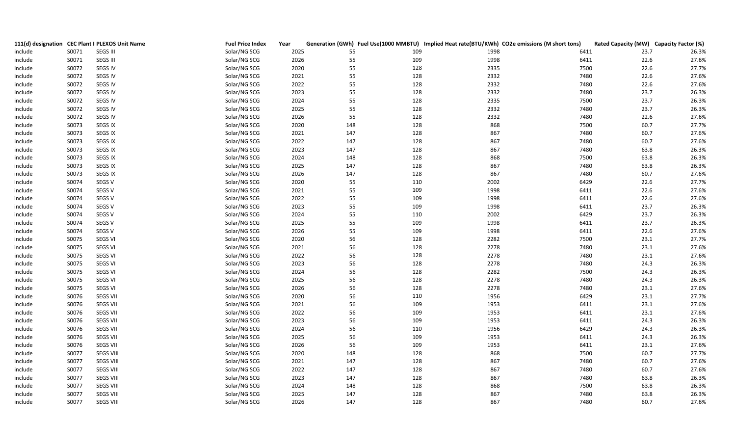| 111(d) designation | CEC Plant I | PLEXOS Unit Name | Fuel Price Index | Year | Generation (GWh) | Fuel Use(1000 MMBTU) | Implied Heat rate(BTU/KWh) | CO2e emissions (M short tons) | Rated Capacity (MW) | Capacity Factor (%) |
|---|---|---|---|---|---|---|---|---|---|---|
| include | S0071 | SEGS III | Solar/NG SCG | 2025 | 55 | 109 | 1998 | 6411 | 23.7 | 26.3% |
| include | S0071 | SEGS III | Solar/NG SCG | 2026 | 55 | 109 | 1998 | 6411 | 22.6 | 27.6% |
| include | S0072 | SEGS IV | Solar/NG SCG | 2020 | 55 | 128 | 2335 | 7500 | 22.6 | 27.7% |
| include | S0072 | SEGS IV | Solar/NG SCG | 2021 | 55 | 128 | 2332 | 7480 | 22.6 | 27.6% |
| include | S0072 | SEGS IV | Solar/NG SCG | 2022 | 55 | 128 | 2332 | 7480 | 22.6 | 27.6% |
| include | S0072 | SEGS IV | Solar/NG SCG | 2023 | 55 | 128 | 2332 | 7480 | 23.7 | 26.3% |
| include | S0072 | SEGS IV | Solar/NG SCG | 2024 | 55 | 128 | 2335 | 7500 | 23.7 | 26.3% |
| include | S0072 | SEGS IV | Solar/NG SCG | 2025 | 55 | 128 | 2332 | 7480 | 23.7 | 26.3% |
| include | S0072 | SEGS IV | Solar/NG SCG | 2026 | 55 | 128 | 2332 | 7480 | 22.6 | 27.6% |
| include | S0073 | SEGS IX | Solar/NG SCG | 2020 | 148 | 128 | 868 | 7500 | 60.7 | 27.7% |
| include | S0073 | SEGS IX | Solar/NG SCG | 2021 | 147 | 128 | 867 | 7480 | 60.7 | 27.6% |
| include | S0073 | SEGS IX | Solar/NG SCG | 2022 | 147 | 128 | 867 | 7480 | 60.7 | 27.6% |
| include | S0073 | SEGS IX | Solar/NG SCG | 2023 | 147 | 128 | 867 | 7480 | 63.8 | 26.3% |
| include | S0073 | SEGS IX | Solar/NG SCG | 2024 | 148 | 128 | 868 | 7500 | 63.8 | 26.3% |
| include | S0073 | SEGS IX | Solar/NG SCG | 2025 | 147 | 128 | 867 | 7480 | 63.8 | 26.3% |
| include | S0073 | SEGS IX | Solar/NG SCG | 2026 | 147 | 128 | 867 | 7480 | 60.7 | 27.6% |
| include | S0074 | SEGS V | Solar/NG SCG | 2020 | 55 | 110 | 2002 | 6429 | 22.6 | 27.7% |
| include | S0074 | SEGS V | Solar/NG SCG | 2021 | 55 | 109 | 1998 | 6411 | 22.6 | 27.6% |
| include | S0074 | SEGS V | Solar/NG SCG | 2022 | 55 | 109 | 1998 | 6411 | 22.6 | 27.6% |
| include | S0074 | SEGS V | Solar/NG SCG | 2023 | 55 | 109 | 1998 | 6411 | 23.7 | 26.3% |
| include | S0074 | SEGS V | Solar/NG SCG | 2024 | 55 | 110 | 2002 | 6429 | 23.7 | 26.3% |
| include | S0074 | SEGS V | Solar/NG SCG | 2025 | 55 | 109 | 1998 | 6411 | 23.7 | 26.3% |
| include | S0074 | SEGS V | Solar/NG SCG | 2026 | 55 | 109 | 1998 | 6411 | 22.6 | 27.6% |
| include | S0075 | SEGS VI | Solar/NG SCG | 2020 | 56 | 128 | 2282 | 7500 | 23.1 | 27.7% |
| include | S0075 | SEGS VI | Solar/NG SCG | 2021 | 56 | 128 | 2278 | 7480 | 23.1 | 27.6% |
| include | S0075 | SEGS VI | Solar/NG SCG | 2022 | 56 | 128 | 2278 | 7480 | 23.1 | 27.6% |
| include | S0075 | SEGS VI | Solar/NG SCG | 2023 | 56 | 128 | 2278 | 7480 | 24.3 | 26.3% |
| include | S0075 | SEGS VI | Solar/NG SCG | 2024 | 56 | 128 | 2282 | 7500 | 24.3 | 26.3% |
| include | S0075 | SEGS VI | Solar/NG SCG | 2025 | 56 | 128 | 2278 | 7480 | 24.3 | 26.3% |
| include | S0075 | SEGS VI | Solar/NG SCG | 2026 | 56 | 128 | 2278 | 7480 | 23.1 | 27.6% |
| include | S0076 | SEGS VII | Solar/NG SCG | 2020 | 56 | 110 | 1956 | 6429 | 23.1 | 27.7% |
| include | S0076 | SEGS VII | Solar/NG SCG | 2021 | 56 | 109 | 1953 | 6411 | 23.1 | 27.6% |
| include | S0076 | SEGS VII | Solar/NG SCG | 2022 | 56 | 109 | 1953 | 6411 | 23.1 | 27.6% |
| include | S0076 | SEGS VII | Solar/NG SCG | 2023 | 56 | 109 | 1953 | 6411 | 24.3 | 26.3% |
| include | S0076 | SEGS VII | Solar/NG SCG | 2024 | 56 | 110 | 1956 | 6429 | 24.3 | 26.3% |
| include | S0076 | SEGS VII | Solar/NG SCG | 2025 | 56 | 109 | 1953 | 6411 | 24.3 | 26.3% |
| include | S0076 | SEGS VII | Solar/NG SCG | 2026 | 56 | 109 | 1953 | 6411 | 23.1 | 27.6% |
| include | S0077 | SEGS VIII | Solar/NG SCG | 2020 | 148 | 128 | 868 | 7500 | 60.7 | 27.7% |
| include | S0077 | SEGS VIII | Solar/NG SCG | 2021 | 147 | 128 | 867 | 7480 | 60.7 | 27.6% |
| include | S0077 | SEGS VIII | Solar/NG SCG | 2022 | 147 | 128 | 867 | 7480 | 60.7 | 27.6% |
| include | S0077 | SEGS VIII | Solar/NG SCG | 2023 | 147 | 128 | 867 | 7480 | 63.8 | 26.3% |
| include | S0077 | SEGS VIII | Solar/NG SCG | 2024 | 148 | 128 | 868 | 7500 | 63.8 | 26.3% |
| include | S0077 | SEGS VIII | Solar/NG SCG | 2025 | 147 | 128 | 867 | 7480 | 63.8 | 26.3% |
| include | S0077 | SEGS VIII | Solar/NG SCG | 2026 | 147 | 128 | 867 | 7480 | 60.7 | 27.6% |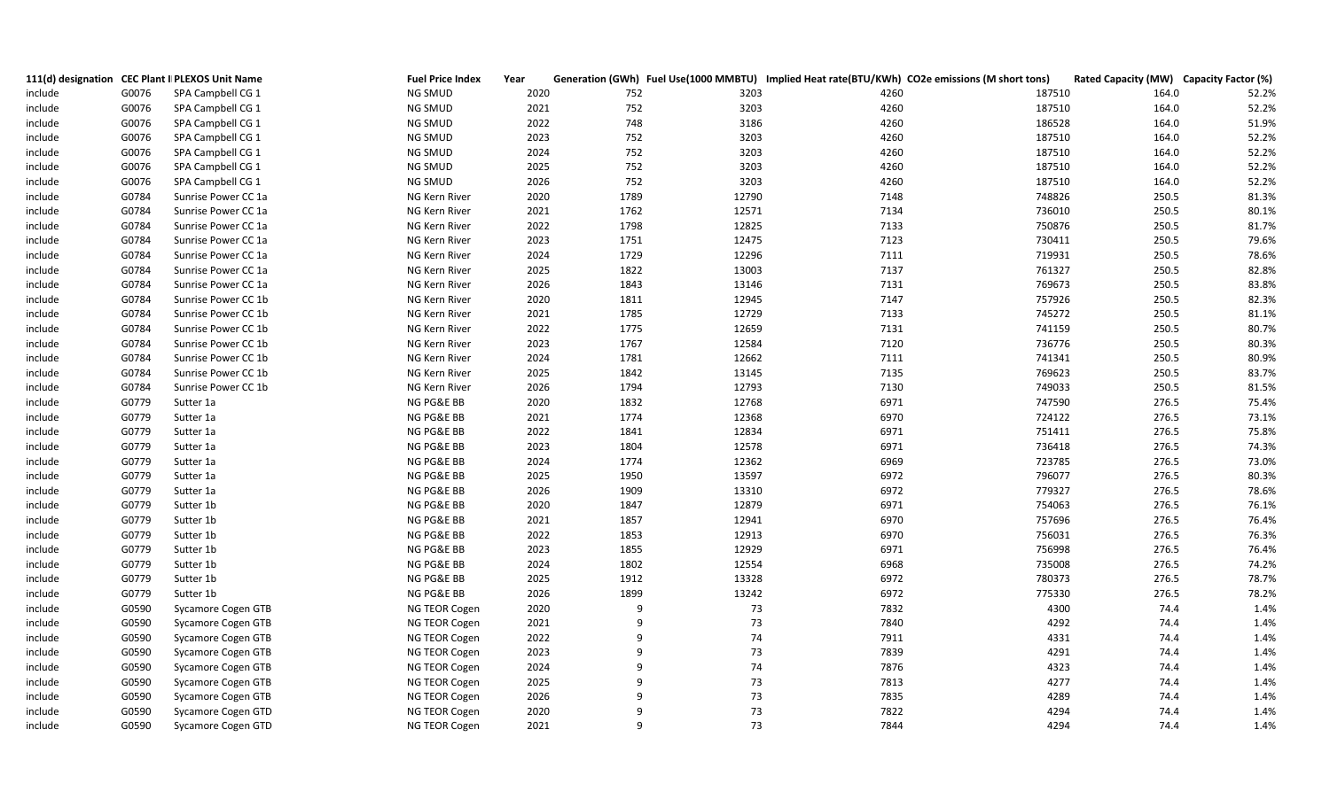| 111(d) designation | CEC Plant I | PLEXOS Unit Name | Fuel Price Index | Year | Generation (GWh) | Fuel Use(1000 MMBTU) | Implied Heat rate(BTU/KWh) | CO2e emissions (M short tons) | Rated Capacity (MW) | Capacity Factor (%) |
|---|---|---|---|---|---|---|---|---|---|---|
| include | G0076 | SPA Campbell CG 1 | NG SMUD | 2020 | 752 | 3203 | 4260 | 187510 | 164.0 | 52.2% |
| include | G0076 | SPA Campbell CG 1 | NG SMUD | 2021 | 752 | 3203 | 4260 | 187510 | 164.0 | 52.2% |
| include | G0076 | SPA Campbell CG 1 | NG SMUD | 2022 | 748 | 3186 | 4260 | 186528 | 164.0 | 51.9% |
| include | G0076 | SPA Campbell CG 1 | NG SMUD | 2023 | 752 | 3203 | 4260 | 187510 | 164.0 | 52.2% |
| include | G0076 | SPA Campbell CG 1 | NG SMUD | 2024 | 752 | 3203 | 4260 | 187510 | 164.0 | 52.2% |
| include | G0076 | SPA Campbell CG 1 | NG SMUD | 2025 | 752 | 3203 | 4260 | 187510 | 164.0 | 52.2% |
| include | G0076 | SPA Campbell CG 1 | NG SMUD | 2026 | 752 | 3203 | 4260 | 187510 | 164.0 | 52.2% |
| include | G0784 | Sunrise Power CC 1a | NG Kern River | 2020 | 1789 | 12790 | 7148 | 748826 | 250.5 | 81.3% |
| include | G0784 | Sunrise Power CC 1a | NG Kern River | 2021 | 1762 | 12571 | 7134 | 736010 | 250.5 | 80.1% |
| include | G0784 | Sunrise Power CC 1a | NG Kern River | 2022 | 1798 | 12825 | 7133 | 750876 | 250.5 | 81.7% |
| include | G0784 | Sunrise Power CC 1a | NG Kern River | 2023 | 1751 | 12475 | 7123 | 730411 | 250.5 | 79.6% |
| include | G0784 | Sunrise Power CC 1a | NG Kern River | 2024 | 1729 | 12296 | 7111 | 719931 | 250.5 | 78.6% |
| include | G0784 | Sunrise Power CC 1a | NG Kern River | 2025 | 1822 | 13003 | 7137 | 761327 | 250.5 | 82.8% |
| include | G0784 | Sunrise Power CC 1a | NG Kern River | 2026 | 1843 | 13146 | 7131 | 769673 | 250.5 | 83.8% |
| include | G0784 | Sunrise Power CC 1b | NG Kern River | 2020 | 1811 | 12945 | 7147 | 757926 | 250.5 | 82.3% |
| include | G0784 | Sunrise Power CC 1b | NG Kern River | 2021 | 1785 | 12729 | 7133 | 745272 | 250.5 | 81.1% |
| include | G0784 | Sunrise Power CC 1b | NG Kern River | 2022 | 1775 | 12659 | 7131 | 741159 | 250.5 | 80.7% |
| include | G0784 | Sunrise Power CC 1b | NG Kern River | 2023 | 1767 | 12584 | 7120 | 736776 | 250.5 | 80.3% |
| include | G0784 | Sunrise Power CC 1b | NG Kern River | 2024 | 1781 | 12662 | 7111 | 741341 | 250.5 | 80.9% |
| include | G0784 | Sunrise Power CC 1b | NG Kern River | 2025 | 1842 | 13145 | 7135 | 769623 | 250.5 | 83.7% |
| include | G0784 | Sunrise Power CC 1b | NG Kern River | 2026 | 1794 | 12793 | 7130 | 749033 | 250.5 | 81.5% |
| include | G0779 | Sutter 1a | NG PG&E BB | 2020 | 1832 | 12768 | 6971 | 747590 | 276.5 | 75.4% |
| include | G0779 | Sutter 1a | NG PG&E BB | 2021 | 1774 | 12368 | 6970 | 724122 | 276.5 | 73.1% |
| include | G0779 | Sutter 1a | NG PG&E BB | 2022 | 1841 | 12834 | 6971 | 751411 | 276.5 | 75.8% |
| include | G0779 | Sutter 1a | NG PG&E BB | 2023 | 1804 | 12578 | 6971 | 736418 | 276.5 | 74.3% |
| include | G0779 | Sutter 1a | NG PG&E BB | 2024 | 1774 | 12362 | 6969 | 723785 | 276.5 | 73.0% |
| include | G0779 | Sutter 1a | NG PG&E BB | 2025 | 1950 | 13597 | 6972 | 796077 | 276.5 | 80.3% |
| include | G0779 | Sutter 1a | NG PG&E BB | 2026 | 1909 | 13310 | 6972 | 779327 | 276.5 | 78.6% |
| include | G0779 | Sutter 1b | NG PG&E BB | 2020 | 1847 | 12879 | 6971 | 754063 | 276.5 | 76.1% |
| include | G0779 | Sutter 1b | NG PG&E BB | 2021 | 1857 | 12941 | 6970 | 757696 | 276.5 | 76.4% |
| include | G0779 | Sutter 1b | NG PG&E BB | 2022 | 1853 | 12913 | 6970 | 756031 | 276.5 | 76.3% |
| include | G0779 | Sutter 1b | NG PG&E BB | 2023 | 1855 | 12929 | 6971 | 756998 | 276.5 | 76.4% |
| include | G0779 | Sutter 1b | NG PG&E BB | 2024 | 1802 | 12554 | 6968 | 735008 | 276.5 | 74.2% |
| include | G0779 | Sutter 1b | NG PG&E BB | 2025 | 1912 | 13328 | 6972 | 780373 | 276.5 | 78.7% |
| include | G0779 | Sutter 1b | NG PG&E BB | 2026 | 1899 | 13242 | 6972 | 775330 | 276.5 | 78.2% |
| include | G0590 | Sycamore Cogen GTB | NG TEOR Cogen | 2020 | 9 | 73 | 7832 | 4300 | 74.4 | 1.4% |
| include | G0590 | Sycamore Cogen GTB | NG TEOR Cogen | 2021 | 9 | 73 | 7840 | 4292 | 74.4 | 1.4% |
| include | G0590 | Sycamore Cogen GTB | NG TEOR Cogen | 2022 | 9 | 74 | 7911 | 4331 | 74.4 | 1.4% |
| include | G0590 | Sycamore Cogen GTB | NG TEOR Cogen | 2023 | 9 | 73 | 7839 | 4291 | 74.4 | 1.4% |
| include | G0590 | Sycamore Cogen GTB | NG TEOR Cogen | 2024 | 9 | 74 | 7876 | 4323 | 74.4 | 1.4% |
| include | G0590 | Sycamore Cogen GTB | NG TEOR Cogen | 2025 | 9 | 73 | 7813 | 4277 | 74.4 | 1.4% |
| include | G0590 | Sycamore Cogen GTB | NG TEOR Cogen | 2026 | 9 | 73 | 7835 | 4289 | 74.4 | 1.4% |
| include | G0590 | Sycamore Cogen GTD | NG TEOR Cogen | 2020 | 9 | 73 | 7822 | 4294 | 74.4 | 1.4% |
| include | G0590 | Sycamore Cogen GTD | NG TEOR Cogen | 2021 | 9 | 73 | 7844 | 4294 | 74.4 | 1.4% |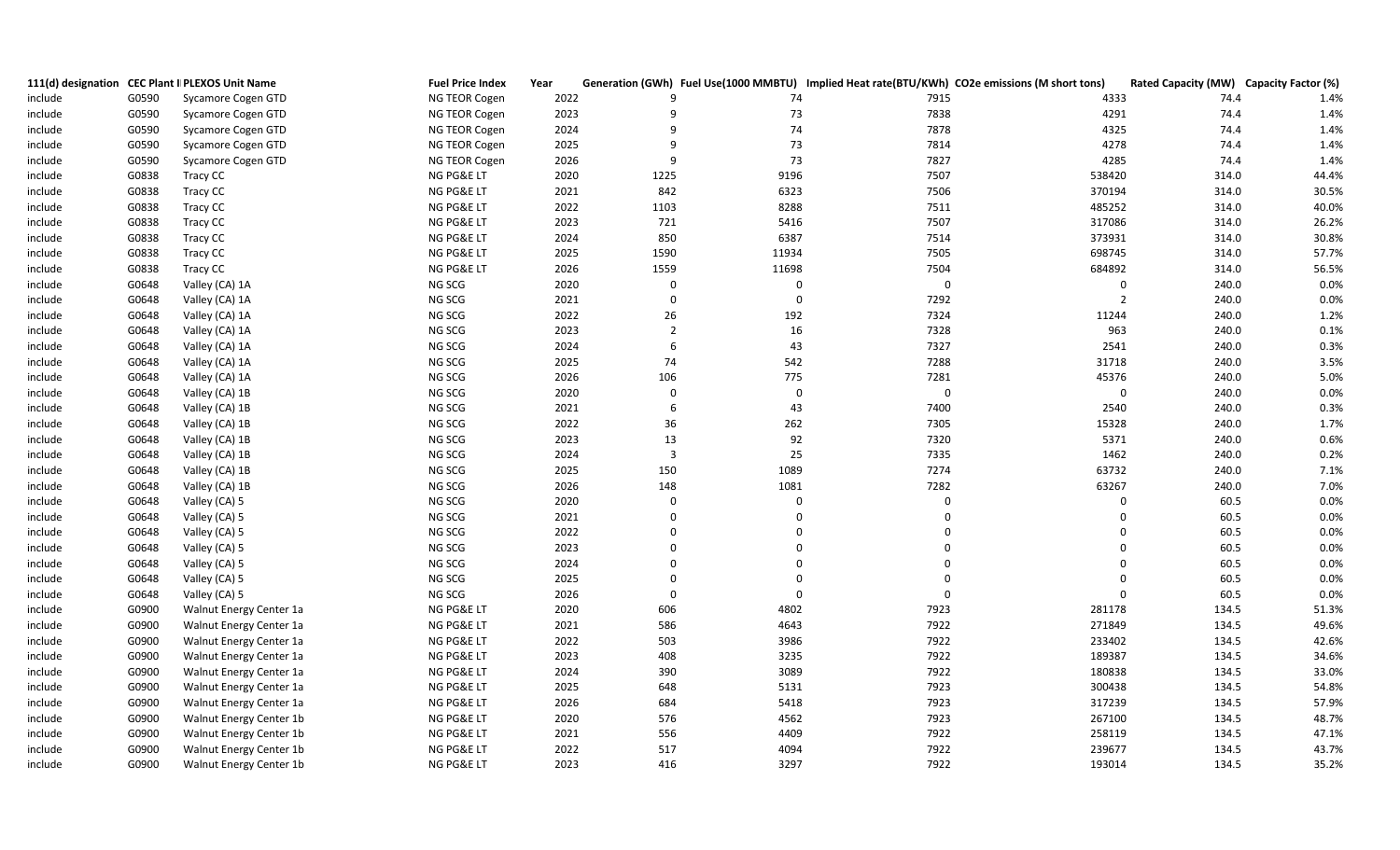| 111(d) designation | CEC Plant I | PLEXOS Unit Name | Fuel Price Index | Year | Generation (GWh) | Fuel Use(1000 MMBTU) | Implied Heat rate(BTU/KWh) | CO2e emissions (M short tons) | Rated Capacity (MW) | Capacity Factor (%) |
|---|---|---|---|---|---|---|---|---|---|---|
| include | G0590 | Sycamore Cogen GTD | NG TEOR Cogen | 2022 | 9 | 74 | 7915 | 4333 | 74.4 | 1.4% |
| include | G0590 | Sycamore Cogen GTD | NG TEOR Cogen | 2023 | 9 | 73 | 7838 | 4291 | 74.4 | 1.4% |
| include | G0590 | Sycamore Cogen GTD | NG TEOR Cogen | 2024 | 9 | 74 | 7878 | 4325 | 74.4 | 1.4% |
| include | G0590 | Sycamore Cogen GTD | NG TEOR Cogen | 2025 | 9 | 73 | 7814 | 4278 | 74.4 | 1.4% |
| include | G0590 | Sycamore Cogen GTD | NG TEOR Cogen | 2026 | 9 | 73 | 7827 | 4285 | 74.4 | 1.4% |
| include | G0838 | Tracy CC | NG PG&E LT | 2020 | 1225 | 9196 | 7507 | 538420 | 314.0 | 44.4% |
| include | G0838 | Tracy CC | NG PG&E LT | 2021 | 842 | 6323 | 7506 | 370194 | 314.0 | 30.5% |
| include | G0838 | Tracy CC | NG PG&E LT | 2022 | 1103 | 8288 | 7511 | 485252 | 314.0 | 40.0% |
| include | G0838 | Tracy CC | NG PG&E LT | 2023 | 721 | 5416 | 7507 | 317086 | 314.0 | 26.2% |
| include | G0838 | Tracy CC | NG PG&E LT | 2024 | 850 | 6387 | 7514 | 373931 | 314.0 | 30.8% |
| include | G0838 | Tracy CC | NG PG&E LT | 2025 | 1590 | 11934 | 7505 | 698745 | 314.0 | 57.7% |
| include | G0838 | Tracy CC | NG PG&E LT | 2026 | 1559 | 11698 | 7504 | 684892 | 314.0 | 56.5% |
| include | G0648 | Valley (CA) 1A | NG SCG | 2020 | 0 | 0 | 0 | 0 | 240.0 | 0.0% |
| include | G0648 | Valley (CA) 1A | NG SCG | 2021 | 0 | 0 | 7292 | 2 | 240.0 | 0.0% |
| include | G0648 | Valley (CA) 1A | NG SCG | 2022 | 26 | 192 | 7324 | 11244 | 240.0 | 1.2% |
| include | G0648 | Valley (CA) 1A | NG SCG | 2023 | 2 | 16 | 7328 | 963 | 240.0 | 0.1% |
| include | G0648 | Valley (CA) 1A | NG SCG | 2024 | 6 | 43 | 7327 | 2541 | 240.0 | 0.3% |
| include | G0648 | Valley (CA) 1A | NG SCG | 2025 | 74 | 542 | 7288 | 31718 | 240.0 | 3.5% |
| include | G0648 | Valley (CA) 1A | NG SCG | 2026 | 106 | 775 | 7281 | 45376 | 240.0 | 5.0% |
| include | G0648 | Valley (CA) 1B | NG SCG | 2020 | 0 | 0 | 0 | 0 | 240.0 | 0.0% |
| include | G0648 | Valley (CA) 1B | NG SCG | 2021 | 6 | 43 | 7400 | 2540 | 240.0 | 0.3% |
| include | G0648 | Valley (CA) 1B | NG SCG | 2022 | 36 | 262 | 7305 | 15328 | 240.0 | 1.7% |
| include | G0648 | Valley (CA) 1B | NG SCG | 2023 | 13 | 92 | 7320 | 5371 | 240.0 | 0.6% |
| include | G0648 | Valley (CA) 1B | NG SCG | 2024 | 3 | 25 | 7335 | 1462 | 240.0 | 0.2% |
| include | G0648 | Valley (CA) 1B | NG SCG | 2025 | 150 | 1089 | 7274 | 63732 | 240.0 | 7.1% |
| include | G0648 | Valley (CA) 1B | NG SCG | 2026 | 148 | 1081 | 7282 | 63267 | 240.0 | 7.0% |
| include | G0648 | Valley (CA) 5 | NG SCG | 2020 | 0 | 0 | 0 | 0 | 60.5 | 0.0% |
| include | G0648 | Valley (CA) 5 | NG SCG | 2021 | 0 | 0 | 0 | 0 | 60.5 | 0.0% |
| include | G0648 | Valley (CA) 5 | NG SCG | 2022 | 0 | 0 | 0 | 0 | 60.5 | 0.0% |
| include | G0648 | Valley (CA) 5 | NG SCG | 2023 | 0 | 0 | 0 | 0 | 60.5 | 0.0% |
| include | G0648 | Valley (CA) 5 | NG SCG | 2024 | 0 | 0 | 0 | 0 | 60.5 | 0.0% |
| include | G0648 | Valley (CA) 5 | NG SCG | 2025 | 0 | 0 | 0 | 0 | 60.5 | 0.0% |
| include | G0648 | Valley (CA) 5 | NG SCG | 2026 | 0 | 0 | 0 | 0 | 60.5 | 0.0% |
| include | G0900 | Walnut Energy Center 1a | NG PG&E LT | 2020 | 606 | 4802 | 7923 | 281178 | 134.5 | 51.3% |
| include | G0900 | Walnut Energy Center 1a | NG PG&E LT | 2021 | 586 | 4643 | 7922 | 271849 | 134.5 | 49.6% |
| include | G0900 | Walnut Energy Center 1a | NG PG&E LT | 2022 | 503 | 3986 | 7922 | 233402 | 134.5 | 42.6% |
| include | G0900 | Walnut Energy Center 1a | NG PG&E LT | 2023 | 408 | 3235 | 7922 | 189387 | 134.5 | 34.6% |
| include | G0900 | Walnut Energy Center 1a | NG PG&E LT | 2024 | 390 | 3089 | 7922 | 180838 | 134.5 | 33.0% |
| include | G0900 | Walnut Energy Center 1a | NG PG&E LT | 2025 | 648 | 5131 | 7923 | 300438 | 134.5 | 54.8% |
| include | G0900 | Walnut Energy Center 1a | NG PG&E LT | 2026 | 684 | 5418 | 7923 | 317239 | 134.5 | 57.9% |
| include | G0900 | Walnut Energy Center 1b | NG PG&E LT | 2020 | 576 | 4562 | 7923 | 267100 | 134.5 | 48.7% |
| include | G0900 | Walnut Energy Center 1b | NG PG&E LT | 2021 | 556 | 4409 | 7922 | 258119 | 134.5 | 47.1% |
| include | G0900 | Walnut Energy Center 1b | NG PG&E LT | 2022 | 517 | 4094 | 7922 | 239677 | 134.5 | 43.7% |
| include | G0900 | Walnut Energy Center 1b | NG PG&E LT | 2023 | 416 | 3297 | 7922 | 193014 | 134.5 | 35.2% |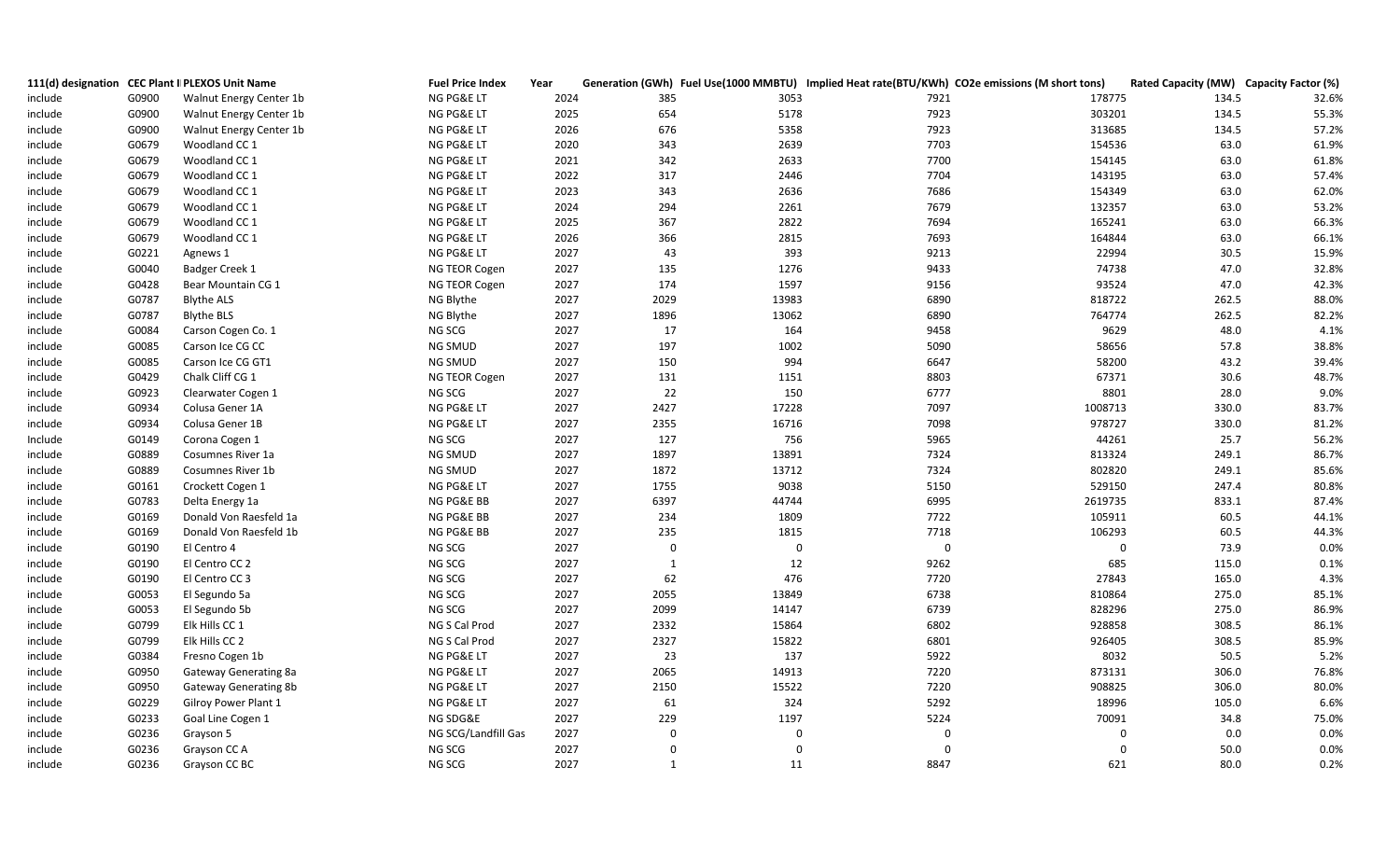| 111(d) designation | CEC Plant I | PLEXOS Unit Name | Fuel Price Index | Year | Generation (GWh) | Fuel Use(1000 MMBTU) | Implied Heat rate(BTU/KWh) | CO2e emissions (M short tons) | Rated Capacity (MW) | Capacity Factor (%) |
|---|---|---|---|---|---|---|---|---|---|---|
| include | G0900 | Walnut Energy Center 1b | NG PG&E LT | 2024 | 385 | 3053 | 7921 | 178775 | 134.5 | 32.6% |
| include | G0900 | Walnut Energy Center 1b | NG PG&E LT | 2025 | 654 | 5178 | 7923 | 303201 | 134.5 | 55.3% |
| include | G0900 | Walnut Energy Center 1b | NG PG&E LT | 2026 | 676 | 5358 | 7923 | 313685 | 134.5 | 57.2% |
| include | G0679 | Woodland CC 1 | NG PG&E LT | 2020 | 343 | 2639 | 7703 | 154536 | 63.0 | 61.9% |
| include | G0679 | Woodland CC 1 | NG PG&E LT | 2021 | 342 | 2633 | 7700 | 154145 | 63.0 | 61.8% |
| include | G0679 | Woodland CC 1 | NG PG&E LT | 2022 | 317 | 2446 | 7704 | 143195 | 63.0 | 57.4% |
| include | G0679 | Woodland CC 1 | NG PG&E LT | 2023 | 343 | 2636 | 7686 | 154349 | 63.0 | 62.0% |
| include | G0679 | Woodland CC 1 | NG PG&E LT | 2024 | 294 | 2261 | 7679 | 132357 | 63.0 | 53.2% |
| include | G0679 | Woodland CC 1 | NG PG&E LT | 2025 | 367 | 2822 | 7694 | 165241 | 63.0 | 66.3% |
| include | G0679 | Woodland CC 1 | NG PG&E LT | 2026 | 366 | 2815 | 7693 | 164844 | 63.0 | 66.1% |
| include | G0221 | Agnews 1 | NG PG&E LT | 2027 | 43 | 393 | 9213 | 22994 | 30.5 | 15.9% |
| include | G0040 | Badger Creek 1 | NG TEOR Cogen | 2027 | 135 | 1276 | 9433 | 74738 | 47.0 | 32.8% |
| include | G0428 | Bear Mountain CG 1 | NG TEOR Cogen | 2027 | 174 | 1597 | 9156 | 93524 | 47.0 | 42.3% |
| include | G0787 | Blythe ALS | NG Blythe | 2027 | 2029 | 13983 | 6890 | 818722 | 262.5 | 88.0% |
| include | G0787 | Blythe BLS | NG Blythe | 2027 | 1896 | 13062 | 6890 | 764774 | 262.5 | 82.2% |
| include | G0084 | Carson Cogen Co. 1 | NG SCG | 2027 | 17 | 164 | 9458 | 9629 | 48.0 | 4.1% |
| include | G0085 | Carson Ice CG CC | NG SMUD | 2027 | 197 | 1002 | 5090 | 58656 | 57.8 | 38.8% |
| include | G0085 | Carson Ice CG GT1 | NG SMUD | 2027 | 150 | 994 | 6647 | 58200 | 43.2 | 39.4% |
| include | G0429 | Chalk Cliff CG 1 | NG TEOR Cogen | 2027 | 131 | 1151 | 8803 | 67371 | 30.6 | 48.7% |
| include | G0923 | Clearwater Cogen 1 | NG SCG | 2027 | 22 | 150 | 6777 | 8801 | 28.0 | 9.0% |
| include | G0934 | Colusa Gener 1A | NG PG&E LT | 2027 | 2427 | 17228 | 7097 | 1008713 | 330.0 | 83.7% |
| include | G0934 | Colusa Gener 1B | NG PG&E LT | 2027 | 2355 | 16716 | 7098 | 978727 | 330.0 | 81.2% |
| Include | G0149 | Corona Cogen 1 | NG SCG | 2027 | 127 | 756 | 5965 | 44261 | 25.7 | 56.2% |
| include | G0889 | Cosumnes River 1a | NG SMUD | 2027 | 1897 | 13891 | 7324 | 813324 | 249.1 | 86.7% |
| include | G0889 | Cosumnes River 1b | NG SMUD | 2027 | 1872 | 13712 | 7324 | 802820 | 249.1 | 85.6% |
| include | G0161 | Crockett Cogen 1 | NG PG&E LT | 2027 | 1755 | 9038 | 5150 | 529150 | 247.4 | 80.8% |
| include | G0783 | Delta Energy 1a | NG PG&E BB | 2027 | 6397 | 44744 | 6995 | 2619735 | 833.1 | 87.4% |
| include | G0169 | Donald Von Raesfeld 1a | NG PG&E BB | 2027 | 234 | 1809 | 7722 | 105911 | 60.5 | 44.1% |
| include | G0169 | Donald Von Raesfeld 1b | NG PG&E BB | 2027 | 235 | 1815 | 7718 | 106293 | 60.5 | 44.3% |
| include | G0190 | El Centro 4 | NG SCG | 2027 | 0 | 0 | 0 | 0 | 73.9 | 0.0% |
| include | G0190 | El Centro CC 2 | NG SCG | 2027 | 1 | 12 | 9262 | 685 | 115.0 | 0.1% |
| include | G0190 | El Centro CC 3 | NG SCG | 2027 | 62 | 476 | 7720 | 27843 | 165.0 | 4.3% |
| include | G0053 | El Segundo 5a | NG SCG | 2027 | 2055 | 13849 | 6738 | 810864 | 275.0 | 85.1% |
| include | G0053 | El Segundo 5b | NG SCG | 2027 | 2099 | 14147 | 6739 | 828296 | 275.0 | 86.9% |
| include | G0799 | Elk Hills CC 1 | NG S Cal Prod | 2027 | 2332 | 15864 | 6802 | 928858 | 308.5 | 86.1% |
| include | G0799 | Elk Hills CC 2 | NG S Cal Prod | 2027 | 2327 | 15822 | 6801 | 926405 | 308.5 | 85.9% |
| include | G0384 | Fresno Cogen 1b | NG PG&E LT | 2027 | 23 | 137 | 5922 | 8032 | 50.5 | 5.2% |
| include | G0950 | Gateway Generating 8a | NG PG&E LT | 2027 | 2065 | 14913 | 7220 | 873131 | 306.0 | 76.8% |
| include | G0950 | Gateway Generating 8b | NG PG&E LT | 2027 | 2150 | 15522 | 7220 | 908825 | 306.0 | 80.0% |
| include | G0229 | Gilroy Power Plant 1 | NG PG&E LT | 2027 | 61 | 324 | 5292 | 18996 | 105.0 | 6.6% |
| include | G0233 | Goal Line Cogen 1 | NG SDG&E | 2027 | 229 | 1197 | 5224 | 70091 | 34.8 | 75.0% |
| include | G0236 | Grayson 5 | NG SCG/Landfill Gas | 2027 | 0 | 0 | 0 | 0 | 0.0 | 0.0% |
| include | G0236 | Grayson CC A | NG SCG | 2027 | 0 | 0 | 0 | 0 | 50.0 | 0.0% |
| include | G0236 | Grayson CC BC | NG SCG | 2027 | 1 | 11 | 8847 | 621 | 80.0 | 0.2% |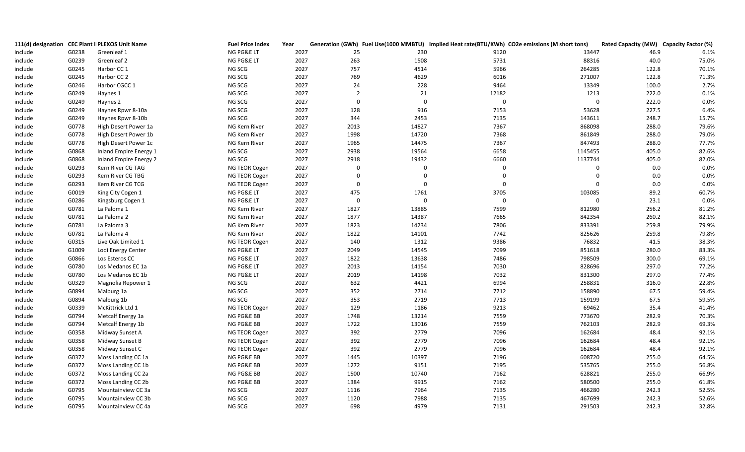| 111(d) designation | CEC Plant ID | PLEXOS Unit Name | Fuel Price Index | Year | Generation (GWh) | Fuel Use(1000 MMBTU) | Implied Heat rate(BTU/KWh) | CO2e emissions (M short tons) | Rated Capacity (MW) | Capacity Factor (%) |
|---|---|---|---|---|---|---|---|---|---|---|
| include | G0238 | Greenleaf 1 | NG PG&E LT | 2027 | 25 | 230 | 9120 | 13447 | 46.9 | 6.1% |
| include | G0239 | Greenleaf 2 | NG PG&E LT | 2027 | 263 | 1508 | 5731 | 88316 | 40.0 | 75.0% |
| include | G0245 | Harbor CC 1 | NG SCG | 2027 | 757 | 4514 | 5966 | 264285 | 122.8 | 70.1% |
| include | G0245 | Harbor CC 2 | NG SCG | 2027 | 769 | 4629 | 6016 | 271007 | 122.8 | 71.3% |
| include | G0246 | Harbor CGCC 1 | NG SCG | 2027 | 24 | 228 | 9464 | 13349 | 100.0 | 2.7% |
| include | G0249 | Haynes 1 | NG SCG | 2027 | 2 | 21 | 12182 | 1213 | 222.0 | 0.1% |
| include | G0249 | Haynes 2 | NG SCG | 2027 | 0 | 0 | 0 | 0 | 222.0 | 0.0% |
| include | G0249 | Haynes Rpwr 8-10a | NG SCG | 2027 | 128 | 916 | 7153 | 53628 | 227.5 | 6.4% |
| include | G0249 | Haynes Rpwr 8-10b | NG SCG | 2027 | 344 | 2453 | 7135 | 143611 | 248.7 | 15.7% |
| include | G0778 | High Desert Power 1a | NG Kern River | 2027 | 2013 | 14827 | 7367 | 868098 | 288.0 | 79.6% |
| include | G0778 | High Desert Power 1b | NG Kern River | 2027 | 1998 | 14720 | 7368 | 861849 | 288.0 | 79.0% |
| include | G0778 | High Desert Power 1c | NG Kern River | 2027 | 1965 | 14475 | 7367 | 847493 | 288.0 | 77.7% |
| include | G0868 | Inland Empire Energy 1 | NG SCG | 2027 | 2938 | 19564 | 6658 | 1145455 | 405.0 | 82.6% |
| include | G0868 | Inland Empire Energy 2 | NG SCG | 2027 | 2918 | 19432 | 6660 | 1137744 | 405.0 | 82.0% |
| include | G0293 | Kern River CG TAG | NG TEOR Cogen | 2027 | 0 | 0 | 0 | 0 | 0.0 | 0.0% |
| include | G0293 | Kern River CG TBG | NG TEOR Cogen | 2027 | 0 | 0 | 0 | 0 | 0.0 | 0.0% |
| include | G0293 | Kern River CG TCG | NG TEOR Cogen | 2027 | 0 | 0 | 0 | 0 | 0.0 | 0.0% |
| include | G0019 | King City Cogen 1 | NG PG&E LT | 2027 | 475 | 1761 | 3705 | 103085 | 89.2 | 60.7% |
| include | G0286 | Kingsburg Cogen 1 | NG PG&E LT | 2027 | 0 | 0 | 0 | 0 | 23.1 | 0.0% |
| include | G0781 | La Paloma 1 | NG Kern River | 2027 | 1827 | 13885 | 7599 | 812980 | 256.2 | 81.2% |
| include | G0781 | La Paloma 2 | NG Kern River | 2027 | 1877 | 14387 | 7665 | 842354 | 260.2 | 82.1% |
| include | G0781 | La Paloma 3 | NG Kern River | 2027 | 1823 | 14234 | 7806 | 833391 | 259.8 | 79.9% |
| include | G0781 | La Paloma 4 | NG Kern River | 2027 | 1822 | 14101 | 7742 | 825626 | 259.8 | 79.8% |
| include | G0315 | Live Oak Limited 1 | NG TEOR Cogen | 2027 | 140 | 1312 | 9386 | 76832 | 41.5 | 38.3% |
| include | G1009 | Lodi Energy Center | NG PG&E LT | 2027 | 2049 | 14545 | 7099 | 851618 | 280.0 | 83.3% |
| include | G0866 | Los Esteros CC | NG PG&E LT | 2027 | 1822 | 13638 | 7486 | 798509 | 300.0 | 69.1% |
| include | G0780 | Los Medanos EC 1a | NG PG&E LT | 2027 | 2013 | 14154 | 7030 | 828696 | 297.0 | 77.2% |
| include | G0780 | Los Medanos EC 1b | NG PG&E LT | 2027 | 2019 | 14198 | 7032 | 831300 | 297.0 | 77.4% |
| include | G0329 | Magnolia Repower 1 | NG SCG | 2027 | 632 | 4421 | 6994 | 258831 | 316.0 | 22.8% |
| include | G0894 | Malburg 1a | NG SCG | 2027 | 352 | 2714 | 7712 | 158890 | 67.5 | 59.4% |
| include | G0894 | Malburg 1b | NG SCG | 2027 | 353 | 2719 | 7713 | 159199 | 67.5 | 59.5% |
| include | G0339 | McKittrick Ltd 1 | NG TEOR Cogen | 2027 | 129 | 1186 | 9213 | 69462 | 35.4 | 41.4% |
| include | G0794 | Metcalf Energy 1a | NG PG&E BB | 2027 | 1748 | 13214 | 7559 | 773670 | 282.9 | 70.3% |
| include | G0794 | Metcalf Energy 1b | NG PG&E BB | 2027 | 1722 | 13016 | 7559 | 762103 | 282.9 | 69.3% |
| include | G0358 | Midway Sunset A | NG TEOR Cogen | 2027 | 392 | 2779 | 7096 | 162684 | 48.4 | 92.1% |
| include | G0358 | Midway Sunset B | NG TEOR Cogen | 2027 | 392 | 2779 | 7096 | 162684 | 48.4 | 92.1% |
| include | G0358 | Midway Sunset C | NG TEOR Cogen | 2027 | 392 | 2779 | 7096 | 162684 | 48.4 | 92.1% |
| include | G0372 | Moss Landing CC 1a | NG PG&E BB | 2027 | 1445 | 10397 | 7196 | 608720 | 255.0 | 64.5% |
| include | G0372 | Moss Landing CC 1b | NG PG&E BB | 2027 | 1272 | 9151 | 7195 | 535765 | 255.0 | 56.8% |
| include | G0372 | Moss Landing CC 2a | NG PG&E BB | 2027 | 1500 | 10740 | 7162 | 628821 | 255.0 | 66.9% |
| include | G0372 | Moss Landing CC 2b | NG PG&E BB | 2027 | 1384 | 9915 | 7162 | 580500 | 255.0 | 61.8% |
| include | G0795 | Mountainview CC 3a | NG SCG | 2027 | 1116 | 7964 | 7135 | 466280 | 242.3 | 52.5% |
| include | G0795 | Mountainview CC 3b | NG SCG | 2027 | 1120 | 7988 | 7135 | 467699 | 242.3 | 52.6% |
| include | G0795 | Mountainview CC 4a | NG SCG | 2027 | 698 | 4979 | 7131 | 291503 | 242.3 | 32.8% |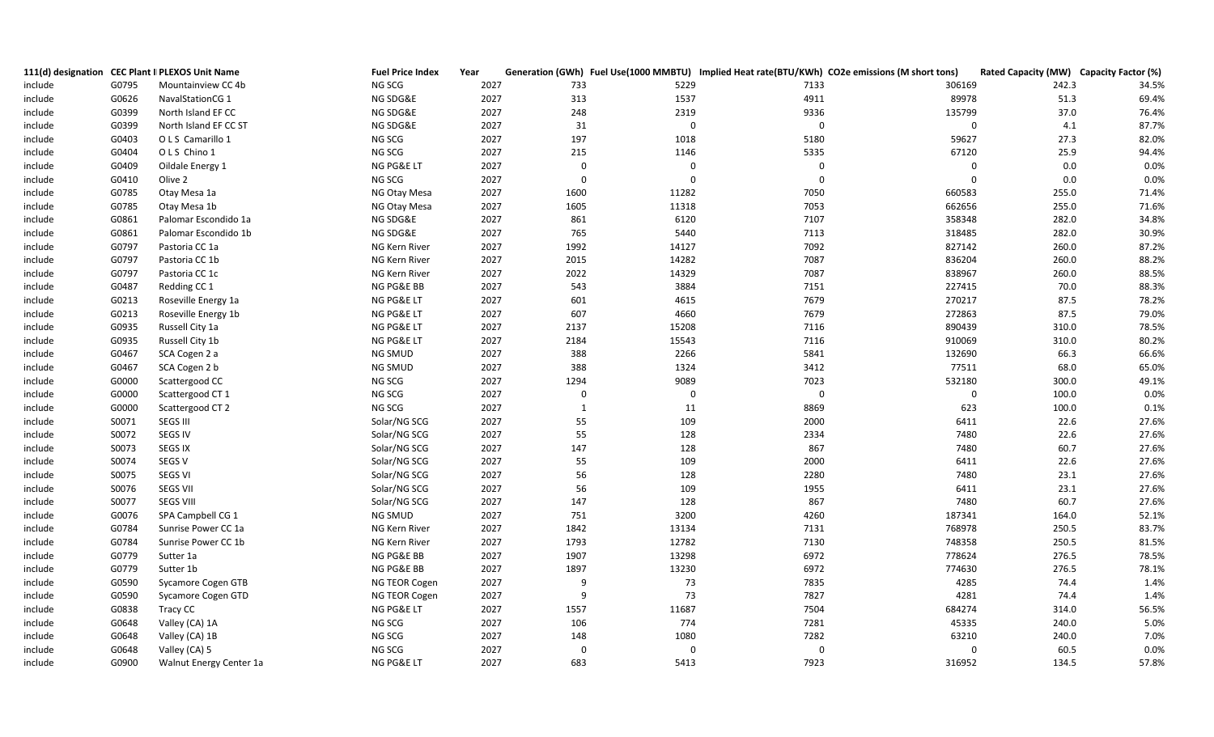| 111(d) designation | CEC Plant ID | PLEXOS Unit Name | Fuel Price Index | Year | Generation (GWh) | Fuel Use(1000 MMBTU) | Implied Heat rate(BTU/KWh) | CO2e emissions (M short tons) | Rated Capacity (MW) | Capacity Factor (%) |
|---|---|---|---|---|---|---|---|---|---|---|
| include | G0795 | Mountainview CC 4b | NG SCG | 2027 | 733 | 5229 | 7133 | 306169 | 242.3 | 34.5% |
| include | G0626 | NavalStationCG 1 | NG SDG&E | 2027 | 313 | 1537 | 4911 | 89978 | 51.3 | 69.4% |
| include | G0399 | North Island EF CC | NG SDG&E | 2027 | 248 | 2319 | 9336 | 135799 | 37.0 | 76.4% |
| include | G0399 | North Island EF CC ST | NG SDG&E | 2027 | 31 | 0 | 0 | 0 | 4.1 | 87.7% |
| include | G0403 | O L S Camarillo 1 | NG SCG | 2027 | 197 | 1018 | 5180 | 59627 | 27.3 | 82.0% |
| include | G0404 | O L S Chino 1 | NG SCG | 2027 | 215 | 1146 | 5335 | 67120 | 25.9 | 94.4% |
| include | G0409 | Oildale Energy 1 | NG PG&E LT | 2027 | 0 | 0 | 0 | 0 | 0.0 | 0.0% |
| include | G0410 | Olive 2 | NG SCG | 2027 | 0 | 0 | 0 | 0 | 0.0 | 0.0% |
| include | G0785 | Otay Mesa 1a | NG Otay Mesa | 2027 | 1600 | 11282 | 7050 | 660583 | 255.0 | 71.4% |
| include | G0785 | Otay Mesa 1b | NG Otay Mesa | 2027 | 1605 | 11318 | 7053 | 662656 | 255.0 | 71.6% |
| include | G0861 | Palomar Escondido 1a | NG SDG&E | 2027 | 861 | 6120 | 7107 | 358348 | 282.0 | 34.8% |
| include | G0861 | Palomar Escondido 1b | NG SDG&E | 2027 | 765 | 5440 | 7113 | 318485 | 282.0 | 30.9% |
| include | G0797 | Pastoria CC 1a | NG Kern River | 2027 | 1992 | 14127 | 7092 | 827142 | 260.0 | 87.2% |
| include | G0797 | Pastoria CC 1b | NG Kern River | 2027 | 2015 | 14282 | 7087 | 836204 | 260.0 | 88.2% |
| include | G0797 | Pastoria CC 1c | NG Kern River | 2027 | 2022 | 14329 | 7087 | 838967 | 260.0 | 88.5% |
| include | G0487 | Redding CC 1 | NG PG&E BB | 2027 | 543 | 3884 | 7151 | 227415 | 70.0 | 88.3% |
| include | G0213 | Roseville Energy 1a | NG PG&E LT | 2027 | 601 | 4615 | 7679 | 270217 | 87.5 | 78.2% |
| include | G0213 | Roseville Energy 1b | NG PG&E LT | 2027 | 607 | 4660 | 7679 | 272863 | 87.5 | 79.0% |
| include | G0935 | Russell City 1a | NG PG&E LT | 2027 | 2137 | 15208 | 7116 | 890439 | 310.0 | 78.5% |
| include | G0935 | Russell City 1b | NG PG&E LT | 2027 | 2184 | 15543 | 7116 | 910069 | 310.0 | 80.2% |
| include | G0467 | SCA Cogen 2 a | NG SMUD | 2027 | 388 | 2266 | 5841 | 132690 | 66.3 | 66.6% |
| include | G0467 | SCA Cogen 2 b | NG SMUD | 2027 | 388 | 1324 | 3412 | 77511 | 68.0 | 65.0% |
| include | G0000 | Scattergood CC | NG SCG | 2027 | 1294 | 9089 | 7023 | 532180 | 300.0 | 49.1% |
| include | G0000 | Scattergood CT 1 | NG SCG | 2027 | 0 | 0 | 0 | 0 | 100.0 | 0.0% |
| include | G0000 | Scattergood CT 2 | NG SCG | 2027 | 1 | 11 | 8869 | 623 | 100.0 | 0.1% |
| include | S0071 | SEGS III | Solar/NG SCG | 2027 | 55 | 109 | 2000 | 6411 | 22.6 | 27.6% |
| include | S0072 | SEGS IV | Solar/NG SCG | 2027 | 55 | 128 | 2334 | 7480 | 22.6 | 27.6% |
| include | S0073 | SEGS IX | Solar/NG SCG | 2027 | 147 | 128 | 867 | 7480 | 60.7 | 27.6% |
| include | S0074 | SEGS V | Solar/NG SCG | 2027 | 55 | 109 | 2000 | 6411 | 22.6 | 27.6% |
| include | S0075 | SEGS VI | Solar/NG SCG | 2027 | 56 | 128 | 2280 | 7480 | 23.1 | 27.6% |
| include | S0076 | SEGS VII | Solar/NG SCG | 2027 | 56 | 109 | 1955 | 6411 | 23.1 | 27.6% |
| include | S0077 | SEGS VIII | Solar/NG SCG | 2027 | 147 | 128 | 867 | 7480 | 60.7 | 27.6% |
| include | G0076 | SPA Campbell CG 1 | NG SMUD | 2027 | 751 | 3200 | 4260 | 187341 | 164.0 | 52.1% |
| include | G0784 | Sunrise Power CC 1a | NG Kern River | 2027 | 1842 | 13134 | 7131 | 768978 | 250.5 | 83.7% |
| include | G0784 | Sunrise Power CC 1b | NG Kern River | 2027 | 1793 | 12782 | 7130 | 748358 | 250.5 | 81.5% |
| include | G0779 | Sutter 1a | NG PG&E BB | 2027 | 1907 | 13298 | 6972 | 778624 | 276.5 | 78.5% |
| include | G0779 | Sutter 1b | NG PG&E BB | 2027 | 1897 | 13230 | 6972 | 774630 | 276.5 | 78.1% |
| include | G0590 | Sycamore Cogen GTB | NG TEOR Cogen | 2027 | 9 | 73 | 7835 | 4285 | 74.4 | 1.4% |
| include | G0590 | Sycamore Cogen GTD | NG TEOR Cogen | 2027 | 9 | 73 | 7827 | 4281 | 74.4 | 1.4% |
| include | G0838 | Tracy CC | NG PG&E LT | 2027 | 1557 | 11687 | 7504 | 684274 | 314.0 | 56.5% |
| include | G0648 | Valley (CA) 1A | NG SCG | 2027 | 106 | 774 | 7281 | 45335 | 240.0 | 5.0% |
| include | G0648 | Valley (CA) 1B | NG SCG | 2027 | 148 | 1080 | 7282 | 63210 | 240.0 | 7.0% |
| include | G0648 | Valley (CA) 5 | NG SCG | 2027 | 0 | 0 | 0 | 0 | 60.5 | 0.0% |
| include | G0900 | Walnut Energy Center 1a | NG PG&E LT | 2027 | 683 | 5413 | 7923 | 316952 | 134.5 | 57.8% |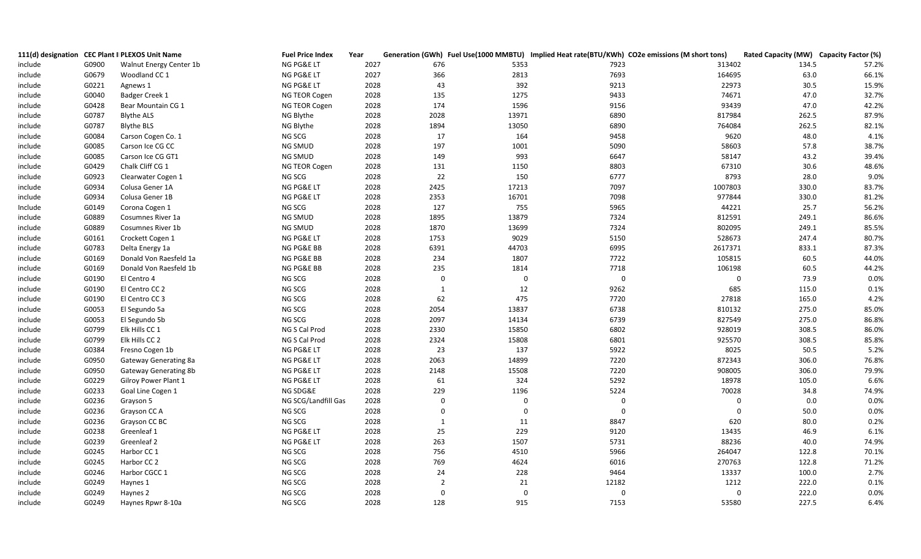| 111(d) designation | CEC Plant ID | PLEXOS Unit Name | Fuel Price Index | Year | Generation (GWh) | Fuel Use(1000 MMBTU) | Implied Heat rate(BTU/KWh) | CO2e emissions (M short tons) | Rated Capacity (MW) | Capacity Factor (%) |
|---|---|---|---|---|---|---|---|---|---|---|
| include | G0900 | Walnut Energy Center 1b | NG PG&E LT | 2027 | 676 | 5353 | 7923 | 313402 | 134.5 | 57.2% |
| include | G0679 | Woodland CC 1 | NG PG&E LT | 2027 | 366 | 2813 | 7693 | 164695 | 63.0 | 66.1% |
| include | G0221 | Agnews 1 | NG PG&E LT | 2028 | 43 | 392 | 9213 | 22973 | 30.5 | 15.9% |
| include | G0040 | Badger Creek 1 | NG TEOR Cogen | 2028 | 135 | 1275 | 9433 | 74671 | 47.0 | 32.7% |
| include | G0428 | Bear Mountain CG 1 | NG TEOR Cogen | 2028 | 174 | 1596 | 9156 | 93439 | 47.0 | 42.2% |
| include | G0787 | Blythe ALS | NG Blythe | 2028 | 2028 | 13971 | 6890 | 817984 | 262.5 | 87.9% |
| include | G0787 | Blythe BLS | NG Blythe | 2028 | 1894 | 13050 | 6890 | 764084 | 262.5 | 82.1% |
| include | G0084 | Carson Cogen Co. 1 | NG SCG | 2028 | 17 | 164 | 9458 | 9620 | 48.0 | 4.1% |
| include | G0085 | Carson Ice CG CC | NG SMUD | 2028 | 197 | 1001 | 5090 | 58603 | 57.8 | 38.7% |
| include | G0085 | Carson Ice CG GT1 | NG SMUD | 2028 | 149 | 993 | 6647 | 58147 | 43.2 | 39.4% |
| include | G0429 | Chalk Cliff CG 1 | NG TEOR Cogen | 2028 | 131 | 1150 | 8803 | 67310 | 30.6 | 48.6% |
| include | G0923 | Clearwater Cogen 1 | NG SCG | 2028 | 22 | 150 | 6777 | 8793 | 28.0 | 9.0% |
| include | G0934 | Colusa Gener 1A | NG PG&E LT | 2028 | 2425 | 17213 | 7097 | 1007803 | 330.0 | 83.7% |
| include | G0934 | Colusa Gener 1B | NG PG&E LT | 2028 | 2353 | 16701 | 7098 | 977844 | 330.0 | 81.2% |
| Include | G0149 | Corona Cogen 1 | NG SCG | 2028 | 127 | 755 | 5965 | 44221 | 25.7 | 56.2% |
| include | G0889 | Cosumnes River 1a | NG SMUD | 2028 | 1895 | 13879 | 7324 | 812591 | 249.1 | 86.6% |
| include | G0889 | Cosumnes River 1b | NG SMUD | 2028 | 1870 | 13699 | 7324 | 802095 | 249.1 | 85.5% |
| include | G0161 | Crockett Cogen 1 | NG PG&E LT | 2028 | 1753 | 9029 | 5150 | 528673 | 247.4 | 80.7% |
| include | G0783 | Delta Energy 1a | NG PG&E BB | 2028 | 6391 | 44703 | 6995 | 2617371 | 833.1 | 87.3% |
| include | G0169 | Donald Von Raesfeld 1a | NG PG&E BB | 2028 | 234 | 1807 | 7722 | 105815 | 60.5 | 44.0% |
| include | G0169 | Donald Von Raesfeld 1b | NG PG&E BB | 2028 | 235 | 1814 | 7718 | 106198 | 60.5 | 44.2% |
| include | G0190 | El Centro 4 | NG SCG | 2028 | 0 | 0 | 0 | 0 | 73.9 | 0.0% |
| include | G0190 | El Centro CC 2 | NG SCG | 2028 | 1 | 12 | 9262 | 685 | 115.0 | 0.1% |
| include | G0190 | El Centro CC 3 | NG SCG | 2028 | 62 | 475 | 7720 | 27818 | 165.0 | 4.2% |
| include | G0053 | El Segundo 5a | NG SCG | 2028 | 2054 | 13837 | 6738 | 810132 | 275.0 | 85.0% |
| include | G0053 | El Segundo 5b | NG SCG | 2028 | 2097 | 14134 | 6739 | 827549 | 275.0 | 86.8% |
| include | G0799 | Elk Hills CC 1 | NG S Cal Prod | 2028 | 2330 | 15850 | 6802 | 928019 | 308.5 | 86.0% |
| include | G0799 | Elk Hills CC 2 | NG S Cal Prod | 2028 | 2324 | 15808 | 6801 | 925570 | 308.5 | 85.8% |
| include | G0384 | Fresno Cogen 1b | NG PG&E LT | 2028 | 23 | 137 | 5922 | 8025 | 50.5 | 5.2% |
| include | G0950 | Gateway Generating 8a | NG PG&E LT | 2028 | 2063 | 14899 | 7220 | 872343 | 306.0 | 76.8% |
| include | G0950 | Gateway Generating 8b | NG PG&E LT | 2028 | 2148 | 15508 | 7220 | 908005 | 306.0 | 79.9% |
| include | G0229 | Gilroy Power Plant 1 | NG PG&E LT | 2028 | 61 | 324 | 5292 | 18978 | 105.0 | 6.6% |
| include | G0233 | Goal Line Cogen 1 | NG SDG&E | 2028 | 229 | 1196 | 5224 | 70028 | 34.8 | 74.9% |
| include | G0236 | Grayson 5 | NG SCG/Landfill Gas | 2028 | 0 | 0 | 0 | 0 | 0.0 | 0.0% |
| include | G0236 | Grayson CC A | NG SCG | 2028 | 0 | 0 | 0 | 0 | 50.0 | 0.0% |
| include | G0236 | Grayson CC BC | NG SCG | 2028 | 1 | 11 | 8847 | 620 | 80.0 | 0.2% |
| include | G0238 | Greenleaf 1 | NG PG&E LT | 2028 | 25 | 229 | 9120 | 13435 | 46.9 | 6.1% |
| include | G0239 | Greenleaf 2 | NG PG&E LT | 2028 | 263 | 1507 | 5731 | 88236 | 40.0 | 74.9% |
| include | G0245 | Harbor CC 1 | NG SCG | 2028 | 756 | 4510 | 5966 | 264047 | 122.8 | 70.1% |
| include | G0245 | Harbor CC 2 | NG SCG | 2028 | 769 | 4624 | 6016 | 270763 | 122.8 | 71.2% |
| include | G0246 | Harbor CGCC 1 | NG SCG | 2028 | 24 | 228 | 9464 | 13337 | 100.0 | 2.7% |
| include | G0249 | Haynes 1 | NG SCG | 2028 | 2 | 21 | 12182 | 1212 | 222.0 | 0.1% |
| include | G0249 | Haynes 2 | NG SCG | 2028 | 0 | 0 | 0 | 0 | 222.0 | 0.0% |
| include | G0249 | Haynes Rpwr 8-10a | NG SCG | 2028 | 128 | 915 | 7153 | 53580 | 227.5 | 6.4% |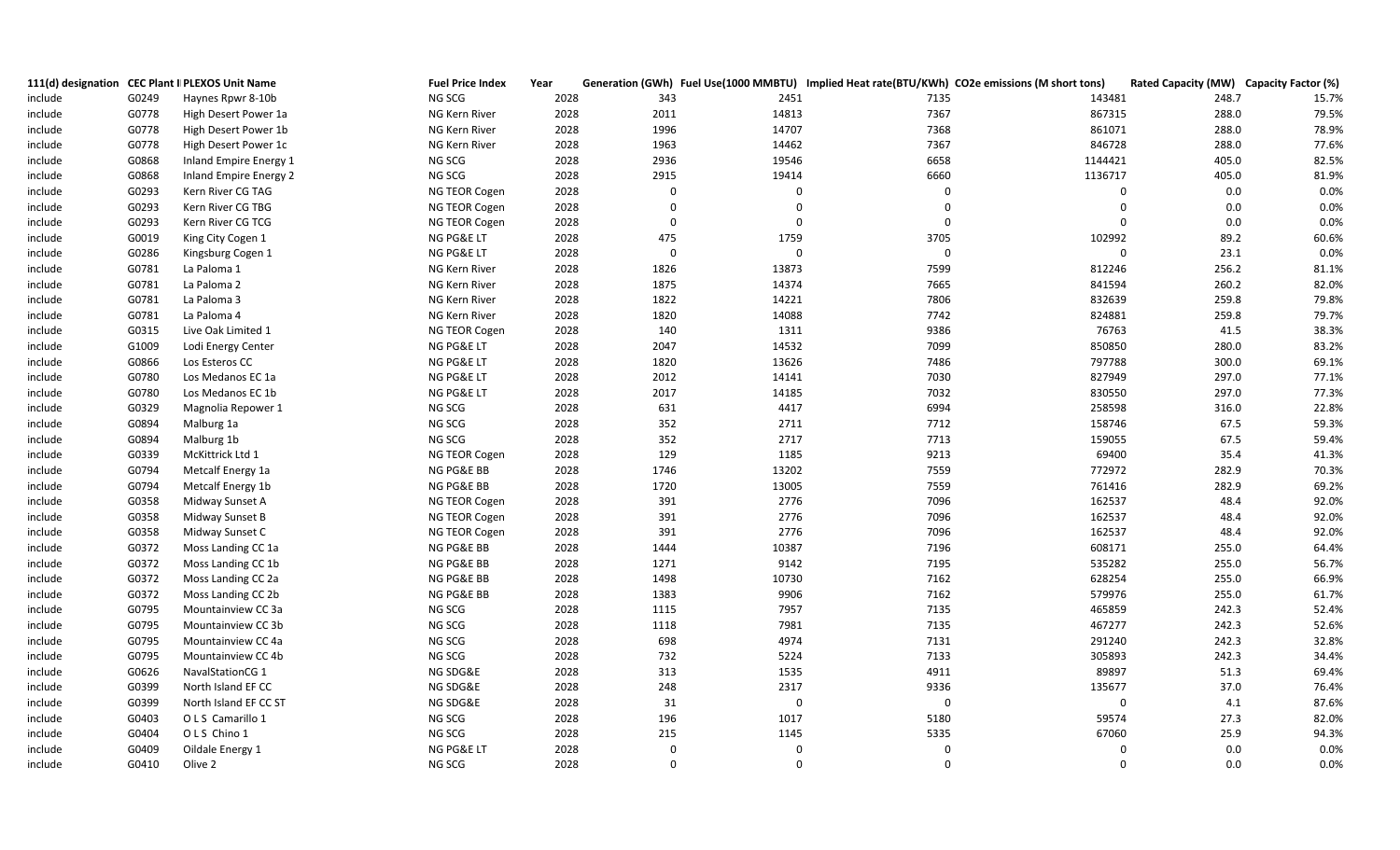| 111(d) designation | CEC Plant I | PLEXOS Unit Name | Fuel Price Index | Year | Generation (GWh) | Fuel Use(1000 MMBTU) | Implied Heat rate(BTU/KWh) | CO2e emissions (M short tons) | Rated Capacity (MW) | Capacity Factor (%) |
|---|---|---|---|---|---|---|---|---|---|---|
| include | G0249 | Haynes Rpwr 8-10b | NG SCG | 2028 | 343 | 2451 | 7135 | 143481 | 248.7 | 15.7% |
| include | G0778 | High Desert Power 1a | NG Kern River | 2028 | 2011 | 14813 | 7367 | 867315 | 288.0 | 79.5% |
| include | G0778 | High Desert Power 1b | NG Kern River | 2028 | 1996 | 14707 | 7368 | 861071 | 288.0 | 78.9% |
| include | G0778 | High Desert Power 1c | NG Kern River | 2028 | 1963 | 14462 | 7367 | 846728 | 288.0 | 77.6% |
| include | G0868 | Inland Empire Energy 1 | NG SCG | 2028 | 2936 | 19546 | 6658 | 1144421 | 405.0 | 82.5% |
| include | G0868 | Inland Empire Energy 2 | NG SCG | 2028 | 2915 | 19414 | 6660 | 1136717 | 405.0 | 81.9% |
| include | G0293 | Kern River CG TAG | NG TEOR Cogen | 2028 | 0 | 0 | 0 | 0 | 0.0 | 0.0% |
| include | G0293 | Kern River CG TBG | NG TEOR Cogen | 2028 | 0 | 0 | 0 | 0 | 0.0 | 0.0% |
| include | G0293 | Kern River CG TCG | NG TEOR Cogen | 2028 | 0 | 0 | 0 | 0 | 0.0 | 0.0% |
| include | G0019 | King City Cogen 1 | NG PG&E LT | 2028 | 475 | 1759 | 3705 | 102992 | 89.2 | 60.6% |
| include | G0286 | Kingsburg Cogen 1 | NG PG&E LT | 2028 | 0 | 0 | 0 | 0 | 23.1 | 0.0% |
| include | G0781 | La Paloma 1 | NG Kern River | 2028 | 1826 | 13873 | 7599 | 812246 | 256.2 | 81.1% |
| include | G0781 | La Paloma 2 | NG Kern River | 2028 | 1875 | 14374 | 7665 | 841594 | 260.2 | 82.0% |
| include | G0781 | La Paloma 3 | NG Kern River | 2028 | 1822 | 14221 | 7806 | 832639 | 259.8 | 79.8% |
| include | G0781 | La Paloma 4 | NG Kern River | 2028 | 1820 | 14088 | 7742 | 824881 | 259.8 | 79.7% |
| include | G0315 | Live Oak Limited 1 | NG TEOR Cogen | 2028 | 140 | 1311 | 9386 | 76763 | 41.5 | 38.3% |
| include | G1009 | Lodi Energy Center | NG PG&E LT | 2028 | 2047 | 14532 | 7099 | 850850 | 280.0 | 83.2% |
| include | G0866 | Los Esteros CC | NG PG&E LT | 2028 | 1820 | 13626 | 7486 | 797788 | 300.0 | 69.1% |
| include | G0780 | Los Medanos EC 1a | NG PG&E LT | 2028 | 2012 | 14141 | 7030 | 827949 | 297.0 | 77.1% |
| include | G0780 | Los Medanos EC 1b | NG PG&E LT | 2028 | 2017 | 14185 | 7032 | 830550 | 297.0 | 77.3% |
| include | G0329 | Magnolia Repower 1 | NG SCG | 2028 | 631 | 4417 | 6994 | 258598 | 316.0 | 22.8% |
| include | G0894 | Malburg 1a | NG SCG | 2028 | 352 | 2711 | 7712 | 158746 | 67.5 | 59.3% |
| include | G0894 | Malburg 1b | NG SCG | 2028 | 352 | 2717 | 7713 | 159055 | 67.5 | 59.4% |
| include | G0339 | McKittrick Ltd 1 | NG TEOR Cogen | 2028 | 129 | 1185 | 9213 | 69400 | 35.4 | 41.3% |
| include | G0794 | Metcalf Energy 1a | NG PG&E BB | 2028 | 1746 | 13202 | 7559 | 772972 | 282.9 | 70.3% |
| include | G0794 | Metcalf Energy 1b | NG PG&E BB | 2028 | 1720 | 13005 | 7559 | 761416 | 282.9 | 69.2% |
| include | G0358 | Midway Sunset A | NG TEOR Cogen | 2028 | 391 | 2776 | 7096 | 162537 | 48.4 | 92.0% |
| include | G0358 | Midway Sunset B | NG TEOR Cogen | 2028 | 391 | 2776 | 7096 | 162537 | 48.4 | 92.0% |
| include | G0358 | Midway Sunset C | NG TEOR Cogen | 2028 | 391 | 2776 | 7096 | 162537 | 48.4 | 92.0% |
| include | G0372 | Moss Landing CC 1a | NG PG&E BB | 2028 | 1444 | 10387 | 7196 | 608171 | 255.0 | 64.4% |
| include | G0372 | Moss Landing CC 1b | NG PG&E BB | 2028 | 1271 | 9142 | 7195 | 535282 | 255.0 | 56.7% |
| include | G0372 | Moss Landing CC 2a | NG PG&E BB | 2028 | 1498 | 10730 | 7162 | 628254 | 255.0 | 66.9% |
| include | G0372 | Moss Landing CC 2b | NG PG&E BB | 2028 | 1383 | 9906 | 7162 | 579976 | 255.0 | 61.7% |
| include | G0795 | Mountainview CC 3a | NG SCG | 2028 | 1115 | 7957 | 7135 | 465859 | 242.3 | 52.4% |
| include | G0795 | Mountainview CC 3b | NG SCG | 2028 | 1118 | 7981 | 7135 | 467277 | 242.3 | 52.6% |
| include | G0795 | Mountainview CC 4a | NG SCG | 2028 | 698 | 4974 | 7131 | 291240 | 242.3 | 32.8% |
| include | G0795 | Mountainview CC 4b | NG SCG | 2028 | 732 | 5224 | 7133 | 305893 | 242.3 | 34.4% |
| include | G0626 | NavalStationCG 1 | NG SDG&E | 2028 | 313 | 1535 | 4911 | 89897 | 51.3 | 69.4% |
| include | G0399 | North Island EF CC | NG SDG&E | 2028 | 248 | 2317 | 9336 | 135677 | 37.0 | 76.4% |
| include | G0399 | North Island EF CC ST | NG SDG&E | 2028 | 31 | 0 | 0 | 0 | 4.1 | 87.6% |
| include | G0403 | O L S Camarillo 1 | NG SCG | 2028 | 196 | 1017 | 5180 | 59574 | 27.3 | 82.0% |
| include | G0404 | O L S Chino 1 | NG SCG | 2028 | 215 | 1145 | 5335 | 67060 | 25.9 | 94.3% |
| include | G0409 | Oildale Energy 1 | NG PG&E LT | 2028 | 0 | 0 | 0 | 0 | 0.0 | 0.0% |
| include | G0410 | Olive 2 | NG SCG | 2028 | 0 | 0 | 0 | 0 | 0.0 | 0.0% |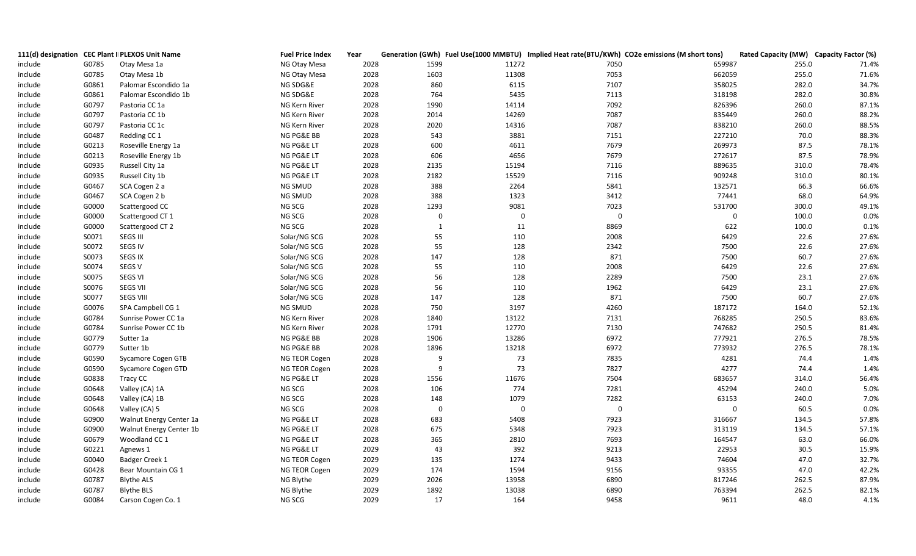| 111(d) designation | CEC Plant I | PLEXOS Unit Name | Fuel Price Index | Year | Generation (GWh) | Fuel Use(1000 MMBTU) | Implied Heat rate(BTU/KWh) | CO2e emissions (M short tons) | Rated Capacity (MW) | Capacity Factor (%) |
|---|---|---|---|---|---|---|---|---|---|---|
| include | G0785 | Otay Mesa 1a | NG Otay Mesa | 2028 | 1599 | 11272 | 7050 | 659987 | 255.0 | 71.4% |
| include | G0785 | Otay Mesa 1b | NG Otay Mesa | 2028 | 1603 | 11308 | 7053 | 662059 | 255.0 | 71.6% |
| include | G0861 | Palomar Escondido 1a | NG SDG&E | 2028 | 860 | 6115 | 7107 | 358025 | 282.0 | 34.7% |
| include | G0861 | Palomar Escondido 1b | NG SDG&E | 2028 | 764 | 5435 | 7113 | 318198 | 282.0 | 30.8% |
| include | G0797 | Pastoria CC 1a | NG Kern River | 2028 | 1990 | 14114 | 7092 | 826396 | 260.0 | 87.1% |
| include | G0797 | Pastoria CC 1b | NG Kern River | 2028 | 2014 | 14269 | 7087 | 835449 | 260.0 | 88.2% |
| include | G0797 | Pastoria CC 1c | NG Kern River | 2028 | 2020 | 14316 | 7087 | 838210 | 260.0 | 88.5% |
| include | G0487 | Redding CC 1 | NG PG&E BB | 2028 | 543 | 3881 | 7151 | 227210 | 70.0 | 88.3% |
| include | G0213 | Roseville Energy 1a | NG PG&E LT | 2028 | 600 | 4611 | 7679 | 269973 | 87.5 | 78.1% |
| include | G0213 | Roseville Energy 1b | NG PG&E LT | 2028 | 606 | 4656 | 7679 | 272617 | 87.5 | 78.9% |
| include | G0935 | Russell City 1a | NG PG&E LT | 2028 | 2135 | 15194 | 7116 | 889635 | 310.0 | 78.4% |
| include | G0935 | Russell City 1b | NG PG&E LT | 2028 | 2182 | 15529 | 7116 | 909248 | 310.0 | 80.1% |
| include | G0467 | SCA Cogen 2 a | NG SMUD | 2028 | 388 | 2264 | 5841 | 132571 | 66.3 | 66.6% |
| include | G0467 | SCA Cogen 2 b | NG SMUD | 2028 | 388 | 1323 | 3412 | 77441 | 68.0 | 64.9% |
| include | G0000 | Scattergood CC | NG SCG | 2028 | 1293 | 9081 | 7023 | 531700 | 300.0 | 49.1% |
| include | G0000 | Scattergood CT 1 | NG SCG | 2028 | 0 | 0 | 0 | 0 | 100.0 | 0.0% |
| include | G0000 | Scattergood CT 2 | NG SCG | 2028 | 1 | 11 | 8869 | 622 | 100.0 | 0.1% |
| include | S0071 | SEGS III | Solar/NG SCG | 2028 | 55 | 110 | 2008 | 6429 | 22.6 | 27.6% |
| include | S0072 | SEGS IV | Solar/NG SCG | 2028 | 55 | 128 | 2342 | 7500 | 22.6 | 27.6% |
| include | S0073 | SEGS IX | Solar/NG SCG | 2028 | 147 | 128 | 871 | 7500 | 60.7 | 27.6% |
| include | S0074 | SEGS V | Solar/NG SCG | 2028 | 55 | 110 | 2008 | 6429 | 22.6 | 27.6% |
| include | S0075 | SEGS VI | Solar/NG SCG | 2028 | 56 | 128 | 2289 | 7500 | 23.1 | 27.6% |
| include | S0076 | SEGS VII | Solar/NG SCG | 2028 | 56 | 110 | 1962 | 6429 | 23.1 | 27.6% |
| include | S0077 | SEGS VIII | Solar/NG SCG | 2028 | 147 | 128 | 871 | 7500 | 60.7 | 27.6% |
| include | G0076 | SPA Campbell CG 1 | NG SMUD | 2028 | 750 | 3197 | 4260 | 187172 | 164.0 | 52.1% |
| include | G0784 | Sunrise Power CC 1a | NG Kern River | 2028 | 1840 | 13122 | 7131 | 768285 | 250.5 | 83.6% |
| include | G0784 | Sunrise Power CC 1b | NG Kern River | 2028 | 1791 | 12770 | 7130 | 747682 | 250.5 | 81.4% |
| include | G0779 | Sutter 1a | NG PG&E BB | 2028 | 1906 | 13286 | 6972 | 777921 | 276.5 | 78.5% |
| include | G0779 | Sutter 1b | NG PG&E BB | 2028 | 1896 | 13218 | 6972 | 773932 | 276.5 | 78.1% |
| include | G0590 | Sycamore Cogen GTB | NG TEOR Cogen | 2028 | 9 | 73 | 7835 | 4281 | 74.4 | 1.4% |
| include | G0590 | Sycamore Cogen GTD | NG TEOR Cogen | 2028 | 9 | 73 | 7827 | 4277 | 74.4 | 1.4% |
| include | G0838 | Tracy CC | NG PG&E LT | 2028 | 1556 | 11676 | 7504 | 683657 | 314.0 | 56.4% |
| include | G0648 | Valley (CA) 1A | NG SCG | 2028 | 106 | 774 | 7281 | 45294 | 240.0 | 5.0% |
| include | G0648 | Valley (CA) 1B | NG SCG | 2028 | 148 | 1079 | 7282 | 63153 | 240.0 | 7.0% |
| include | G0648 | Valley (CA) 5 | NG SCG | 2028 | 0 | 0 | 0 | 0 | 60.5 | 0.0% |
| include | G0900 | Walnut Energy Center 1a | NG PG&E LT | 2028 | 683 | 5408 | 7923 | 316667 | 134.5 | 57.8% |
| include | G0900 | Walnut Energy Center 1b | NG PG&E LT | 2028 | 675 | 5348 | 7923 | 313119 | 134.5 | 57.1% |
| include | G0679 | Woodland CC 1 | NG PG&E LT | 2028 | 365 | 2810 | 7693 | 164547 | 63.0 | 66.0% |
| include | G0221 | Agnews 1 | NG PG&E LT | 2029 | 43 | 392 | 9213 | 22953 | 30.5 | 15.9% |
| include | G0040 | Badger Creek 1 | NG TEOR Cogen | 2029 | 135 | 1274 | 9433 | 74604 | 47.0 | 32.7% |
| include | G0428 | Bear Mountain CG 1 | NG TEOR Cogen | 2029 | 174 | 1594 | 9156 | 93355 | 47.0 | 42.2% |
| include | G0787 | Blythe ALS | NG Blythe | 2029 | 2026 | 13958 | 6890 | 817246 | 262.5 | 87.9% |
| include | G0787 | Blythe BLS | NG Blythe | 2029 | 1892 | 13038 | 6890 | 763394 | 262.5 | 82.1% |
| include | G0084 | Carson Cogen Co. 1 | NG SCG | 2029 | 17 | 164 | 9458 | 9611 | 48.0 | 4.1% |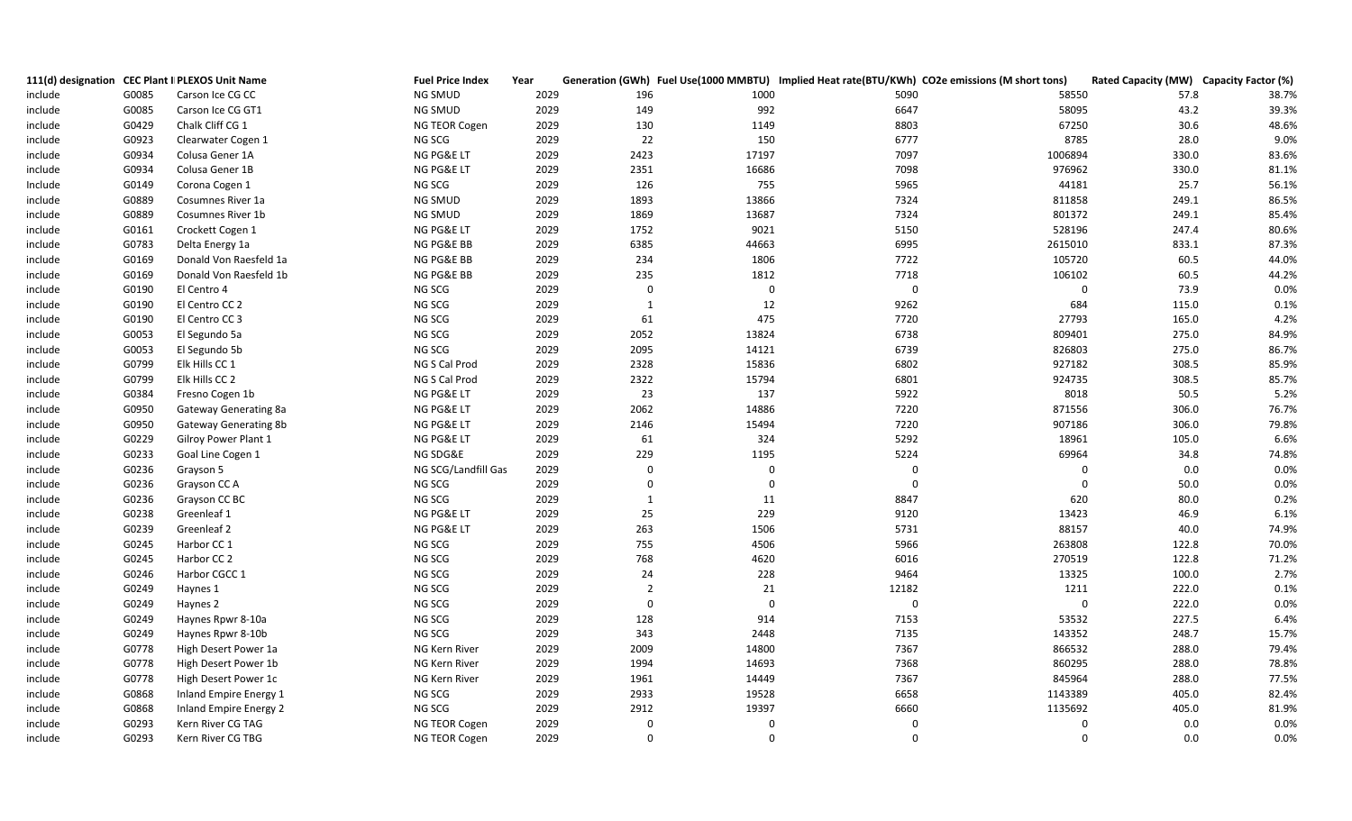| 111(d) designation | CEC Plant I | PLEXOS Unit Name | Fuel Price Index | Year | Generation (GWh) | Fuel Use(1000 MMBTU) | Implied Heat rate(BTU/KWh) | CO2e emissions (M short tons) | Rated Capacity (MW) | Capacity Factor (%) |
|---|---|---|---|---|---|---|---|---|---|---|
| include | G0085 | Carson Ice CG CC | NG SMUD | 2029 | 196 | 1000 | 5090 | 58550 | 57.8 | 38.7% |
| include | G0085 | Carson Ice CG GT1 | NG SMUD | 2029 | 149 | 992 | 6647 | 58095 | 43.2 | 39.3% |
| include | G0429 | Chalk Cliff CG 1 | NG TEOR Cogen | 2029 | 130 | 1149 | 8803 | 67250 | 30.6 | 48.6% |
| include | G0923 | Clearwater Cogen 1 | NG SCG | 2029 | 22 | 150 | 6777 | 8785 | 28.0 | 9.0% |
| include | G0934 | Colusa Gener 1A | NG PG&E LT | 2029 | 2423 | 17197 | 7097 | 1006894 | 330.0 | 83.6% |
| include | G0934 | Colusa Gener 1B | NG PG&E LT | 2029 | 2351 | 16686 | 7098 | 976962 | 330.0 | 81.1% |
| Include | G0149 | Corona Cogen 1 | NG SCG | 2029 | 126 | 755 | 5965 | 44181 | 25.7 | 56.1% |
| include | G0889 | Cosumnes River 1a | NG SMUD | 2029 | 1893 | 13866 | 7324 | 811858 | 249.1 | 86.5% |
| include | G0889 | Cosumnes River 1b | NG SMUD | 2029 | 1869 | 13687 | 7324 | 801372 | 249.1 | 85.4% |
| include | G0161 | Crockett Cogen 1 | NG PG&E LT | 2029 | 1752 | 9021 | 5150 | 528196 | 247.4 | 80.6% |
| include | G0783 | Delta Energy 1a | NG PG&E BB | 2029 | 6385 | 44663 | 6995 | 2615010 | 833.1 | 87.3% |
| include | G0169 | Donald Von Raesfeld 1a | NG PG&E BB | 2029 | 234 | 1806 | 7722 | 105720 | 60.5 | 44.0% |
| include | G0169 | Donald Von Raesfeld 1b | NG PG&E BB | 2029 | 235 | 1812 | 7718 | 106102 | 60.5 | 44.2% |
| include | G0190 | El Centro 4 | NG SCG | 2029 | 0 | 0 | 0 | 0 | 73.9 | 0.0% |
| include | G0190 | El Centro CC 2 | NG SCG | 2029 | 1 | 12 | 9262 | 684 | 115.0 | 0.1% |
| include | G0190 | El Centro CC 3 | NG SCG | 2029 | 61 | 475 | 7720 | 27793 | 165.0 | 4.2% |
| include | G0053 | El Segundo 5a | NG SCG | 2029 | 2052 | 13824 | 6738 | 809401 | 275.0 | 84.9% |
| include | G0053 | El Segundo 5b | NG SCG | 2029 | 2095 | 14121 | 6739 | 826803 | 275.0 | 86.7% |
| include | G0799 | Elk Hills CC 1 | NG S Cal Prod | 2029 | 2328 | 15836 | 6802 | 927182 | 308.5 | 85.9% |
| include | G0799 | Elk Hills CC 2 | NG S Cal Prod | 2029 | 2322 | 15794 | 6801 | 924735 | 308.5 | 85.7% |
| include | G0384 | Fresno Cogen 1b | NG PG&E LT | 2029 | 23 | 137 | 5922 | 8018 | 50.5 | 5.2% |
| include | G0950 | Gateway Generating 8a | NG PG&E LT | 2029 | 2062 | 14886 | 7220 | 871556 | 306.0 | 76.7% |
| include | G0950 | Gateway Generating 8b | NG PG&E LT | 2029 | 2146 | 15494 | 7220 | 907186 | 306.0 | 79.8% |
| include | G0229 | Gilroy Power Plant 1 | NG PG&E LT | 2029 | 61 | 324 | 5292 | 18961 | 105.0 | 6.6% |
| include | G0233 | Goal Line Cogen 1 | NG SDG&E | 2029 | 229 | 1195 | 5224 | 69964 | 34.8 | 74.8% |
| include | G0236 | Grayson 5 | NG SCG/Landfill Gas | 2029 | 0 | 0 | 0 | 0 | 0.0 | 0.0% |
| include | G0236 | Grayson CC A | NG SCG | 2029 | 0 | 0 | 0 | 0 | 50.0 | 0.0% |
| include | G0236 | Grayson CC BC | NG SCG | 2029 | 1 | 11 | 8847 | 620 | 80.0 | 0.2% |
| include | G0238 | Greenleaf 1 | NG PG&E LT | 2029 | 25 | 229 | 9120 | 13423 | 46.9 | 6.1% |
| include | G0239 | Greenleaf 2 | NG PG&E LT | 2029 | 263 | 1506 | 5731 | 88157 | 40.0 | 74.9% |
| include | G0245 | Harbor CC 1 | NG SCG | 2029 | 755 | 4506 | 5966 | 263808 | 122.8 | 70.0% |
| include | G0245 | Harbor CC 2 | NG SCG | 2029 | 768 | 4620 | 6016 | 270519 | 122.8 | 71.2% |
| include | G0246 | Harbor CGCC 1 | NG SCG | 2029 | 24 | 228 | 9464 | 13325 | 100.0 | 2.7% |
| include | G0249 | Haynes 1 | NG SCG | 2029 | 2 | 21 | 12182 | 1211 | 222.0 | 0.1% |
| include | G0249 | Haynes 2 | NG SCG | 2029 | 0 | 0 | 0 | 0 | 222.0 | 0.0% |
| include | G0249 | Haynes Rpwr 8-10a | NG SCG | 2029 | 128 | 914 | 7153 | 53532 | 227.5 | 6.4% |
| include | G0249 | Haynes Rpwr 8-10b | NG SCG | 2029 | 343 | 2448 | 7135 | 143352 | 248.7 | 15.7% |
| include | G0778 | High Desert Power 1a | NG Kern River | 2029 | 2009 | 14800 | 7367 | 866532 | 288.0 | 79.4% |
| include | G0778 | High Desert Power 1b | NG Kern River | 2029 | 1994 | 14693 | 7368 | 860295 | 288.0 | 78.8% |
| include | G0778 | High Desert Power 1c | NG Kern River | 2029 | 1961 | 14449 | 7367 | 845964 | 288.0 | 77.5% |
| include | G0868 | Inland Empire Energy 1 | NG SCG | 2029 | 2933 | 19528 | 6658 | 1143389 | 405.0 | 82.4% |
| include | G0868 | Inland Empire Energy 2 | NG SCG | 2029 | 2912 | 19397 | 6660 | 1135692 | 405.0 | 81.9% |
| include | G0293 | Kern River CG TAG | NG TEOR Cogen | 2029 | 0 | 0 | 0 | 0 | 0.0 | 0.0% |
| include | G0293 | Kern River CG TBG | NG TEOR Cogen | 2029 | 0 | 0 | 0 | 0 | 0.0 | 0.0% |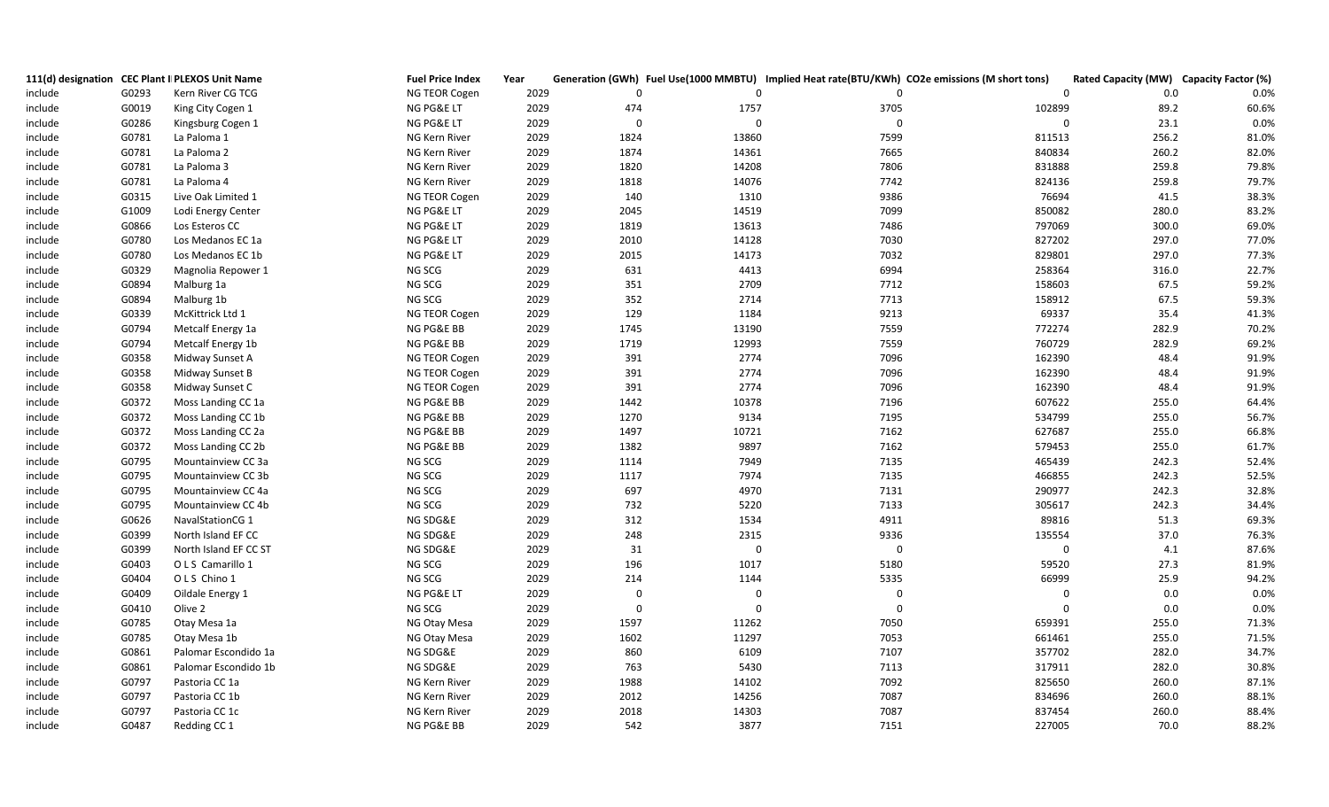| 111(d) designation | CEC Plant ID | PLEXOS Unit Name | Fuel Price Index | Year | Generation (GWh) | Fuel Use(1000 MMBTU) | Implied Heat rate(BTU/KWh) | CO2e emissions (M short tons) | Rated Capacity (MW) | Capacity Factor (%) |
|---|---|---|---|---|---|---|---|---|---|---|
| include | G0293 | Kern River CG TCG | NG TEOR Cogen | 2029 | 0 | 0 | 0 | 0 | 0.0 | 0.0% |
| include | G0019 | King City Cogen 1 | NG PG&E LT | 2029 | 474 | 1757 | 3705 | 102899 | 89.2 | 60.6% |
| include | G0286 | Kingsburg Cogen 1 | NG PG&E LT | 2029 | 0 | 0 | 0 | 0 | 23.1 | 0.0% |
| include | G0781 | La Paloma 1 | NG Kern River | 2029 | 1824 | 13860 | 7599 | 811513 | 256.2 | 81.0% |
| include | G0781 | La Paloma 2 | NG Kern River | 2029 | 1874 | 14361 | 7665 | 840834 | 260.2 | 82.0% |
| include | G0781 | La Paloma 3 | NG Kern River | 2029 | 1820 | 14208 | 7806 | 831888 | 259.8 | 79.8% |
| include | G0781 | La Paloma 4 | NG Kern River | 2029 | 1818 | 14076 | 7742 | 824136 | 259.8 | 79.7% |
| include | G0315 | Live Oak Limited 1 | NG TEOR Cogen | 2029 | 140 | 1310 | 9386 | 76694 | 41.5 | 38.3% |
| include | G1009 | Lodi Energy Center | NG PG&E LT | 2029 | 2045 | 14519 | 7099 | 850082 | 280.0 | 83.2% |
| include | G0866 | Los Esteros CC | NG PG&E LT | 2029 | 1819 | 13613 | 7486 | 797069 | 300.0 | 69.0% |
| include | G0780 | Los Medanos EC 1a | NG PG&E LT | 2029 | 2010 | 14128 | 7030 | 827202 | 297.0 | 77.0% |
| include | G0780 | Los Medanos EC 1b | NG PG&E LT | 2029 | 2015 | 14173 | 7032 | 829801 | 297.0 | 77.3% |
| include | G0329 | Magnolia Repower 1 | NG SCG | 2029 | 631 | 4413 | 6994 | 258364 | 316.0 | 22.7% |
| include | G0894 | Malburg 1a | NG SCG | 2029 | 351 | 2709 | 7712 | 158603 | 67.5 | 59.2% |
| include | G0894 | Malburg 1b | NG SCG | 2029 | 352 | 2714 | 7713 | 158912 | 67.5 | 59.3% |
| include | G0339 | McKittrick Ltd 1 | NG TEOR Cogen | 2029 | 129 | 1184 | 9213 | 69337 | 35.4 | 41.3% |
| include | G0794 | Metcalf Energy 1a | NG PG&E BB | 2029 | 1745 | 13190 | 7559 | 772274 | 282.9 | 70.2% |
| include | G0794 | Metcalf Energy 1b | NG PG&E BB | 2029 | 1719 | 12993 | 7559 | 760729 | 282.9 | 69.2% |
| include | G0358 | Midway Sunset A | NG TEOR Cogen | 2029 | 391 | 2774 | 7096 | 162390 | 48.4 | 91.9% |
| include | G0358 | Midway Sunset B | NG TEOR Cogen | 2029 | 391 | 2774 | 7096 | 162390 | 48.4 | 91.9% |
| include | G0358 | Midway Sunset C | NG TEOR Cogen | 2029 | 391 | 2774 | 7096 | 162390 | 48.4 | 91.9% |
| include | G0372 | Moss Landing CC 1a | NG PG&E BB | 2029 | 1442 | 10378 | 7196 | 607622 | 255.0 | 64.4% |
| include | G0372 | Moss Landing CC 1b | NG PG&E BB | 2029 | 1270 | 9134 | 7195 | 534799 | 255.0 | 56.7% |
| include | G0372 | Moss Landing CC 2a | NG PG&E BB | 2029 | 1497 | 10721 | 7162 | 627687 | 255.0 | 66.8% |
| include | G0372 | Moss Landing CC 2b | NG PG&E BB | 2029 | 1382 | 9897 | 7162 | 579453 | 255.0 | 61.7% |
| include | G0795 | Mountainview CC 3a | NG SCG | 2029 | 1114 | 7949 | 7135 | 465439 | 242.3 | 52.4% |
| include | G0795 | Mountainview CC 3b | NG SCG | 2029 | 1117 | 7974 | 7135 | 466855 | 242.3 | 52.5% |
| include | G0795 | Mountainview CC 4a | NG SCG | 2029 | 697 | 4970 | 7131 | 290977 | 242.3 | 32.8% |
| include | G0795 | Mountainview CC 4b | NG SCG | 2029 | 732 | 5220 | 7133 | 305617 | 242.3 | 34.4% |
| include | G0626 | NavalStationCG 1 | NG SDG&E | 2029 | 312 | 1534 | 4911 | 89816 | 51.3 | 69.3% |
| include | G0399 | North Island EF CC | NG SDG&E | 2029 | 248 | 2315 | 9336 | 135554 | 37.0 | 76.3% |
| include | G0399 | North Island EF CC ST | NG SDG&E | 2029 | 31 | 0 | 0 | 0 | 4.1 | 87.6% |
| include | G0403 | O L S Camarillo 1 | NG SCG | 2029 | 196 | 1017 | 5180 | 59520 | 27.3 | 81.9% |
| include | G0404 | O L S Chino 1 | NG SCG | 2029 | 214 | 1144 | 5335 | 66999 | 25.9 | 94.2% |
| include | G0409 | Oildale Energy 1 | NG PG&E LT | 2029 | 0 | 0 | 0 | 0 | 0.0 | 0.0% |
| include | G0410 | Olive 2 | NG SCG | 2029 | 0 | 0 | 0 | 0 | 0.0 | 0.0% |
| include | G0785 | Otay Mesa 1a | NG Otay Mesa | 2029 | 1597 | 11262 | 7050 | 659391 | 255.0 | 71.3% |
| include | G0785 | Otay Mesa 1b | NG Otay Mesa | 2029 | 1602 | 11297 | 7053 | 661461 | 255.0 | 71.5% |
| include | G0861 | Palomar Escondido 1a | NG SDG&E | 2029 | 860 | 6109 | 7107 | 357702 | 282.0 | 34.7% |
| include | G0861 | Palomar Escondido 1b | NG SDG&E | 2029 | 763 | 5430 | 7113 | 317911 | 282.0 | 30.8% |
| include | G0797 | Pastoria CC 1a | NG Kern River | 2029 | 1988 | 14102 | 7092 | 825650 | 260.0 | 87.1% |
| include | G0797 | Pastoria CC 1b | NG Kern River | 2029 | 2012 | 14256 | 7087 | 834696 | 260.0 | 88.1% |
| include | G0797 | Pastoria CC 1c | NG Kern River | 2029 | 2018 | 14303 | 7087 | 837454 | 260.0 | 88.4% |
| include | G0487 | Redding CC 1 | NG PG&E BB | 2029 | 542 | 3877 | 7151 | 227005 | 70.0 | 88.2% |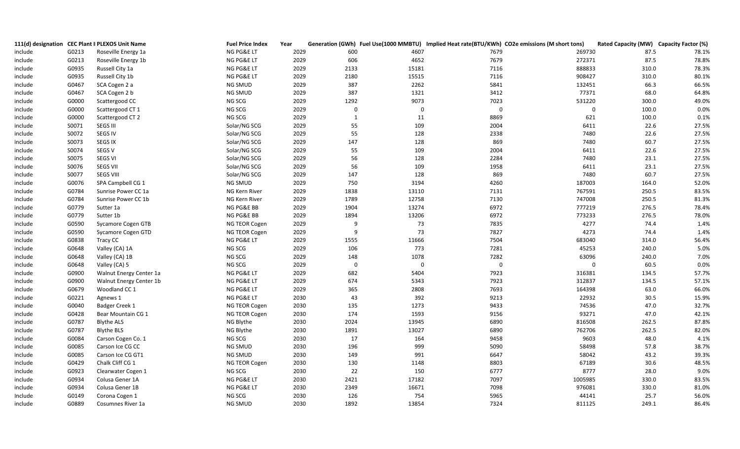| 111(d) designation | CEC Plant I | PLEXOS Unit Name | Fuel Price Index | Year | Generation (GWh) | Fuel Use(1000 MMBTU) | Implied Heat rate(BTU/KWh) | CO2e emissions (M short tons) | Rated Capacity (MW) | Capacity Factor (%) |
|---|---|---|---|---|---|---|---|---|---|---|
| include | G0213 | Roseville Energy 1a | NG PG&E LT | 2029 | 600 | 4607 | 7679 | 269730 | 87.5 | 78.1% |
| include | G0213 | Roseville Energy 1b | NG PG&E LT | 2029 | 606 | 4652 | 7679 | 272371 | 87.5 | 78.8% |
| include | G0935 | Russell City 1a | NG PG&E LT | 2029 | 2133 | 15181 | 7116 | 888833 | 310.0 | 78.3% |
| include | G0935 | Russell City 1b | NG PG&E LT | 2029 | 2180 | 15515 | 7116 | 908427 | 310.0 | 80.1% |
| include | G0467 | SCA Cogen 2 a | NG SMUD | 2029 | 387 | 2262 | 5841 | 132451 | 66.3 | 66.5% |
| include | G0467 | SCA Cogen 2 b | NG SMUD | 2029 | 387 | 1321 | 3412 | 77371 | 68.0 | 64.8% |
| include | G0000 | Scattergood CC | NG SCG | 2029 | 1292 | 9073 | 7023 | 531220 | 300.0 | 49.0% |
| include | G0000 | Scattergood CT 1 | NG SCG | 2029 | 0 | 0 | 0 | 0 | 100.0 | 0.0% |
| include | G0000 | Scattergood CT 2 | NG SCG | 2029 | 1 | 11 | 8869 | 621 | 100.0 | 0.1% |
| include | S0071 | SEGS III | Solar/NG SCG | 2029 | 55 | 109 | 2004 | 6411 | 22.6 | 27.5% |
| include | S0072 | SEGS IV | Solar/NG SCG | 2029 | 55 | 128 | 2338 | 7480 | 22.6 | 27.5% |
| include | S0073 | SEGS IX | Solar/NG SCG | 2029 | 147 | 128 | 869 | 7480 | 60.7 | 27.5% |
| include | S0074 | SEGS V | Solar/NG SCG | 2029 | 55 | 109 | 2004 | 6411 | 22.6 | 27.5% |
| include | S0075 | SEGS VI | Solar/NG SCG | 2029 | 56 | 128 | 2284 | 7480 | 23.1 | 27.5% |
| include | S0076 | SEGS VII | Solar/NG SCG | 2029 | 56 | 109 | 1958 | 6411 | 23.1 | 27.5% |
| include | S0077 | SEGS VIII | Solar/NG SCG | 2029 | 147 | 128 | 869 | 7480 | 60.7 | 27.5% |
| include | G0076 | SPA Campbell CG 1 | NG SMUD | 2029 | 750 | 3194 | 4260 | 187003 | 164.0 | 52.0% |
| include | G0784 | Sunrise Power CC 1a | NG Kern River | 2029 | 1838 | 13110 | 7131 | 767591 | 250.5 | 83.5% |
| include | G0784 | Sunrise Power CC 1b | NG Kern River | 2029 | 1789 | 12758 | 7130 | 747008 | 250.5 | 81.3% |
| include | G0779 | Sutter 1a | NG PG&E BB | 2029 | 1904 | 13274 | 6972 | 777219 | 276.5 | 78.4% |
| include | G0779 | Sutter 1b | NG PG&E BB | 2029 | 1894 | 13206 | 6972 | 773233 | 276.5 | 78.0% |
| include | G0590 | Sycamore Cogen GTB | NG TEOR Cogen | 2029 | 9 | 73 | 7835 | 4277 | 74.4 | 1.4% |
| include | G0590 | Sycamore Cogen GTD | NG TEOR Cogen | 2029 | 9 | 73 | 7827 | 4273 | 74.4 | 1.4% |
| include | G0838 | Tracy CC | NG PG&E LT | 2029 | 1555 | 11666 | 7504 | 683040 | 314.0 | 56.4% |
| include | G0648 | Valley (CA) 1A | NG SCG | 2029 | 106 | 773 | 7281 | 45253 | 240.0 | 5.0% |
| include | G0648 | Valley (CA) 1B | NG SCG | 2029 | 148 | 1078 | 7282 | 63096 | 240.0 | 7.0% |
| include | G0648 | Valley (CA) 5 | NG SCG | 2029 | 0 | 0 | 0 | 0 | 60.5 | 0.0% |
| include | G0900 | Walnut Energy Center 1a | NG PG&E LT | 2029 | 682 | 5404 | 7923 | 316381 | 134.5 | 57.7% |
| include | G0900 | Walnut Energy Center 1b | NG PG&E LT | 2029 | 674 | 5343 | 7923 | 312837 | 134.5 | 57.1% |
| include | G0679 | Woodland CC 1 | NG PG&E LT | 2029 | 365 | 2808 | 7693 | 164398 | 63.0 | 66.0% |
| include | G0221 | Agnews 1 | NG PG&E LT | 2030 | 43 | 392 | 9213 | 22932 | 30.5 | 15.9% |
| include | G0040 | Badger Creek 1 | NG TEOR Cogen | 2030 | 135 | 1273 | 9433 | 74536 | 47.0 | 32.7% |
| include | G0428 | Bear Mountain CG 1 | NG TEOR Cogen | 2030 | 174 | 1593 | 9156 | 93271 | 47.0 | 42.1% |
| include | G0787 | Blythe ALS | NG Blythe | 2030 | 2024 | 13945 | 6890 | 816508 | 262.5 | 87.8% |
| include | G0787 | Blythe BLS | NG Blythe | 2030 | 1891 | 13027 | 6890 | 762706 | 262.5 | 82.0% |
| include | G0084 | Carson Cogen Co. 1 | NG SCG | 2030 | 17 | 164 | 9458 | 9603 | 48.0 | 4.1% |
| include | G0085 | Carson Ice CG CC | NG SMUD | 2030 | 196 | 999 | 5090 | 58498 | 57.8 | 38.7% |
| include | G0085 | Carson Ice CG GT1 | NG SMUD | 2030 | 149 | 991 | 6647 | 58042 | 43.2 | 39.3% |
| include | G0429 | Chalk Cliff CG 1 | NG TEOR Cogen | 2030 | 130 | 1148 | 8803 | 67189 | 30.6 | 48.5% |
| include | G0923 | Clearwater Cogen 1 | NG SCG | 2030 | 22 | 150 | 6777 | 8777 | 28.0 | 9.0% |
| include | G0934 | Colusa Gener 1A | NG PG&E LT | 2030 | 2421 | 17182 | 7097 | 1005985 | 330.0 | 83.5% |
| include | G0934 | Colusa Gener 1B | NG PG&E LT | 2030 | 2349 | 16671 | 7098 | 976081 | 330.0 | 81.0% |
| Include | G0149 | Corona Cogen 1 | NG SCG | 2030 | 126 | 754 | 5965 | 44141 | 25.7 | 56.0% |
| include | G0889 | Cosumnes River 1a | NG SMUD | 2030 | 1892 | 13854 | 7324 | 811125 | 249.1 | 86.4% |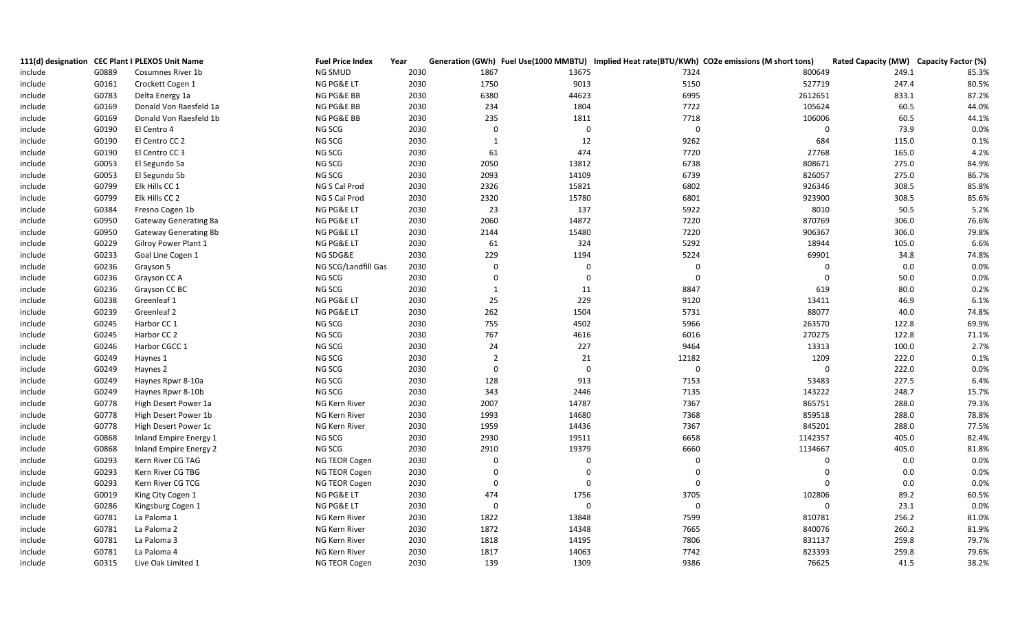| 111(d) designation | CEC Plant ID | PLEXOS Unit Name | Fuel Price Index | Year | Generation (GWh) | Fuel Use(1000 MMBTU) | Implied Heat rate(BTU/KWh) | CO2e emissions (M short tons) | Rated Capacity (MW) | Capacity Factor (%) |
|---|---|---|---|---|---|---|---|---|---|---|
| include | G0889 | Cosumnes River 1b | NG SMUD | 2030 | 1867 | 13675 | 7324 | 800649 | 249.1 | 85.3% |
| include | G0161 | Crockett Cogen 1 | NG PG&E LT | 2030 | 1750 | 9013 | 5150 | 527719 | 247.4 | 80.5% |
| include | G0783 | Delta Energy 1a | NG PG&E BB | 2030 | 6380 | 44623 | 6995 | 2612651 | 833.1 | 87.2% |
| include | G0169 | Donald Von Raesfeld 1a | NG PG&E BB | 2030 | 234 | 1804 | 7722 | 105624 | 60.5 | 44.0% |
| include | G0169 | Donald Von Raesfeld 1b | NG PG&E BB | 2030 | 235 | 1811 | 7718 | 106006 | 60.5 | 44.1% |
| include | G0190 | El Centro 4 | NG SCG | 2030 | 0 | 0 | 0 | 0 | 73.9 | 0.0% |
| include | G0190 | El Centro CC 2 | NG SCG | 2030 | 1 | 12 | 9262 | 684 | 115.0 | 0.1% |
| include | G0190 | El Centro CC 3 | NG SCG | 2030 | 61 | 474 | 7720 | 27768 | 165.0 | 4.2% |
| include | G0053 | El Segundo 5a | NG SCG | 2030 | 2050 | 13812 | 6738 | 808671 | 275.0 | 84.9% |
| include | G0053 | El Segundo 5b | NG SCG | 2030 | 2093 | 14109 | 6739 | 826057 | 275.0 | 86.7% |
| include | G0799 | Elk Hills CC 1 | NG S Cal Prod | 2030 | 2326 | 15821 | 6802 | 926346 | 308.5 | 85.8% |
| include | G0799 | Elk Hills CC 2 | NG S Cal Prod | 2030 | 2320 | 15780 | 6801 | 923900 | 308.5 | 85.6% |
| include | G0384 | Fresno Cogen 1b | NG PG&E LT | 2030 | 23 | 137 | 5922 | 8010 | 50.5 | 5.2% |
| include | G0950 | Gateway Generating 8a | NG PG&E LT | 2030 | 2060 | 14872 | 7220 | 870769 | 306.0 | 76.6% |
| include | G0950 | Gateway Generating 8b | NG PG&E LT | 2030 | 2144 | 15480 | 7220 | 906367 | 306.0 | 79.8% |
| include | G0229 | Gilroy Power Plant 1 | NG PG&E LT | 2030 | 61 | 324 | 5292 | 18944 | 105.0 | 6.6% |
| include | G0233 | Goal Line Cogen 1 | NG SDG&E | 2030 | 229 | 1194 | 5224 | 69901 | 34.8 | 74.8% |
| include | G0236 | Grayson 5 | NG SCG/Landfill Gas | 2030 | 0 | 0 | 0 | 0 | 0.0 | 0.0% |
| include | G0236 | Grayson CC A | NG SCG | 2030 | 0 | 0 | 0 | 0 | 50.0 | 0.0% |
| include | G0236 | Grayson CC BC | NG SCG | 2030 | 1 | 11 | 8847 | 619 | 80.0 | 0.2% |
| include | G0238 | Greenleaf 1 | NG PG&E LT | 2030 | 25 | 229 | 9120 | 13411 | 46.9 | 6.1% |
| include | G0239 | Greenleaf 2 | NG PG&E LT | 2030 | 262 | 1504 | 5731 | 88077 | 40.0 | 74.8% |
| include | G0245 | Harbor CC 1 | NG SCG | 2030 | 755 | 4502 | 5966 | 263570 | 122.8 | 69.9% |
| include | G0245 | Harbor CC 2 | NG SCG | 2030 | 767 | 4616 | 6016 | 270275 | 122.8 | 71.1% |
| include | G0246 | Harbor CGCC 1 | NG SCG | 2030 | 24 | 227 | 9464 | 13313 | 100.0 | 2.7% |
| include | G0249 | Haynes 1 | NG SCG | 2030 | 2 | 21 | 12182 | 1209 | 222.0 | 0.1% |
| include | G0249 | Haynes 2 | NG SCG | 2030 | 0 | 0 | 0 | 0 | 222.0 | 0.0% |
| include | G0249 | Haynes Rpwr 8-10a | NG SCG | 2030 | 128 | 913 | 7153 | 53483 | 227.5 | 6.4% |
| include | G0249 | Haynes Rpwr 8-10b | NG SCG | 2030 | 343 | 2446 | 7135 | 143222 | 248.7 | 15.7% |
| include | G0778 | High Desert Power 1a | NG Kern River | 2030 | 2007 | 14787 | 7367 | 865751 | 288.0 | 79.3% |
| include | G0778 | High Desert Power 1b | NG Kern River | 2030 | 1993 | 14680 | 7368 | 859518 | 288.0 | 78.8% |
| include | G0778 | High Desert Power 1c | NG Kern River | 2030 | 1959 | 14436 | 7367 | 845201 | 288.0 | 77.5% |
| include | G0868 | Inland Empire Energy 1 | NG SCG | 2030 | 2930 | 19511 | 6658 | 1142357 | 405.0 | 82.4% |
| include | G0868 | Inland Empire Energy 2 | NG SCG | 2030 | 2910 | 19379 | 6660 | 1134667 | 405.0 | 81.8% |
| include | G0293 | Kern River CG TAG | NG TEOR Cogen | 2030 | 0 | 0 | 0 | 0 | 0.0 | 0.0% |
| include | G0293 | Kern River CG TBG | NG TEOR Cogen | 2030 | 0 | 0 | 0 | 0 | 0.0 | 0.0% |
| include | G0293 | Kern River CG TCG | NG TEOR Cogen | 2030 | 0 | 0 | 0 | 0 | 0.0 | 0.0% |
| include | G0019 | King City Cogen 1 | NG PG&E LT | 2030 | 474 | 1756 | 3705 | 102806 | 89.2 | 60.5% |
| include | G0286 | Kingsburg Cogen 1 | NG PG&E LT | 2030 | 0 | 0 | 0 | 0 | 23.1 | 0.0% |
| include | G0781 | La Paloma 1 | NG Kern River | 2030 | 1822 | 13848 | 7599 | 810781 | 256.2 | 81.0% |
| include | G0781 | La Paloma 2 | NG Kern River | 2030 | 1872 | 14348 | 7665 | 840076 | 260.2 | 81.9% |
| include | G0781 | La Paloma 3 | NG Kern River | 2030 | 1818 | 14195 | 7806 | 831137 | 259.8 | 79.7% |
| include | G0781 | La Paloma 4 | NG Kern River | 2030 | 1817 | 14063 | 7742 | 823393 | 259.8 | 79.6% |
| include | G0315 | Live Oak Limited 1 | NG TEOR Cogen | 2030 | 139 | 1309 | 9386 | 76625 | 41.5 | 38.2% |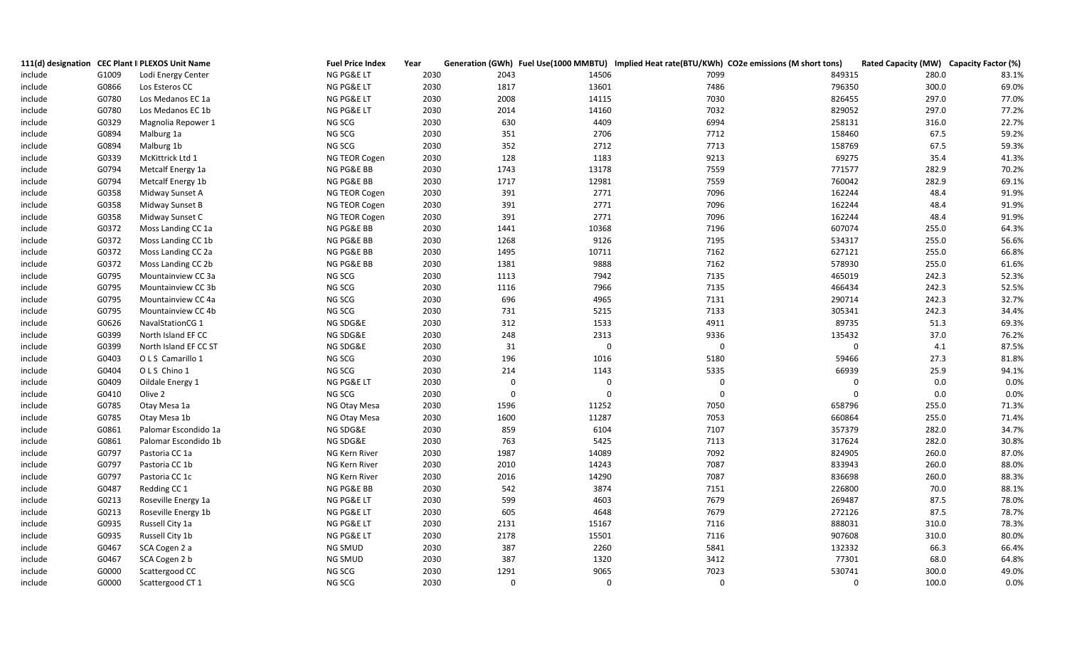| 111(d) designation | CEC Plant I | PLEXOS Unit Name | Fuel Price Index | Year | Generation (GWh) | Fuel Use(1000 MMBTU) | Implied Heat rate(BTU/KWh) | CO2e emissions (M short tons) | Rated Capacity (MW) | Capacity Factor (%) |
|---|---|---|---|---|---|---|---|---|---|---|
| include | G1009 | Lodi Energy Center | NG PG&E LT | 2030 | 2043 | 14506 | 7099 | 849315 | 280.0 | 83.1% |
| include | G0866 | Los Esteros CC | NG PG&E LT | 2030 | 1817 | 13601 | 7486 | 796350 | 300.0 | 69.0% |
| include | G0780 | Los Medanos EC 1a | NG PG&E LT | 2030 | 2008 | 14115 | 7030 | 826455 | 297.0 | 77.0% |
| include | G0780 | Los Medanos EC 1b | NG PG&E LT | 2030 | 2014 | 14160 | 7032 | 829052 | 297.0 | 77.2% |
| include | G0329 | Magnolia Repower 1 | NG SCG | 2030 | 630 | 4409 | 6994 | 258131 | 316.0 | 22.7% |
| include | G0894 | Malburg 1a | NG SCG | 2030 | 351 | 2706 | 7712 | 158460 | 67.5 | 59.2% |
| include | G0894 | Malburg 1b | NG SCG | 2030 | 352 | 2712 | 7713 | 158769 | 67.5 | 59.3% |
| include | G0339 | McKittrick Ltd 1 | NG TEOR Cogen | 2030 | 128 | 1183 | 9213 | 69275 | 35.4 | 41.3% |
| include | G0794 | Metcalf Energy 1a | NG PG&E BB | 2030 | 1743 | 13178 | 7559 | 771577 | 282.9 | 70.2% |
| include | G0794 | Metcalf Energy 1b | NG PG&E BB | 2030 | 1717 | 12981 | 7559 | 760042 | 282.9 | 69.1% |
| include | G0358 | Midway Sunset A | NG TEOR Cogen | 2030 | 391 | 2771 | 7096 | 162244 | 48.4 | 91.9% |
| include | G0358 | Midway Sunset B | NG TEOR Cogen | 2030 | 391 | 2771 | 7096 | 162244 | 48.4 | 91.9% |
| include | G0358 | Midway Sunset C | NG TEOR Cogen | 2030 | 391 | 2771 | 7096 | 162244 | 48.4 | 91.9% |
| include | G0372 | Moss Landing CC 1a | NG PG&E BB | 2030 | 1441 | 10368 | 7196 | 607074 | 255.0 | 64.3% |
| include | G0372 | Moss Landing CC 1b | NG PG&E BB | 2030 | 1268 | 9126 | 7195 | 534317 | 255.0 | 56.6% |
| include | G0372 | Moss Landing CC 2a | NG PG&E BB | 2030 | 1495 | 10711 | 7162 | 627121 | 255.0 | 66.8% |
| include | G0372 | Moss Landing CC 2b | NG PG&E BB | 2030 | 1381 | 9888 | 7162 | 578930 | 255.0 | 61.6% |
| include | G0795 | Mountainview CC 3a | NG SCG | 2030 | 1113 | 7942 | 7135 | 465019 | 242.3 | 52.3% |
| include | G0795 | Mountainview CC 3b | NG SCG | 2030 | 1116 | 7966 | 7135 | 466434 | 242.3 | 52.5% |
| include | G0795 | Mountainview CC 4a | NG SCG | 2030 | 696 | 4965 | 7131 | 290714 | 242.3 | 32.7% |
| include | G0795 | Mountainview CC 4b | NG SCG | 2030 | 731 | 5215 | 7133 | 305341 | 242.3 | 34.4% |
| include | G0626 | NavalStationCG 1 | NG SDG&E | 2030 | 312 | 1533 | 4911 | 89735 | 51.3 | 69.3% |
| include | G0399 | North Island EF CC | NG SDG&E | 2030 | 248 | 2313 | 9336 | 135432 | 37.0 | 76.2% |
| include | G0399 | North Island EF CC ST | NG SDG&E | 2030 | 31 | 0 | 0 | 0 | 4.1 | 87.5% |
| include | G0403 | O L S Camarillo 1 | NG SCG | 2030 | 196 | 1016 | 5180 | 59466 | 27.3 | 81.8% |
| include | G0404 | O L S Chino 1 | NG SCG | 2030 | 214 | 1143 | 5335 | 66939 | 25.9 | 94.1% |
| include | G0409 | Oildale Energy 1 | NG PG&E LT | 2030 | 0 | 0 | 0 | 0 | 0.0 | 0.0% |
| include | G0410 | Olive 2 | NG SCG | 2030 | 0 | 0 | 0 | 0 | 0.0 | 0.0% |
| include | G0785 | Otay Mesa 1a | NG Otay Mesa | 2030 | 1596 | 11252 | 7050 | 658796 | 255.0 | 71.3% |
| include | G0785 | Otay Mesa 1b | NG Otay Mesa | 2030 | 1600 | 11287 | 7053 | 660864 | 255.0 | 71.4% |
| include | G0861 | Palomar Escondido 1a | NG SDG&E | 2030 | 859 | 6104 | 7107 | 357379 | 282.0 | 34.7% |
| include | G0861 | Palomar Escondido 1b | NG SDG&E | 2030 | 763 | 5425 | 7113 | 317624 | 282.0 | 30.8% |
| include | G0797 | Pastoria CC 1a | NG Kern River | 2030 | 1987 | 14089 | 7092 | 824905 | 260.0 | 87.0% |
| include | G0797 | Pastoria CC 1b | NG Kern River | 2030 | 2010 | 14243 | 7087 | 833943 | 260.0 | 88.0% |
| include | G0797 | Pastoria CC 1c | NG Kern River | 2030 | 2016 | 14290 | 7087 | 836698 | 260.0 | 88.3% |
| include | G0487 | Redding CC 1 | NG PG&E BB | 2030 | 542 | 3874 | 7151 | 226800 | 70.0 | 88.1% |
| include | G0213 | Roseville Energy 1a | NG PG&E LT | 2030 | 599 | 4603 | 7679 | 269487 | 87.5 | 78.0% |
| include | G0213 | Roseville Energy 1b | NG PG&E LT | 2030 | 605 | 4648 | 7679 | 272126 | 87.5 | 78.7% |
| include | G0935 | Russell City 1a | NG PG&E LT | 2030 | 2131 | 15167 | 7116 | 888031 | 310.0 | 78.3% |
| include | G0935 | Russell City 1b | NG PG&E LT | 2030 | 2178 | 15501 | 7116 | 907608 | 310.0 | 80.0% |
| include | G0467 | SCA Cogen 2 a | NG SMUD | 2030 | 387 | 2260 | 5841 | 132332 | 66.3 | 66.4% |
| include | G0467 | SCA Cogen 2 b | NG SMUD | 2030 | 387 | 1320 | 3412 | 77301 | 68.0 | 64.8% |
| include | G0000 | Scattergood CC | NG SCG | 2030 | 1291 | 9065 | 7023 | 530741 | 300.0 | 49.0% |
| include | G0000 | Scattergood CT 1 | NG SCG | 2030 | 0 | 0 | 0 | 0 | 100.0 | 0.0% |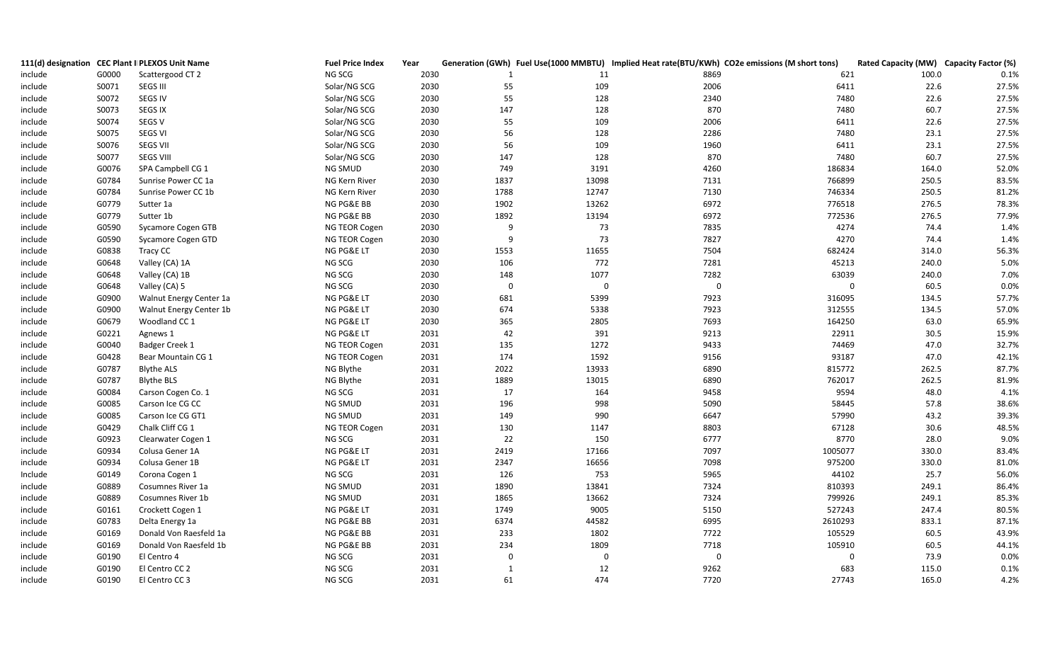| 111(d) designation | CEC Plant I | PLEXOS Unit Name | Fuel Price Index | Year | Generation (GWh) | Fuel Use(1000 MMBTU) | Implied Heat rate(BTU/KWh) | CO2e emissions (M short tons) | Rated Capacity (MW) | Capacity Factor (%) |
|---|---|---|---|---|---|---|---|---|---|---|
| include | G0000 | Scattergood CT 2 | NG SCG | 2030 | 1 | 11 | 8869 | 621 | 100.0 | 0.1% |
| include | S0071 | SEGS III | Solar/NG SCG | 2030 | 55 | 109 | 2006 | 6411 | 22.6 | 27.5% |
| include | S0072 | SEGS IV | Solar/NG SCG | 2030 | 55 | 128 | 2340 | 7480 | 22.6 | 27.5% |
| include | S0073 | SEGS IX | Solar/NG SCG | 2030 | 147 | 128 | 870 | 7480 | 60.7 | 27.5% |
| include | S0074 | SEGS V | Solar/NG SCG | 2030 | 55 | 109 | 2006 | 6411 | 22.6 | 27.5% |
| include | S0075 | SEGS VI | Solar/NG SCG | 2030 | 56 | 128 | 2286 | 7480 | 23.1 | 27.5% |
| include | S0076 | SEGS VII | Solar/NG SCG | 2030 | 56 | 109 | 1960 | 6411 | 23.1 | 27.5% |
| include | S0077 | SEGS VIII | Solar/NG SCG | 2030 | 147 | 128 | 870 | 7480 | 60.7 | 27.5% |
| include | G0076 | SPA Campbell CG 1 | NG SMUD | 2030 | 749 | 3191 | 4260 | 186834 | 164.0 | 52.0% |
| include | G0784 | Sunrise Power CC 1a | NG Kern River | 2030 | 1837 | 13098 | 7131 | 766899 | 250.5 | 83.5% |
| include | G0784 | Sunrise Power CC 1b | NG Kern River | 2030 | 1788 | 12747 | 7130 | 746334 | 250.5 | 81.2% |
| include | G0779 | Sutter 1a | NG PG&E BB | 2030 | 1902 | 13262 | 6972 | 776518 | 276.5 | 78.3% |
| include | G0779 | Sutter 1b | NG PG&E BB | 2030 | 1892 | 13194 | 6972 | 772536 | 276.5 | 77.9% |
| include | G0590 | Sycamore Cogen GTB | NG TEOR Cogen | 2030 | 9 | 73 | 7835 | 4274 | 74.4 | 1.4% |
| include | G0590 | Sycamore Cogen GTD | NG TEOR Cogen | 2030 | 9 | 73 | 7827 | 4270 | 74.4 | 1.4% |
| include | G0838 | Tracy CC | NG PG&E LT | 2030 | 1553 | 11655 | 7504 | 682424 | 314.0 | 56.3% |
| include | G0648 | Valley (CA) 1A | NG SCG | 2030 | 106 | 772 | 7281 | 45213 | 240.0 | 5.0% |
| include | G0648 | Valley (CA) 1B | NG SCG | 2030 | 148 | 1077 | 7282 | 63039 | 240.0 | 7.0% |
| include | G0648 | Valley (CA) 5 | NG SCG | 2030 | 0 | 0 | 0 | 0 | 60.5 | 0.0% |
| include | G0900 | Walnut Energy Center 1a | NG PG&E LT | 2030 | 681 | 5399 | 7923 | 316095 | 134.5 | 57.7% |
| include | G0900 | Walnut Energy Center 1b | NG PG&E LT | 2030 | 674 | 5338 | 7923 | 312555 | 134.5 | 57.0% |
| include | G0679 | Woodland CC 1 | NG PG&E LT | 2030 | 365 | 2805 | 7693 | 164250 | 63.0 | 65.9% |
| include | G0221 | Agnews 1 | NG PG&E LT | 2031 | 42 | 391 | 9213 | 22911 | 30.5 | 15.9% |
| include | G0040 | Badger Creek 1 | NG TEOR Cogen | 2031 | 135 | 1272 | 9433 | 74469 | 47.0 | 32.7% |
| include | G0428 | Bear Mountain CG 1 | NG TEOR Cogen | 2031 | 174 | 1592 | 9156 | 93187 | 47.0 | 42.1% |
| include | G0787 | Blythe ALS | NG Blythe | 2031 | 2022 | 13933 | 6890 | 815772 | 262.5 | 87.7% |
| include | G0787 | Blythe BLS | NG Blythe | 2031 | 1889 | 13015 | 6890 | 762017 | 262.5 | 81.9% |
| include | G0084 | Carson Cogen Co. 1 | NG SCG | 2031 | 17 | 164 | 9458 | 9594 | 48.0 | 4.1% |
| include | G0085 | Carson Ice CG CC | NG SMUD | 2031 | 196 | 998 | 5090 | 58445 | 57.8 | 38.6% |
| include | G0085 | Carson Ice CG GT1 | NG SMUD | 2031 | 149 | 990 | 6647 | 57990 | 43.2 | 39.3% |
| include | G0429 | Chalk Cliff CG 1 | NG TEOR Cogen | 2031 | 130 | 1147 | 8803 | 67128 | 30.6 | 48.5% |
| include | G0923 | Clearwater Cogen 1 | NG SCG | 2031 | 22 | 150 | 6777 | 8770 | 28.0 | 9.0% |
| include | G0934 | Colusa Gener 1A | NG PG&E LT | 2031 | 2419 | 17166 | 7097 | 1005077 | 330.0 | 83.4% |
| include | G0934 | Colusa Gener 1B | NG PG&E LT | 2031 | 2347 | 16656 | 7098 | 975200 | 330.0 | 81.0% |
| Include | G0149 | Corona Cogen 1 | NG SCG | 2031 | 126 | 753 | 5965 | 44102 | 25.7 | 56.0% |
| include | G0889 | Cosumnes River 1a | NG SMUD | 2031 | 1890 | 13841 | 7324 | 810393 | 249.1 | 86.4% |
| include | G0889 | Cosumnes River 1b | NG SMUD | 2031 | 1865 | 13662 | 7324 | 799926 | 249.1 | 85.3% |
| include | G0161 | Crockett Cogen 1 | NG PG&E LT | 2031 | 1749 | 9005 | 5150 | 527243 | 247.4 | 80.5% |
| include | G0783 | Delta Energy 1a | NG PG&E BB | 2031 | 6374 | 44582 | 6995 | 2610293 | 833.1 | 87.1% |
| include | G0169 | Donald Von Raesfeld 1a | NG PG&E BB | 2031 | 233 | 1802 | 7722 | 105529 | 60.5 | 43.9% |
| include | G0169 | Donald Von Raesfeld 1b | NG PG&E BB | 2031 | 234 | 1809 | 7718 | 105910 | 60.5 | 44.1% |
| include | G0190 | El Centro 4 | NG SCG | 2031 | 0 | 0 | 0 | 0 | 73.9 | 0.0% |
| include | G0190 | El Centro CC 2 | NG SCG | 2031 | 1 | 12 | 9262 | 683 | 115.0 | 0.1% |
| include | G0190 | El Centro CC 3 | NG SCG | 2031 | 61 | 474 | 7720 | 27743 | 165.0 | 4.2% |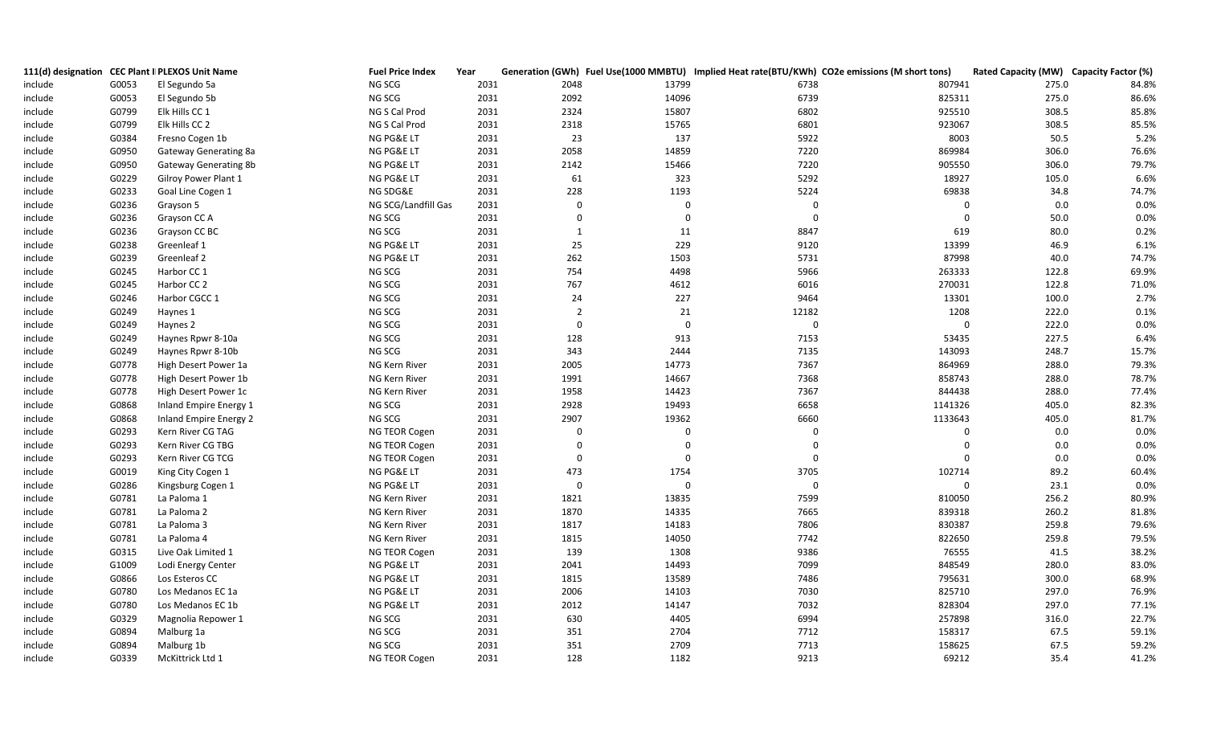| 111(d) designation | CEC Plant I | PLEXOS Unit Name | Fuel Price Index | Year | Generation (GWh) | Fuel Use(1000 MMBTU) | Implied Heat rate(BTU/KWh) | CO2e emissions (M short tons) | Rated Capacity (MW) | Capacity Factor (%) |
|---|---|---|---|---|---|---|---|---|---|---|
| include | G0053 | El Segundo 5a | NG SCG | 2031 | 2048 | 13799 | 6738 | 807941 | 275.0 | 84.8% |
| include | G0053 | El Segundo 5b | NG SCG | 2031 | 2092 | 14096 | 6739 | 825311 | 275.0 | 86.6% |
| include | G0799 | Elk Hills CC 1 | NG S Cal Prod | 2031 | 2324 | 15807 | 6802 | 925510 | 308.5 | 85.8% |
| include | G0799 | Elk Hills CC 2 | NG S Cal Prod | 2031 | 2318 | 15765 | 6801 | 923067 | 308.5 | 85.5% |
| include | G0384 | Fresno Cogen 1b | NG PG&E LT | 2031 | 23 | 137 | 5922 | 8003 | 50.5 | 5.2% |
| include | G0950 | Gateway Generating 8a | NG PG&E LT | 2031 | 2058 | 14859 | 7220 | 869984 | 306.0 | 76.6% |
| include | G0950 | Gateway Generating 8b | NG PG&E LT | 2031 | 2142 | 15466 | 7220 | 905550 | 306.0 | 79.7% |
| include | G0229 | Gilroy Power Plant 1 | NG PG&E LT | 2031 | 61 | 323 | 5292 | 18927 | 105.0 | 6.6% |
| include | G0233 | Goal Line Cogen 1 | NG SDG&E | 2031 | 228 | 1193 | 5224 | 69838 | 34.8 | 74.7% |
| include | G0236 | Grayson 5 | NG SCG/Landfill Gas | 2031 | 0 | 0 | 0 | 0 | 0.0 | 0.0% |
| include | G0236 | Grayson CC A | NG SCG | 2031 | 0 | 0 | 0 | 0 | 50.0 | 0.0% |
| include | G0236 | Grayson CC BC | NG SCG | 2031 | 1 | 11 | 8847 | 619 | 80.0 | 0.2% |
| include | G0238 | Greenleaf 1 | NG PG&E LT | 2031 | 25 | 229 | 9120 | 13399 | 46.9 | 6.1% |
| include | G0239 | Greenleaf 2 | NG PG&E LT | 2031 | 262 | 1503 | 5731 | 87998 | 40.0 | 74.7% |
| include | G0245 | Harbor CC 1 | NG SCG | 2031 | 754 | 4498 | 5966 | 263333 | 122.8 | 69.9% |
| include | G0245 | Harbor CC 2 | NG SCG | 2031 | 767 | 4612 | 6016 | 270031 | 122.8 | 71.0% |
| include | G0246 | Harbor CGCC 1 | NG SCG | 2031 | 24 | 227 | 9464 | 13301 | 100.0 | 2.7% |
| include | G0249 | Haynes 1 | NG SCG | 2031 | 2 | 21 | 12182 | 1208 | 222.0 | 0.1% |
| include | G0249 | Haynes 2 | NG SCG | 2031 | 0 | 0 | 0 | 0 | 222.0 | 0.0% |
| include | G0249 | Haynes Rpwr 8-10a | NG SCG | 2031 | 128 | 913 | 7153 | 53435 | 227.5 | 6.4% |
| include | G0249 | Haynes Rpwr 8-10b | NG SCG | 2031 | 343 | 2444 | 7135 | 143093 | 248.7 | 15.7% |
| include | G0778 | High Desert Power 1a | NG Kern River | 2031 | 2005 | 14773 | 7367 | 864969 | 288.0 | 79.3% |
| include | G0778 | High Desert Power 1b | NG Kern River | 2031 | 1991 | 14667 | 7368 | 858743 | 288.0 | 78.7% |
| include | G0778 | High Desert Power 1c | NG Kern River | 2031 | 1958 | 14423 | 7367 | 844438 | 288.0 | 77.4% |
| include | G0868 | Inland Empire Energy 1 | NG SCG | 2031 | 2928 | 19493 | 6658 | 1141326 | 405.0 | 82.3% |
| include | G0868 | Inland Empire Energy 2 | NG SCG | 2031 | 2907 | 19362 | 6660 | 1133643 | 405.0 | 81.7% |
| include | G0293 | Kern River CG TAG | NG TEOR Cogen | 2031 | 0 | 0 | 0 | 0 | 0.0 | 0.0% |
| include | G0293 | Kern River CG TBG | NG TEOR Cogen | 2031 | 0 | 0 | 0 | 0 | 0.0 | 0.0% |
| include | G0293 | Kern River CG TCG | NG TEOR Cogen | 2031 | 0 | 0 | 0 | 0 | 0.0 | 0.0% |
| include | G0019 | King City Cogen 1 | NG PG&E LT | 2031 | 473 | 1754 | 3705 | 102714 | 89.2 | 60.4% |
| include | G0286 | Kingsburg Cogen 1 | NG PG&E LT | 2031 | 0 | 0 | 0 | 0 | 23.1 | 0.0% |
| include | G0781 | La Paloma 1 | NG Kern River | 2031 | 1821 | 13835 | 7599 | 810050 | 256.2 | 80.9% |
| include | G0781 | La Paloma 2 | NG Kern River | 2031 | 1870 | 14335 | 7665 | 839318 | 260.2 | 81.8% |
| include | G0781 | La Paloma 3 | NG Kern River | 2031 | 1817 | 14183 | 7806 | 830387 | 259.8 | 79.6% |
| include | G0781 | La Paloma 4 | NG Kern River | 2031 | 1815 | 14050 | 7742 | 822650 | 259.8 | 79.5% |
| include | G0315 | Live Oak Limited 1 | NG TEOR Cogen | 2031 | 139 | 1308 | 9386 | 76555 | 41.5 | 38.2% |
| include | G1009 | Lodi Energy Center | NG PG&E LT | 2031 | 2041 | 14493 | 7099 | 848549 | 280.0 | 83.0% |
| include | G0866 | Los Esteros CC | NG PG&E LT | 2031 | 1815 | 13589 | 7486 | 795631 | 300.0 | 68.9% |
| include | G0780 | Los Medanos EC 1a | NG PG&E LT | 2031 | 2006 | 14103 | 7030 | 825710 | 297.0 | 76.9% |
| include | G0780 | Los Medanos EC 1b | NG PG&E LT | 2031 | 2012 | 14147 | 7032 | 828304 | 297.0 | 77.1% |
| include | G0329 | Magnolia Repower 1 | NG SCG | 2031 | 630 | 4405 | 6994 | 257898 | 316.0 | 22.7% |
| include | G0894 | Malburg 1a | NG SCG | 2031 | 351 | 2704 | 7712 | 158317 | 67.5 | 59.1% |
| include | G0894 | Malburg 1b | NG SCG | 2031 | 351 | 2709 | 7713 | 158625 | 67.5 | 59.2% |
| include | G0339 | McKittrick Ltd 1 | NG TEOR Cogen | 2031 | 128 | 1182 | 9213 | 69212 | 35.4 | 41.2% |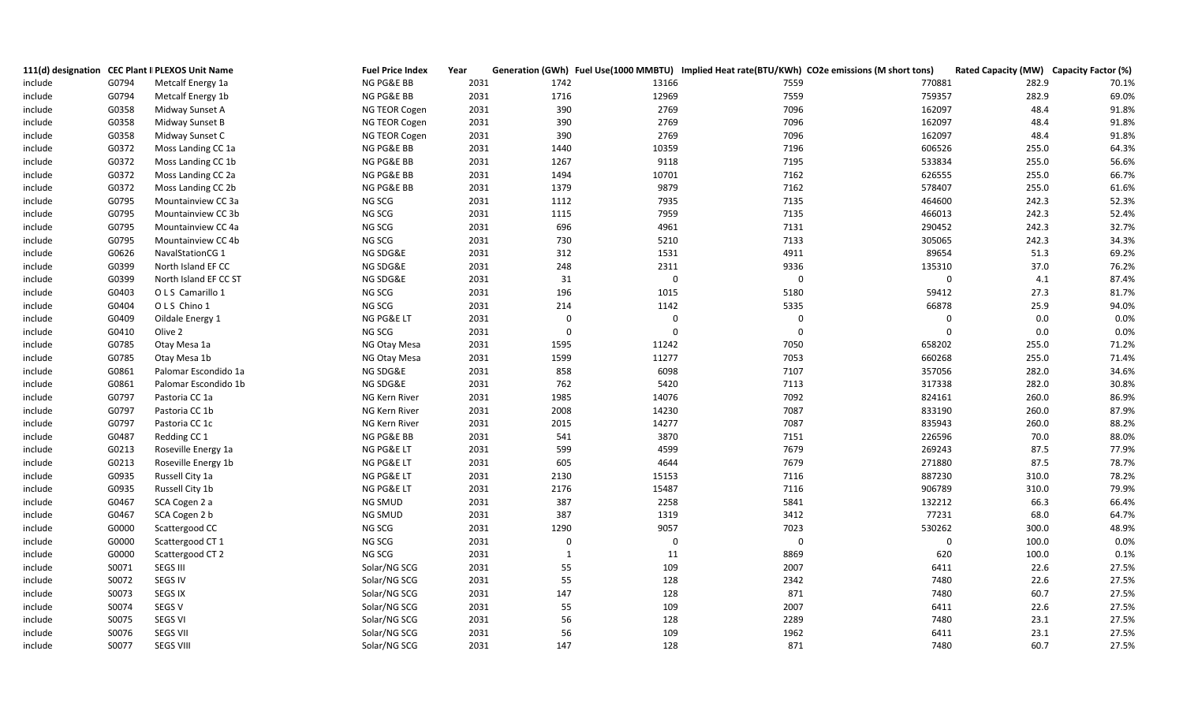| 111(d) designation | CEC Plant I | PLEXOS Unit Name | Fuel Price Index | Year | Generation (GWh) | Fuel Use(1000 MMBTU) | Implied Heat rate(BTU/KWh) | CO2e emissions (M short tons) | Rated Capacity (MW) | Capacity Factor (%) |
|---|---|---|---|---|---|---|---|---|---|---|
| include | G0794 | Metcalf Energy 1a | NG PG&E BB | 2031 | 1742 | 13166 | 7559 | 770881 | 282.9 | 70.1% |
| include | G0794 | Metcalf Energy 1b | NG PG&E BB | 2031 | 1716 | 12969 | 7559 | 759357 | 282.9 | 69.0% |
| include | G0358 | Midway Sunset A | NG TEOR Cogen | 2031 | 390 | 2769 | 7096 | 162097 | 48.4 | 91.8% |
| include | G0358 | Midway Sunset B | NG TEOR Cogen | 2031 | 390 | 2769 | 7096 | 162097 | 48.4 | 91.8% |
| include | G0358 | Midway Sunset C | NG TEOR Cogen | 2031 | 390 | 2769 | 7096 | 162097 | 48.4 | 91.8% |
| include | G0372 | Moss Landing CC 1a | NG PG&E BB | 2031 | 1440 | 10359 | 7196 | 606526 | 255.0 | 64.3% |
| include | G0372 | Moss Landing CC 1b | NG PG&E BB | 2031 | 1267 | 9118 | 7195 | 533834 | 255.0 | 56.6% |
| include | G0372 | Moss Landing CC 2a | NG PG&E BB | 2031 | 1494 | 10701 | 7162 | 626555 | 255.0 | 66.7% |
| include | G0372 | Moss Landing CC 2b | NG PG&E BB | 2031 | 1379 | 9879 | 7162 | 578407 | 255.0 | 61.6% |
| include | G0795 | Mountainview CC 3a | NG SCG | 2031 | 1112 | 7935 | 7135 | 464600 | 242.3 | 52.3% |
| include | G0795 | Mountainview CC 3b | NG SCG | 2031 | 1115 | 7959 | 7135 | 466013 | 242.3 | 52.4% |
| include | G0795 | Mountainview CC 4a | NG SCG | 2031 | 696 | 4961 | 7131 | 290452 | 242.3 | 32.7% |
| include | G0795 | Mountainview CC 4b | NG SCG | 2031 | 730 | 5210 | 7133 | 305065 | 242.3 | 34.3% |
| include | G0626 | NavalStationCG 1 | NG SDG&E | 2031 | 312 | 1531 | 4911 | 89654 | 51.3 | 69.2% |
| include | G0399 | North Island EF CC | NG SDG&E | 2031 | 248 | 2311 | 9336 | 135310 | 37.0 | 76.2% |
| include | G0399 | North Island EF CC ST | NG SDG&E | 2031 | 31 | 0 | 0 | 0 | 4.1 | 87.4% |
| include | G0403 | O L S Camarillo 1 | NG SCG | 2031 | 196 | 1015 | 5180 | 59412 | 27.3 | 81.7% |
| include | G0404 | O L S Chino 1 | NG SCG | 2031 | 214 | 1142 | 5335 | 66878 | 25.9 | 94.0% |
| include | G0409 | Oildale Energy 1 | NG PG&E LT | 2031 | 0 | 0 | 0 | 0 | 0.0 | 0.0% |
| include | G0410 | Olive 2 | NG SCG | 2031 | 0 | 0 | 0 | 0 | 0.0 | 0.0% |
| include | G0785 | Otay Mesa 1a | NG Otay Mesa | 2031 | 1595 | 11242 | 7050 | 658202 | 255.0 | 71.2% |
| include | G0785 | Otay Mesa 1b | NG Otay Mesa | 2031 | 1599 | 11277 | 7053 | 660268 | 255.0 | 71.4% |
| include | G0861 | Palomar Escondido 1a | NG SDG&E | 2031 | 858 | 6098 | 7107 | 357056 | 282.0 | 34.6% |
| include | G0861 | Palomar Escondido 1b | NG SDG&E | 2031 | 762 | 5420 | 7113 | 317338 | 282.0 | 30.8% |
| include | G0797 | Pastoria CC 1a | NG Kern River | 2031 | 1985 | 14076 | 7092 | 824161 | 260.0 | 86.9% |
| include | G0797 | Pastoria CC 1b | NG Kern River | 2031 | 2008 | 14230 | 7087 | 833190 | 260.0 | 87.9% |
| include | G0797 | Pastoria CC 1c | NG Kern River | 2031 | 2015 | 14277 | 7087 | 835943 | 260.0 | 88.2% |
| include | G0487 | Redding CC 1 | NG PG&E BB | 2031 | 541 | 3870 | 7151 | 226596 | 70.0 | 88.0% |
| include | G0213 | Roseville Energy 1a | NG PG&E LT | 2031 | 599 | 4599 | 7679 | 269243 | 87.5 | 77.9% |
| include | G0213 | Roseville Energy 1b | NG PG&E LT | 2031 | 605 | 4644 | 7679 | 271880 | 87.5 | 78.7% |
| include | G0935 | Russell City 1a | NG PG&E LT | 2031 | 2130 | 15153 | 7116 | 887230 | 310.0 | 78.2% |
| include | G0935 | Russell City 1b | NG PG&E LT | 2031 | 2176 | 15487 | 7116 | 906789 | 310.0 | 79.9% |
| include | G0467 | SCA Cogen 2 a | NG SMUD | 2031 | 387 | 2258 | 5841 | 132212 | 66.3 | 66.4% |
| include | G0467 | SCA Cogen 2 b | NG SMUD | 2031 | 387 | 1319 | 3412 | 77231 | 68.0 | 64.7% |
| include | G0000 | Scattergood CC | NG SCG | 2031 | 1290 | 9057 | 7023 | 530262 | 300.0 | 48.9% |
| include | G0000 | Scattergood CT 1 | NG SCG | 2031 | 0 | 0 | 0 | 0 | 100.0 | 0.0% |
| include | G0000 | Scattergood CT 2 | NG SCG | 2031 | 1 | 11 | 8869 | 620 | 100.0 | 0.1% |
| include | S0071 | SEGS III | Solar/NG SCG | 2031 | 55 | 109 | 2007 | 6411 | 22.6 | 27.5% |
| include | S0072 | SEGS IV | Solar/NG SCG | 2031 | 55 | 128 | 2342 | 7480 | 22.6 | 27.5% |
| include | S0073 | SEGS IX | Solar/NG SCG | 2031 | 147 | 128 | 871 | 7480 | 60.7 | 27.5% |
| include | S0074 | SEGS V | Solar/NG SCG | 2031 | 55 | 109 | 2007 | 6411 | 22.6 | 27.5% |
| include | S0075 | SEGS VI | Solar/NG SCG | 2031 | 56 | 128 | 2289 | 7480 | 23.1 | 27.5% |
| include | S0076 | SEGS VII | Solar/NG SCG | 2031 | 56 | 109 | 1962 | 6411 | 23.1 | 27.5% |
| include | S0077 | SEGS VIII | Solar/NG SCG | 2031 | 147 | 128 | 871 | 7480 | 60.7 | 27.5% |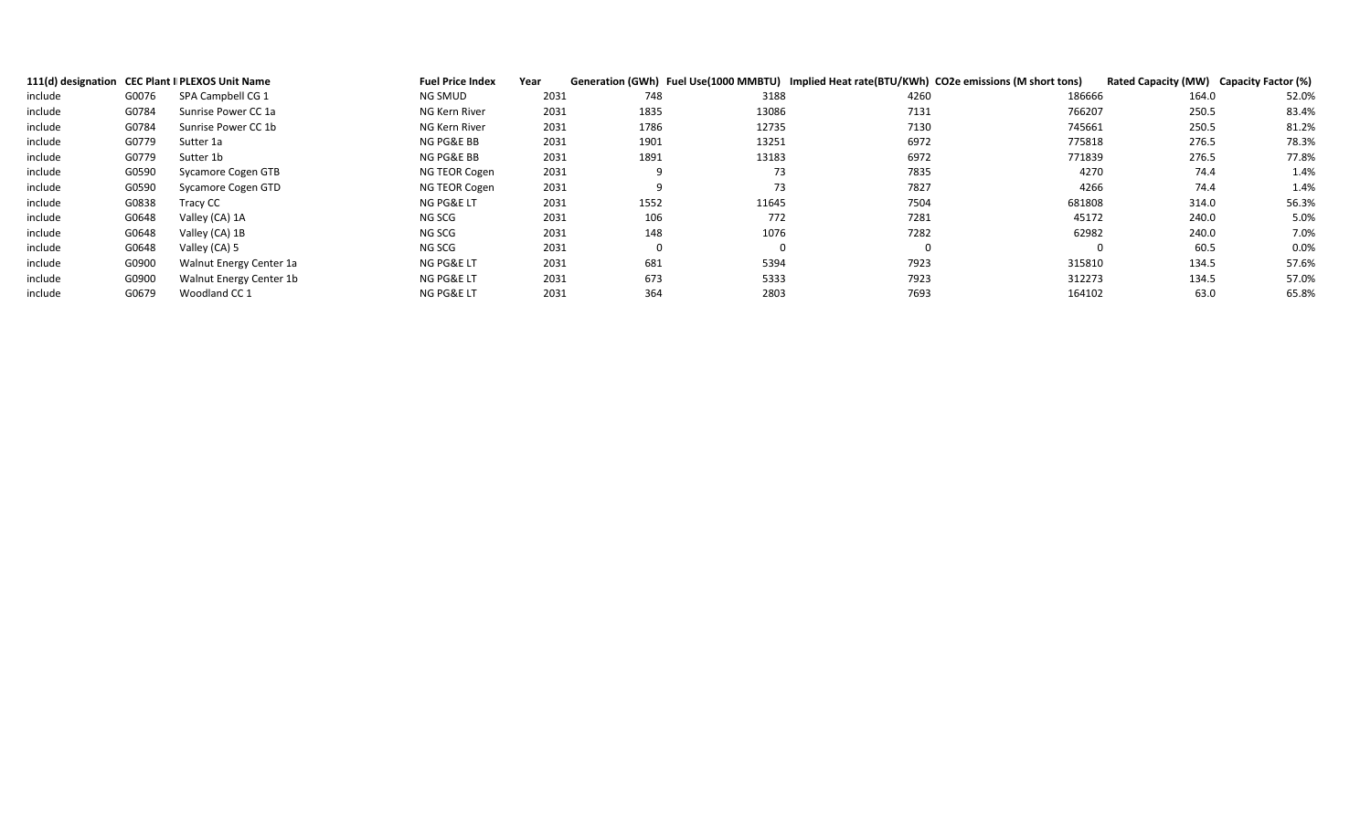| 111(d) designation | CEC Plant I | PLEXOS Unit Name | Fuel Price Index | Year | Generation (GWh) | Fuel Use(1000 MMBTU) | Implied Heat rate(BTU/KWh) | CO2e emissions (M short tons) | Rated Capacity (MW) | Capacity Factor (%) |
|---|---|---|---|---|---|---|---|---|---|---|
| include | G0076 | SPA Campbell CG 1 | NG SMUD | 2031 | 748 | 3188 | 4260 | 186666 | 164.0 | 52.0% |
| include | G0784 | Sunrise Power CC 1a | NG Kern River | 2031 | 1835 | 13086 | 7131 | 766207 | 250.5 | 83.4% |
| include | G0784 | Sunrise Power CC 1b | NG Kern River | 2031 | 1786 | 12735 | 7130 | 745661 | 250.5 | 81.2% |
| include | G0779 | Sutter 1a | NG PG&E BB | 2031 | 1901 | 13251 | 6972 | 775818 | 276.5 | 78.3% |
| include | G0779 | Sutter 1b | NG PG&E BB | 2031 | 1891 | 13183 | 6972 | 771839 | 276.5 | 77.8% |
| include | G0590 | Sycamore Cogen GTB | NG TEOR Cogen | 2031 | 9 | 73 | 7835 | 4270 | 74.4 | 1.4% |
| include | G0590 | Sycamore Cogen GTD | NG TEOR Cogen | 2031 | 9 | 73 | 7827 | 4266 | 74.4 | 1.4% |
| include | G0838 | Tracy CC | NG PG&E LT | 2031 | 1552 | 11645 | 7504 | 681808 | 314.0 | 56.3% |
| include | G0648 | Valley (CA) 1A | NG SCG | 2031 | 106 | 772 | 7281 | 45172 | 240.0 | 5.0% |
| include | G0648 | Valley (CA) 1B | NG SCG | 2031 | 148 | 1076 | 7282 | 62982 | 240.0 | 7.0% |
| include | G0648 | Valley (CA) 5 | NG SCG | 2031 | 0 | 0 | 0 | 0 | 60.5 | 0.0% |
| include | G0900 | Walnut Energy Center 1a | NG PG&E LT | 2031 | 681 | 5394 | 7923 | 315810 | 134.5 | 57.6% |
| include | G0900 | Walnut Energy Center 1b | NG PG&E LT | 2031 | 673 | 5333 | 7923 | 312273 | 134.5 | 57.0% |
| include | G0679 | Woodland CC 1 | NG PG&E LT | 2031 | 364 | 2803 | 7693 | 164102 | 63.0 | 65.8% |